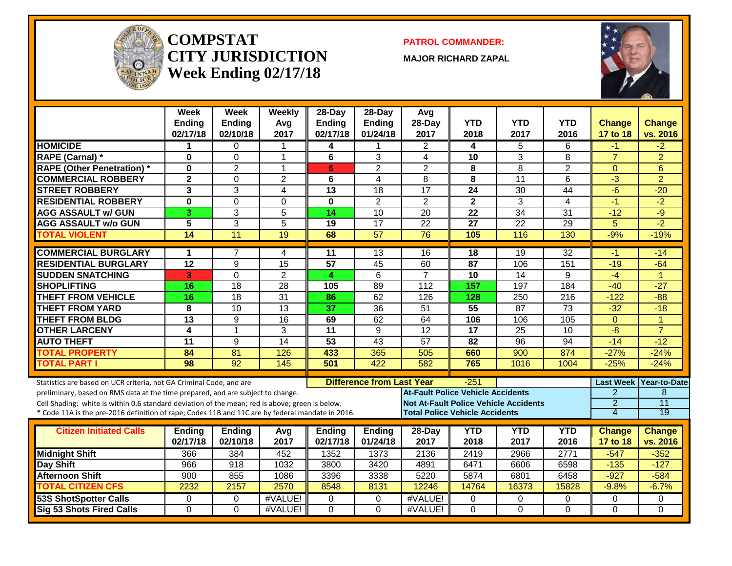# COMPSTAT CITY JURISDICTION
## Week Ending 02/17/18

**PATROL COMMANDER:**

**MAJOR RICHARD ZAPAL**

| | Week Ending 02/17/18 | Week Ending 02/10/18 | Weekly Avg 2017 | 28-Day Ending 02/17/18 | 28-Day Ending 01/24/18 | Avg 28-Day 2017 | YTD 2018 | YTD 2017 | YTD 2016 | Change 17 to 18 | Change vs. 2016 |
|---|---|---|---|---|---|---|---|---|---|---|---|
| HOMICIDE | 1 | 0 | 1 | 4 | 1 | 2 | 4 | 5 | 6 | -1 | -2 |
| RAPE (Carnal) * | 0 | 0 | 1 | 6 | 3 | 4 | 10 | 3 | 8 | 7 | 2 |
| RAPE (Other Penetration) * | 0 | 2 | 1 | 6 | 2 | 2 | 8 | 8 | 2 | 0 | 6 |
| COMMERCIAL ROBBERY | 2 | 0 | 2 | 6 | 4 | 8 | 8 | 11 | 6 | -3 | 2 |
| STREET ROBBERY | 3 | 3 | 4 | 13 | 18 | 17 | 24 | 30 | 44 | -6 | -20 |
| RESIDENTIAL ROBBERY | 0 | 0 | 0 | 0 | 2 | 2 | 2 | 3 | 4 | -1 | -2 |
| AGG ASSAULT w/ GUN | 3 | 3 | 5 | 14 | 10 | 20 | 22 | 34 | 31 | -12 | -9 |
| AGG ASSAULT w/o GUN | 5 | 3 | 5 | 19 | 17 | 22 | 27 | 22 | 29 | 5 | -2 |
| TOTAL VIOLENT | 14 | 11 | 19 | 68 | 57 | 76 | 105 | 116 | 130 | -9% | -19% |
| COMMERCIAL BURGLARY | 1 | 7 | 4 | 11 | 13 | 16 | 18 | 19 | 32 | -1 | -14 |
| RESIDENTIAL BURGLARY | 12 | 9 | 15 | 57 | 45 | 60 | 87 | 106 | 151 | -19 | -64 |
| SUDDEN SNATCHING | 3 | 0 | 2 | 4 | 6 | 7 | 10 | 14 | 9 | -4 | 1 |
| SHOPLIFTING | 16 | 18 | 28 | 105 | 89 | 112 | 157 | 197 | 184 | -40 | -27 |
| THEFT FROM VEHICLE | 16 | 18 | 31 | 86 | 62 | 126 | 128 | 250 | 216 | -122 | -88 |
| THEFT FROM YARD | 8 | 10 | 13 | 37 | 36 | 51 | 55 | 87 | 73 | -32 | -18 |
| THEFT FROM BLDG | 13 | 9 | 16 | 69 | 62 | 64 | 106 | 106 | 105 | 0 | 1 |
| OTHER LARCENY | 4 | 1 | 3 | 11 | 9 | 12 | 17 | 25 | 10 | -8 | 7 |
| AUTO THEFT | 11 | 9 | 14 | 53 | 43 | 57 | 82 | 96 | 94 | -14 | -12 |
| TOTAL PROPERTY | 84 | 81 | 126 | 433 | 365 | 505 | 660 | 900 | 874 | -27% | -24% |
| TOTAL PART I | 98 | 92 | 145 | 501 | 422 | 582 | 765 | 1016 | 1004 | -25% | -24% |

Statistics are based on UCR criteria, not GA Criminal Code, and are preliminary, based on RMS data at the time prepared, and are subject to change.
Cell Shading: white is within 0.6 standard deviation of the mean; red is above; green is below.
* Code 11A is the pre-2016 definition of rape; Codes 11B and 11C are by federal mandate in 2016.

**Difference from Last Year:** -251

| | Last Week | Year-to-Date |
|---|---|---|
| At-Fault Police Vehicle Accidents | 2 | 8 |
| Not At-Fault Police Vehicle Accidents | 2 | 11 |
| Total Police Vehicle Accidents | 4 | 19 |

| Citizen Initiated Calls | Ending 02/17/18 | Ending 02/10/18 | Avg 2017 | Ending 02/17/18 | Ending 01/24/18 | 28-Day 2017 | YTD 2018 | YTD 2017 | YTD 2016 | Change 17 to 18 | Change vs. 2016 |
|---|---|---|---|---|---|---|---|---|---|---|---|
| Midnight Shift | 366 | 384 | 452 | 1352 | 1373 | 2136 | 2419 | 2966 | 2771 | -547 | -352 |
| Day Shift | 966 | 918 | 1032 | 3800 | 3420 | 4891 | 6471 | 6606 | 6598 | -135 | -127 |
| Afternoon Shift | 900 | 855 | 1086 | 3396 | 3338 | 5220 | 5874 | 6801 | 6458 | -927 | -584 |
| TOTAL CITIZEN CFS | 2232 | 2157 | 2570 | 8548 | 8131 | 12246 | 14764 | 16373 | 15828 | -9.8% | -6.7% |
| 53S ShotSpotter Calls | 0 | 0 | #VALUE! | 0 | 0 | #VALUE! | 0 | 0 | 0 | 0 | 0 |
| Sig 53 Shots Fired Calls | 0 | 0 | #VALUE! | 0 | 0 | #VALUE! | 0 | 0 | 0 | 0 | 0 |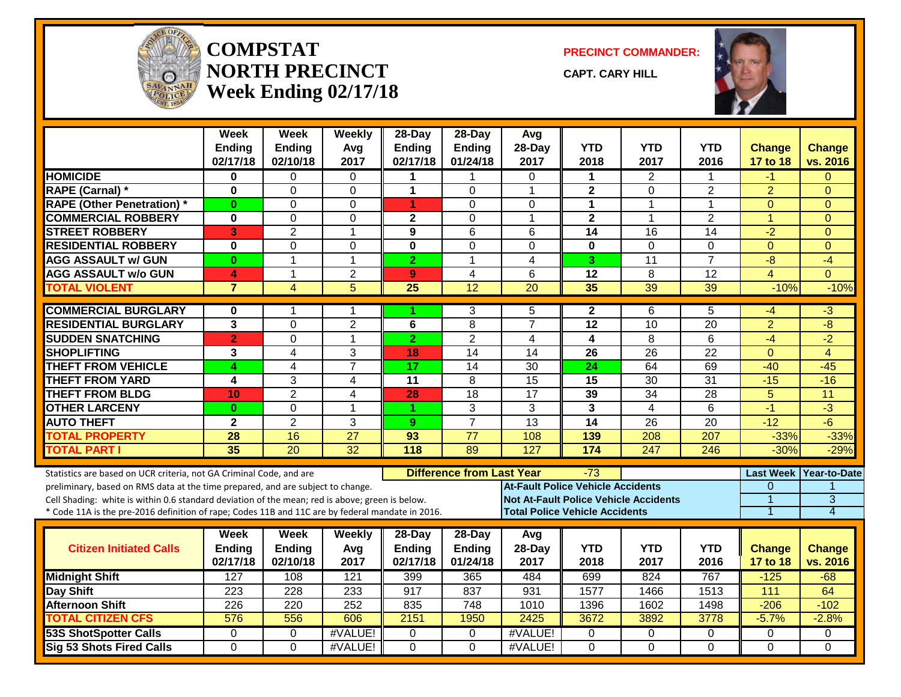# COMPSTAT
# NORTH PRECINCT
# Week Ending 02/17/18

**PRECINCT COMMANDER:**

**CAPT. CARY HILL**

| | Week Ending 02/17/18 | Week Ending 02/10/18 | Weekly Avg 2017 | 28-Day Ending 02/17/18 | 28-Day Ending 01/24/18 | Avg 28-Day 2017 | YTD 2018 | YTD 2017 | YTD 2016 | Change 17 to 18 | Change vs. 2016 |
|---|---|---|---|---|---|---|---|---|---|---|---|
| **HOMICIDE** | 0 | 0 | 0 | 1 | 1 | 0 | 1 | 2 | 1 | -1 | 0 |
| **RAPE (Carnal) *** | 0 | 0 | 0 | 1 | 0 | 1 | 2 | 0 | 2 | 2 | 0 |
| **RAPE (Other Penetration) *** | 0 | 0 | 0 | 1 | 0 | 0 | 1 | 1 | 1 | 0 | 0 |
| **COMMERCIAL ROBBERY** | 0 | 0 | 0 | 2 | 0 | 1 | 2 | 1 | 2 | 1 | 0 |
| **STREET ROBBERY** | 3 | 2 | 1 | 9 | 6 | 6 | 14 | 16 | 14 | -2 | 0 |
| **RESIDENTIAL ROBBERY** | 0 | 0 | 0 | 0 | 0 | 0 | 0 | 0 | 0 | 0 | 0 |
| **AGG ASSAULT w/ GUN** | 0 | 1 | 1 | 2 | 1 | 4 | 3 | 11 | 7 | -8 | -4 |
| **AGG ASSAULT w/o GUN** | 4 | 1 | 2 | 9 | 4 | 6 | 12 | 8 | 12 | 4 | 0 |
| **TOTAL VIOLENT** | 7 | 4 | 5 | 25 | 12 | 20 | 35 | 39 | 39 | -10% | -10% |
| **COMMERCIAL BURGLARY** | 0 | 1 | 1 | 1 | 3 | 5 | 2 | 6 | 5 | -4 | -3 |
| **RESIDENTIAL BURGLARY** | 3 | 0 | 2 | 6 | 8 | 7 | 12 | 10 | 20 | 2 | -8 |
| **SUDDEN SNATCHING** | 2 | 0 | 1 | 2 | 2 | 4 | 4 | 8 | 6 | -4 | -2 |
| **SHOPLIFTING** | 3 | 4 | 3 | 18 | 14 | 14 | 26 | 26 | 22 | 0 | 4 |
| **THEFT FROM VEHICLE** | 4 | 4 | 7 | 17 | 14 | 30 | 24 | 64 | 69 | -40 | -45 |
| **THEFT FROM YARD** | 4 | 3 | 4 | 11 | 8 | 15 | 15 | 30 | 31 | -15 | -16 |
| **THEFT FROM BLDG** | 10 | 2 | 4 | 28 | 18 | 17 | 39 | 34 | 28 | 5 | 11 |
| **OTHER LARCENY** | 0 | 0 | 1 | 1 | 3 | 3 | 3 | 4 | 6 | -1 | -3 |
| **AUTO THEFT** | 2 | 2 | 3 | 9 | 7 | 13 | 14 | 26 | 20 | -12 | -6 |
| **TOTAL PROPERTY** | 28 | 16 | 27 | 93 | 77 | 108 | 139 | 208 | 207 | -33% | -33% |
| **TOTAL PART I** | 35 | 20 | 32 | 118 | 89 | 127 | 174 | 247 | 246 | -30% | -29% |

Statistics are based on UCR criteria, not GA Criminal Code, and are preliminary, based on RMS data at the time prepared, and are subject to change.
Cell Shading: white is within 0.6 standard deviation of the mean; red is above; green is below.
* Code 11A is the pre-2016 definition of rape; Codes 11B and 11C are by federal mandate in 2016.

**Difference from Last Year**: -73

| | Last Week | Year-to-Date |
|---|---|---|
| **At-Fault Police Vehicle Accidents** | 0 | 1 |
| **Not At-Fault Police Vehicle Accidents** | 1 | 3 |
| **Total Police Vehicle Accidents** | 1 | 4 |

| Citizen Initiated Calls | Week Ending 02/17/18 | Week Ending 02/10/18 | Weekly Avg 2017 | 28-Day Ending 02/17/18 | 28-Day Ending 01/24/18 | Avg 28-Day 2017 | YTD 2018 | YTD 2017 | YTD 2016 | Change 17 to 18 | Change vs. 2016 |
|---|---|---|---|---|---|---|---|---|---|---|---|
| **Midnight Shift** | 127 | 108 | 121 | 399 | 365 | 484 | 699 | 824 | 767 | -125 | -68 |
| **Day Shift** | 223 | 228 | 233 | 917 | 837 | 931 | 1577 | 1466 | 1513 | 111 | 64 |
| **Afternoon Shift** | 226 | 220 | 252 | 835 | 748 | 1010 | 1396 | 1602 | 1498 | -206 | -102 |
| **TOTAL CITIZEN CFS** | 576 | 556 | 606 | 2151 | 1950 | 2425 | 3672 | 3892 | 3778 | -5.7% | -2.8% |
| **53S ShotSpotter Calls** | 0 | 0 | #VALUE! | 0 | 0 | #VALUE! | 0 | 0 | 0 | 0 | 0 |
| **Sig 53 Shots Fired Calls** | 0 | 0 | #VALUE! | 0 | 0 | #VALUE! | 0 | 0 | 0 | 0 | 0 |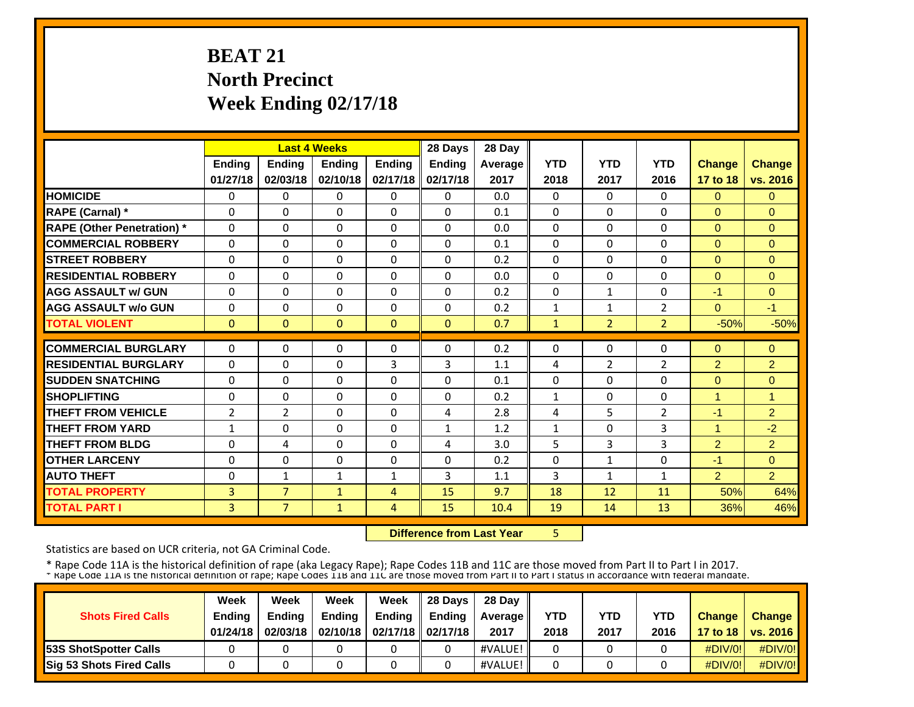# BEAT 21
# North Precinct
# Week Ending 02/17/18

| | Last 4 Weeks | | | | 28 Days | 28 Day | | | | | |
|---|---|---|---|---|---|---|---|---|---|---|---|
| | Ending 01/27/18 | Ending 02/03/18 | Ending 02/10/18 | Ending 02/17/18 | Ending 02/17/18 | Average 2017 | YTD 2018 | YTD 2017 | YTD 2016 | Change 17 to 18 | Change vs. 2016 |
| **HOMICIDE** | 0 | 0 | 0 | 0 | 0 | 0.0 | 0 | 0 | 0 | 0 | 0 |
| **RAPE (Carnal) *** | 0 | 0 | 0 | 0 | 0 | 0.1 | 0 | 0 | 0 | 0 | 0 |
| **RAPE (Other Penetration) *** | 0 | 0 | 0 | 0 | 0 | 0.0 | 0 | 0 | 0 | 0 | 0 |
| **COMMERCIAL ROBBERY** | 0 | 0 | 0 | 0 | 0 | 0.1 | 0 | 0 | 0 | 0 | 0 |
| **STREET ROBBERY** | 0 | 0 | 0 | 0 | 0 | 0.2 | 0 | 0 | 0 | 0 | 0 |
| **RESIDENTIAL ROBBERY** | 0 | 0 | 0 | 0 | 0 | 0.0 | 0 | 0 | 0 | 0 | 0 |
| **AGG ASSAULT w/ GUN** | 0 | 0 | 0 | 0 | 0 | 0.2 | 0 | 1 | 0 | -1 | 0 |
| **AGG ASSAULT w/o GUN** | 0 | 0 | 0 | 0 | 0 | 0.2 | 1 | 1 | 2 | 0 | -1 |
| **TOTAL VIOLENT** | 0 | 0 | 0 | 0 | 0 | 0.7 | 1 | 2 | 2 | -50% | -50% |
| **COMMERCIAL BURGLARY** | 0 | 0 | 0 | 0 | 0 | 0.2 | 0 | 0 | 0 | 0 | 0 |
| **RESIDENTIAL BURGLARY** | 0 | 0 | 0 | 3 | 3 | 1.1 | 4 | 2 | 2 | 2 | 2 |
| **SUDDEN SNATCHING** | 0 | 0 | 0 | 0 | 0 | 0.1 | 0 | 0 | 0 | 0 | 0 |
| **SHOPLIFTING** | 0 | 0 | 0 | 0 | 0 | 0.2 | 1 | 0 | 0 | 1 | 1 |
| **THEFT FROM VEHICLE** | 2 | 2 | 0 | 0 | 4 | 2.8 | 4 | 5 | 2 | -1 | 2 |
| **THEFT FROM YARD** | 1 | 0 | 0 | 0 | 1 | 1.2 | 1 | 0 | 3 | 1 | -2 |
| **THEFT FROM BLDG** | 0 | 4 | 0 | 0 | 4 | 3.0 | 5 | 3 | 3 | 2 | 2 |
| **OTHER LARCENY** | 0 | 0 | 0 | 0 | 0 | 0.2 | 0 | 1 | 0 | -1 | 0 |
| **AUTO THEFT** | 0 | 1 | 1 | 1 | 3 | 1.1 | 3 | 1 | 1 | 2 | 2 |
| **TOTAL PROPERTY** | 3 | 7 | 1 | 4 | 15 | 9.7 | 18 | 12 | 11 | 50% | 64% |
| **TOTAL PART I** | 3 | 7 | 1 | 4 | 15 | 10.4 | 19 | 14 | 13 | 36% | 46% |

**Difference from Last Year** 5

Statistics are based on UCR criteria, not GA Criminal Code.

\* Rape Code 11A is the historical definition of rape (aka Legacy Rape); Rape Codes 11B and 11C are those moved from Part II to Part I in 2017.
\* Rape Code 11A is the historical definition of rape; Rape Codes 11B and 11C are those moved from Part II to Part I status in accordance with federal mandate.

| Shots Fired Calls | Week Ending 01/24/18 | Week Ending 02/03/18 | Week Ending 02/10/18 | Week Ending 02/17/18 | 28 Days Ending 02/17/18 | 28 Day Average 2017 | YTD 2018 | YTD 2017 | YTD 2016 | Change 17 to 18 | Change vs. 2016 |
|---|---|---|---|---|---|---|---|---|---|---|---|
| **53S ShotSpotter Calls** | 0 | 0 | 0 | 0 | 0 | #VALUE! | 0 | 0 | 0 | #DIV/0! | #DIV/0! |
| **Sig 53 Shots Fired Calls** | 0 | 0 | 0 | 0 | 0 | #VALUE! | 0 | 0 | 0 | #DIV/0! | #DIV/0! |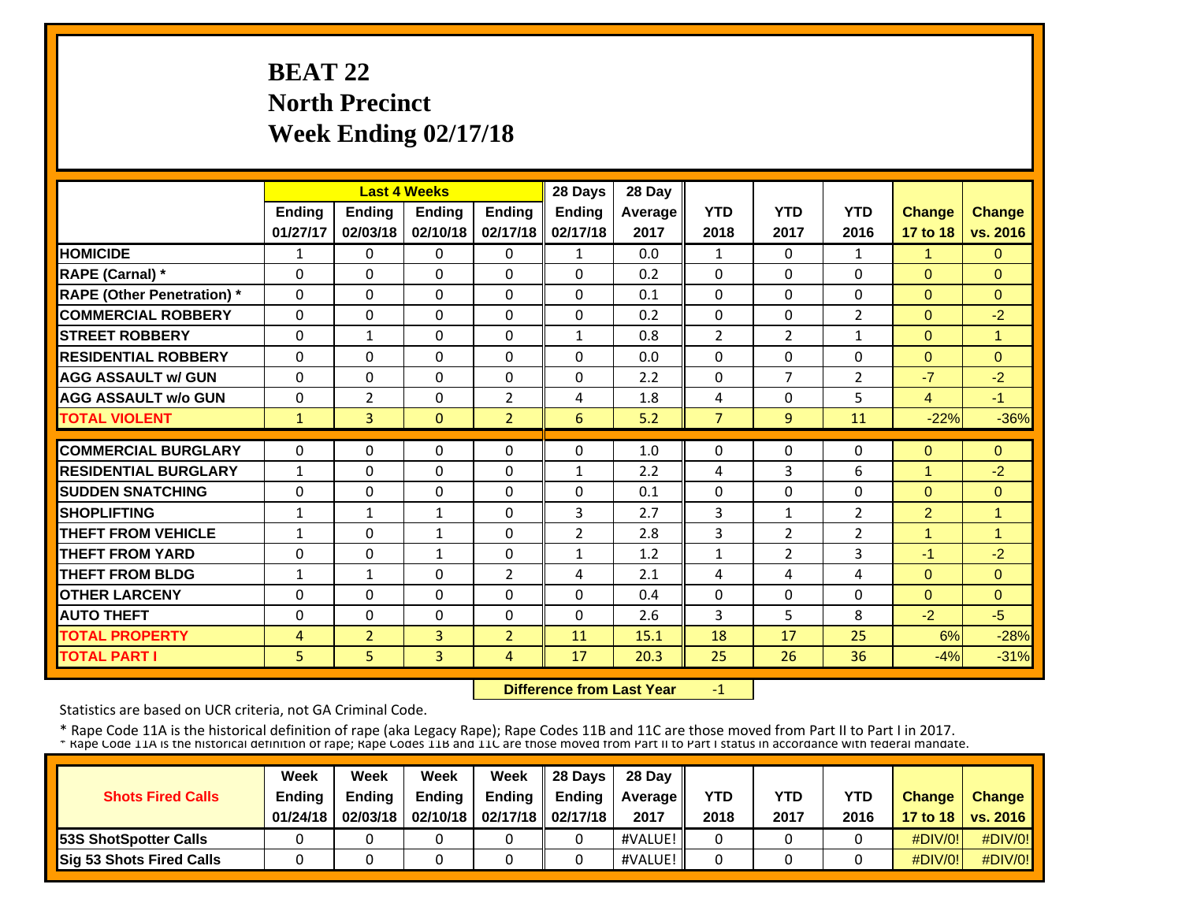# BEAT 22
## North Precinct
## Week Ending 02/17/18

| | Last 4 Weeks | | | | 28 Days | 28 Day | | | | | |
|---|---|---|---|---|---|---|---|---|---|---|---|
| | Ending 01/27/17 | Ending 02/03/18 | Ending 02/10/18 | Ending 02/17/18 | Ending 02/17/18 | Average 2017 | YTD 2018 | YTD 2017 | YTD 2016 | Change 17 to 18 | Change vs. 2016 |
| HOMICIDE | 1 | 0 | 0 | 0 | 1 | 0.0 | 1 | 0 | 1 | 1 | 0 |
| RAPE (Carnal) * | 0 | 0 | 0 | 0 | 0 | 0.2 | 0 | 0 | 0 | 0 | 0 |
| RAPE (Other Penetration) * | 0 | 0 | 0 | 0 | 0 | 0.1 | 0 | 0 | 0 | 0 | 0 |
| COMMERCIAL ROBBERY | 0 | 0 | 0 | 0 | 0 | 0.2 | 0 | 0 | 2 | 0 | -2 |
| STREET ROBBERY | 0 | 1 | 0 | 0 | 1 | 0.8 | 2 | 2 | 1 | 0 | 1 |
| RESIDENTIAL ROBBERY | 0 | 0 | 0 | 0 | 0 | 0.0 | 0 | 0 | 0 | 0 | 0 |
| AGG ASSAULT w/ GUN | 0 | 0 | 0 | 0 | 0 | 2.2 | 0 | 7 | 2 | -7 | -2 |
| AGG ASSAULT w/o GUN | 0 | 2 | 0 | 2 | 4 | 1.8 | 4 | 0 | 5 | 4 | -1 |
| TOTAL VIOLENT | 1 | 3 | 0 | 2 | 6 | 5.2 | 7 | 9 | 11 | -22% | -36% |
| COMMERCIAL BURGLARY | 0 | 0 | 0 | 0 | 0 | 1.0 | 0 | 0 | 0 | 0 | 0 |
| RESIDENTIAL BURGLARY | 1 | 0 | 0 | 0 | 1 | 2.2 | 4 | 3 | 6 | 1 | -2 |
| SUDDEN SNATCHING | 0 | 0 | 0 | 0 | 0 | 0.1 | 0 | 0 | 0 | 0 | 0 |
| SHOPLIFTING | 1 | 1 | 1 | 0 | 3 | 2.7 | 3 | 1 | 2 | 2 | 1 |
| THEFT FROM VEHICLE | 1 | 0 | 1 | 0 | 2 | 2.8 | 3 | 2 | 2 | 1 | 1 |
| THEFT FROM YARD | 0 | 0 | 1 | 0 | 1 | 1.2 | 1 | 2 | 3 | -1 | -2 |
| THEFT FROM BLDG | 1 | 1 | 0 | 2 | 4 | 2.1 | 4 | 4 | 4 | 0 | 0 |
| OTHER LARCENY | 0 | 0 | 0 | 0 | 0 | 0.4 | 0 | 0 | 0 | 0 | 0 |
| AUTO THEFT | 0 | 0 | 0 | 0 | 0 | 2.6 | 3 | 5 | 8 | -2 | -5 |
| TOTAL PROPERTY | 4 | 2 | 3 | 2 | 11 | 15.1 | 18 | 17 | 25 | 6% | -28% |
| TOTAL PART I | 5 | 5 | 3 | 4 | 17 | 20.3 | 25 | 26 | 36 | -4% | -31% |

**Difference from Last Year** -1

Statistics are based on UCR criteria, not GA Criminal Code.

* Rape Code 11A is the historical definition of rape (aka Legacy Rape); Rape Codes 11B and 11C are those moved from Part II to Part I in 2017.
* Rape Code 11A is the historical definition of rape; Rape Codes 11B and 11C are those moved from Part II to Part I status in accordance with federal mandate.

| Shots Fired Calls | Week Ending 01/24/18 | Week Ending 02/03/18 | Week Ending 02/10/18 | Week Ending 02/17/18 | 28 Days Ending 02/17/18 | 28 Day Average 2017 | YTD 2018 | YTD 2017 | YTD 2016 | Change 17 to 18 | Change vs. 2016 |
|---|---|---|---|---|---|---|---|---|---|---|---|
| 53S ShotSpotter Calls | 0 | 0 | 0 | 0 | 0 | #VALUE! | 0 | 0 | 0 | #DIV/0! | #DIV/0! |
| Sig 53 Shots Fired Calls | 0 | 0 | 0 | 0 | 0 | #VALUE! | 0 | 0 | 0 | #DIV/0! | #DIV/0! |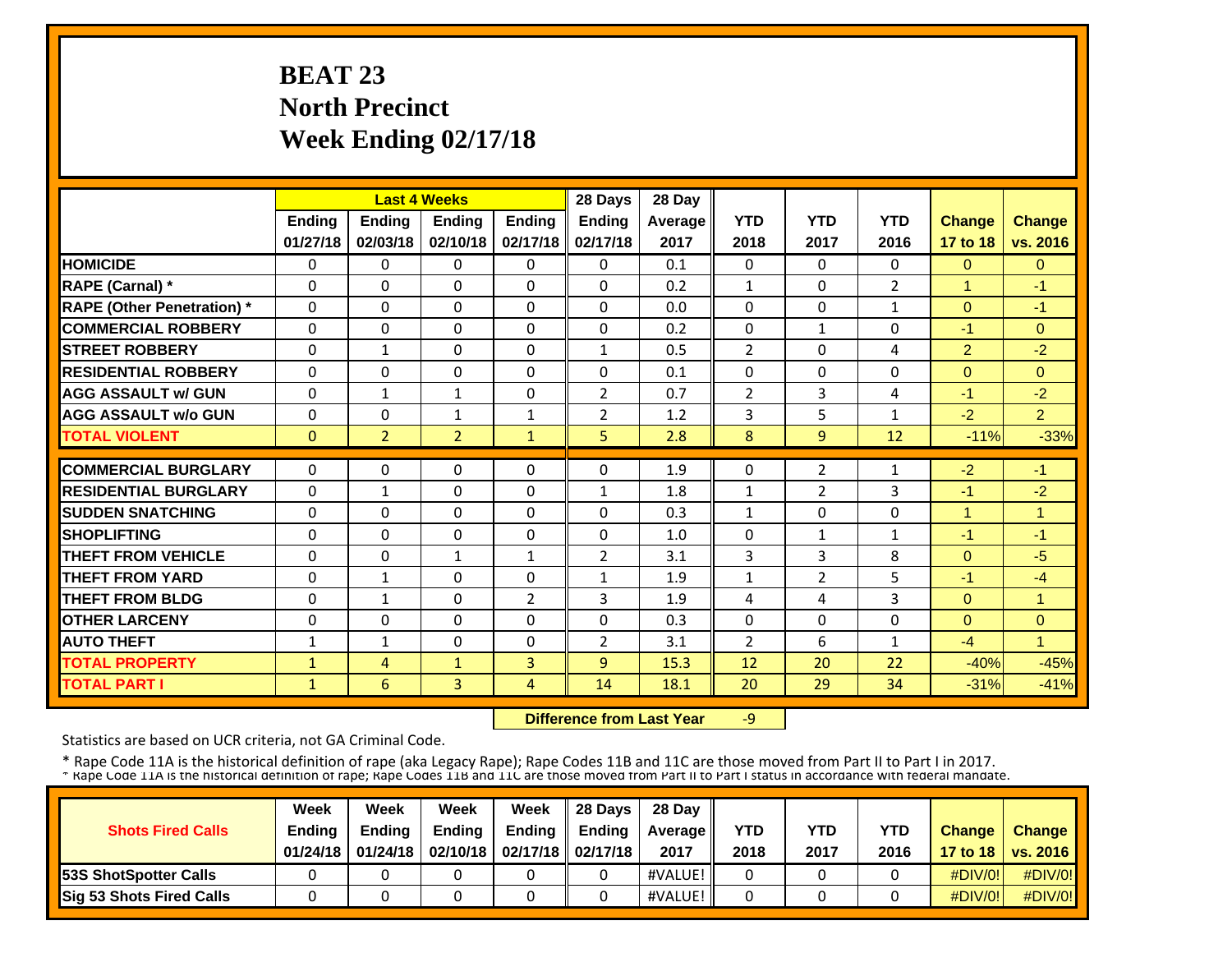# BEAT 23
# North Precinct
# Week Ending 02/17/18

| | Last 4 Weeks | | | | 28 Days | 28 Day | YTD | YTD | YTD | Change | Change |
|---|---|---|---|---|---|---|---|---|---|---|---|
| | Ending 01/27/18 | Ending 02/03/18 | Ending 02/10/18 | Ending 02/17/18 | Ending 02/17/18 | Average 2017 | 2018 | 2017 | 2016 | 17 to 18 | vs. 2016 |
| **HOMICIDE** | 0 | 0 | 0 | 0 | 0 | 0.1 | 0 | 0 | 0 | 0 | 0 |
| **RAPE (Carnal) *** | 0 | 0 | 0 | 0 | 0 | 0.2 | 1 | 0 | 2 | 1 | -1 |
| **RAPE (Other Penetration) *** | 0 | 0 | 0 | 0 | 0 | 0.0 | 0 | 0 | 1 | 0 | -1 |
| **COMMERCIAL ROBBERY** | 0 | 0 | 0 | 0 | 0 | 0.2 | 0 | 1 | 0 | -1 | 0 |
| **STREET ROBBERY** | 0 | 1 | 0 | 0 | 1 | 0.5 | 2 | 0 | 4 | 2 | -2 |
| **RESIDENTIAL ROBBERY** | 0 | 0 | 0 | 0 | 0 | 0.1 | 0 | 0 | 0 | 0 | 0 |
| **AGG ASSAULT w/ GUN** | 0 | 1 | 1 | 0 | 2 | 0.7 | 2 | 3 | 4 | -1 | -2 |
| **AGG ASSAULT w/o GUN** | 0 | 0 | 1 | 1 | 2 | 1.2 | 3 | 5 | 1 | -2 | 2 |
| **TOTAL VIOLENT** | 0 | 2 | 2 | 1 | 5 | 2.8 | 8 | 9 | 12 | -11% | -33% |
| **COMMERCIAL BURGLARY** | 0 | 0 | 0 | 0 | 0 | 1.9 | 0 | 2 | 1 | -2 | -1 |
| **RESIDENTIAL BURGLARY** | 0 | 1 | 0 | 0 | 1 | 1.8 | 1 | 2 | 3 | -1 | -2 |
| **SUDDEN SNATCHING** | 0 | 0 | 0 | 0 | 0 | 0.3 | 1 | 0 | 0 | 1 | 1 |
| **SHOPLIFTING** | 0 | 0 | 0 | 0 | 0 | 1.0 | 0 | 1 | 1 | -1 | -1 |
| **THEFT FROM VEHICLE** | 0 | 0 | 1 | 1 | 2 | 3.1 | 3 | 3 | 8 | 0 | -5 |
| **THEFT FROM YARD** | 0 | 1 | 0 | 0 | 1 | 1.9 | 1 | 2 | 5 | -1 | -4 |
| **THEFT FROM BLDG** | 0 | 1 | 0 | 2 | 3 | 1.9 | 4 | 4 | 3 | 0 | 1 |
| **OTHER LARCENY** | 0 | 0 | 0 | 0 | 0 | 0.3 | 0 | 0 | 0 | 0 | 0 |
| **AUTO THEFT** | 1 | 1 | 0 | 0 | 2 | 3.1 | 2 | 6 | 1 | -4 | 1 |
| **TOTAL PROPERTY** | 1 | 4 | 1 | 3 | 9 | 15.3 | 12 | 20 | 22 | -40% | -45% |
| **TOTAL PART I** | 1 | 6 | 3 | 4 | 14 | 18.1 | 20 | 29 | 34 | -31% | -41% |

**Difference from Last Year** -9

Statistics are based on UCR criteria, not GA Criminal Code.

* Rape Code 11A is the historical definition of rape (aka Legacy Rape); Rape Codes 11B and 11C are those moved from Part II to Part I in 2017.
* Rape Code 11A is the historical definition of rape; Rape Codes 11B and 11C are those moved from Part II to Part I status in accordance with federal mandate.

| Shots Fired Calls | Week Ending 01/24/18 | Week Ending 01/24/18 | Week Ending 02/10/18 | Week Ending 02/17/18 | 28 Days Ending 02/17/18 | 28 Day Average 2017 | YTD 2018 | YTD 2017 | YTD 2016 | Change 17 to 18 | Change vs. 2016 |
|---|---|---|---|---|---|---|---|---|---|---|---|
| **53S ShotSpotter Calls** | 0 | 0 | 0 | 0 | 0 | #VALUE! | 0 | 0 | 0 | #DIV/0! | #DIV/0! |
| **Sig 53 Shots Fired Calls** | 0 | 0 | 0 | 0 | 0 | #VALUE! | 0 | 0 | 0 | #DIV/0! | #DIV/0! |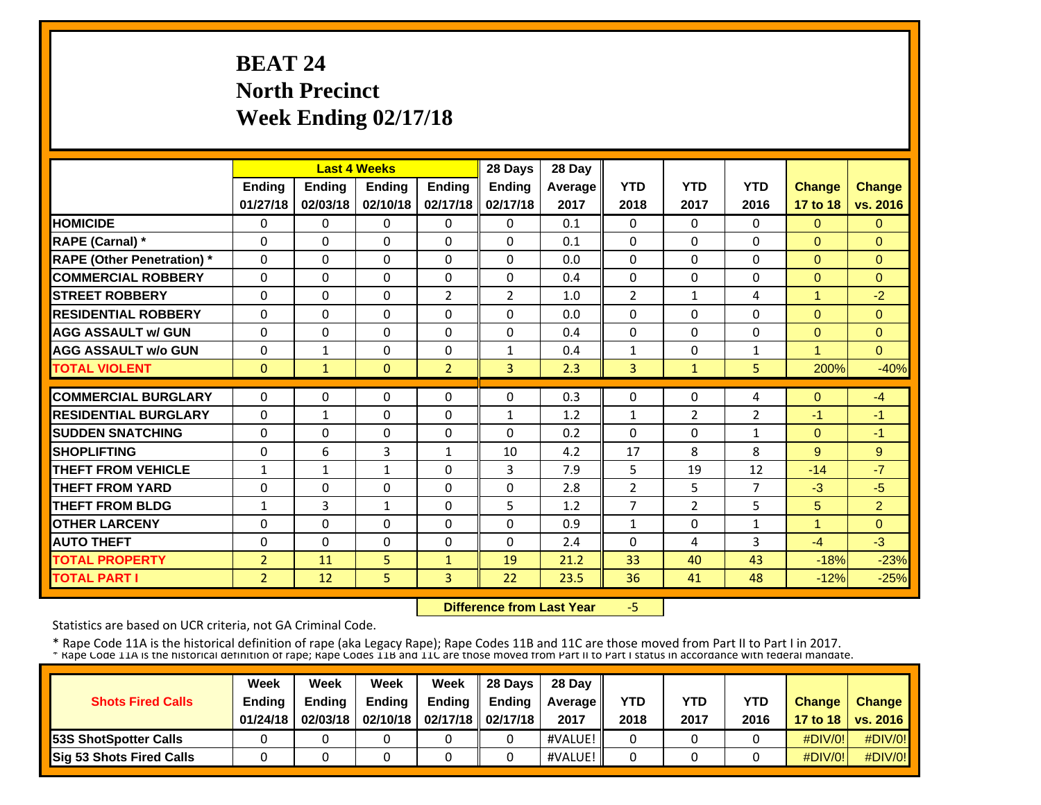# BEAT 24
# North Precinct
# Week Ending 02/17/18

| | Last 4 Weeks | | | | 28 Days | 28 Day | YTD | YTD | YTD | Change | Change |
|---|---|---|---|---|---|---|---|---|---|---|---|
| | Ending 01/27/18 | Ending 02/03/18 | Ending 02/10/18 | Ending 02/17/18 | Ending 02/17/18 | Average 2017 | 2018 | 2017 | 2016 | 17 to 18 | vs. 2016 |
| **HOMICIDE** | 0 | 0 | 0 | 0 | 0 | 0.1 | 0 | 0 | 0 | 0 | 0 |
| **RAPE (Carnal) *** | 0 | 0 | 0 | 0 | 0 | 0.1 | 0 | 0 | 0 | 0 | 0 |
| **RAPE (Other Penetration) *** | 0 | 0 | 0 | 0 | 0 | 0.0 | 0 | 0 | 0 | 0 | 0 |
| **COMMERCIAL ROBBERY** | 0 | 0 | 0 | 0 | 0 | 0.4 | 0 | 0 | 0 | 0 | 0 |
| **STREET ROBBERY** | 0 | 0 | 0 | 2 | 2 | 1.0 | 2 | 1 | 4 | 1 | -2 |
| **RESIDENTIAL ROBBERY** | 0 | 0 | 0 | 0 | 0 | 0.0 | 0 | 0 | 0 | 0 | 0 |
| **AGG ASSAULT w/ GUN** | 0 | 0 | 0 | 0 | 0 | 0.4 | 0 | 0 | 0 | 0 | 0 |
| **AGG ASSAULT w/o GUN** | 0 | 1 | 0 | 0 | 1 | 0.4 | 1 | 0 | 1 | 1 | 0 |
| **TOTAL VIOLENT** | 0 | 1 | 0 | 2 | 3 | 2.3 | 3 | 1 | 5 | 200% | -40% |
| **COMMERCIAL BURGLARY** | 0 | 0 | 0 | 0 | 0 | 0.3 | 0 | 0 | 4 | 0 | -4 |
| **RESIDENTIAL BURGLARY** | 0 | 1 | 0 | 0 | 1 | 1.2 | 1 | 2 | 2 | -1 | -1 |
| **SUDDEN SNATCHING** | 0 | 0 | 0 | 0 | 0 | 0.2 | 0 | 0 | 1 | 0 | -1 |
| **SHOPLIFTING** | 0 | 6 | 3 | 1 | 10 | 4.2 | 17 | 8 | 8 | 9 | 9 |
| **THEFT FROM VEHICLE** | 1 | 1 | 1 | 0 | 3 | 7.9 | 5 | 19 | 12 | -14 | -7 |
| **THEFT FROM YARD** | 0 | 0 | 0 | 0 | 0 | 2.8 | 2 | 5 | 7 | -3 | -5 |
| **THEFT FROM BLDG** | 1 | 3 | 1 | 0 | 5 | 1.2 | 7 | 2 | 5 | 5 | 2 |
| **OTHER LARCENY** | 0 | 0 | 0 | 0 | 0 | 0.9 | 1 | 0 | 1 | 1 | 0 |
| **AUTO THEFT** | 0 | 0 | 0 | 0 | 0 | 2.4 | 0 | 4 | 3 | -4 | -3 |
| **TOTAL PROPERTY** | 2 | 11 | 5 | 1 | 19 | 21.2 | 33 | 40 | 43 | -18% | -23% |
| **TOTAL PART I** | 2 | 12 | 5 | 3 | 22 | 23.5 | 36 | 41 | 48 | -12% | -25% |

**Difference from Last Year** -5

Statistics are based on UCR criteria, not GA Criminal Code.

* Rape Code 11A is the historical definition of rape (aka Legacy Rape); Rape Codes 11B and 11C are those moved from Part II to Part I in 2017.

| Shots Fired Calls | Week Ending 01/24/18 | Week Ending 02/03/18 | Week Ending 02/10/18 | Week Ending 02/17/18 | 28 Days Ending 02/17/18 | 28 Day Average 2017 | YTD 2018 | YTD 2017 | YTD 2016 | Change 17 to 18 | Change vs. 2016 |
|---|---|---|---|---|---|---|---|---|---|---|---|
| **53S ShotSpotter Calls** | 0 | 0 | 0 | 0 | 0 | #VALUE! | 0 | 0 | 0 | #DIV/0! | #DIV/0! |
| **Sig 53 Shots Fired Calls** | 0 | 0 | 0 | 0 | 0 | #VALUE! | 0 | 0 | 0 | #DIV/0! | #DIV/0! |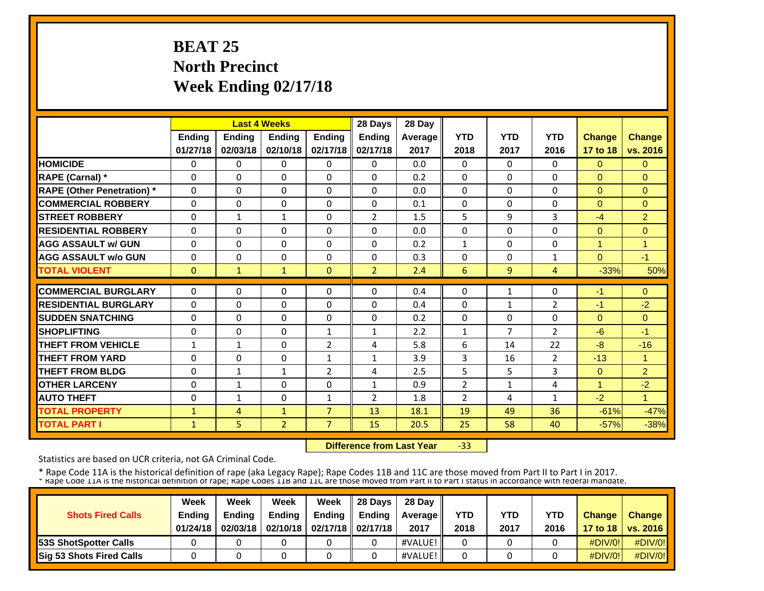# BEAT 25
# North Precinct
# Week Ending 02/17/18

| | Last 4 Weeks | | | | 28 Days | 28 Day | | | | | |
|---|---|---|---|---|---|---|---|---|---|---|---|
| | Ending 01/27/18 | Ending 02/03/18 | Ending 02/10/18 | Ending 02/17/18 | Ending 02/17/18 | Average 2017 | YTD 2018 | YTD 2017 | YTD 2016 | Change 17 to 18 | Change vs. 2016 |
| **HOMICIDE** | 0 | 0 | 0 | 0 | 0 | 0.0 | 0 | 0 | 0 | 0 | 0 |
| **RAPE (Carnal) *** | 0 | 0 | 0 | 0 | 0 | 0.2 | 0 | 0 | 0 | 0 | 0 |
| **RAPE (Other Penetration) *** | 0 | 0 | 0 | 0 | 0 | 0.0 | 0 | 0 | 0 | 0 | 0 |
| **COMMERCIAL ROBBERY** | 0 | 0 | 0 | 0 | 0 | 0.1 | 0 | 0 | 0 | 0 | 0 |
| **STREET ROBBERY** | 0 | 1 | 1 | 0 | 2 | 1.5 | 5 | 9 | 3 | -4 | 2 |
| **RESIDENTIAL ROBBERY** | 0 | 0 | 0 | 0 | 0 | 0.0 | 0 | 0 | 0 | 0 | 0 |
| **AGG ASSAULT w/ GUN** | 0 | 0 | 0 | 0 | 0 | 0.2 | 1 | 0 | 0 | 1 | 1 |
| **AGG ASSAULT w/o GUN** | 0 | 0 | 0 | 0 | 0 | 0.3 | 0 | 0 | 1 | 0 | -1 |
| **TOTAL VIOLENT** | 0 | 1 | 1 | 0 | 2 | 2.4 | 6 | 9 | 4 | -33% | 50% |
| **COMMERCIAL BURGLARY** | 0 | 0 | 0 | 0 | 0 | 0.4 | 0 | 1 | 0 | -1 | 0 |
| **RESIDENTIAL BURGLARY** | 0 | 0 | 0 | 0 | 0 | 0.4 | 0 | 1 | 2 | -1 | -2 |
| **SUDDEN SNATCHING** | 0 | 0 | 0 | 0 | 0 | 0.2 | 0 | 0 | 0 | 0 | 0 |
| **SHOPLIFTING** | 0 | 0 | 0 | 1 | 1 | 2.2 | 1 | 7 | 2 | -6 | -1 |
| **THEFT FROM VEHICLE** | 1 | 1 | 0 | 2 | 4 | 5.8 | 6 | 14 | 22 | -8 | -16 |
| **THEFT FROM YARD** | 0 | 0 | 0 | 1 | 1 | 3.9 | 3 | 16 | 2 | -13 | 1 |
| **THEFT FROM BLDG** | 0 | 1 | 1 | 2 | 4 | 2.5 | 5 | 5 | 3 | 0 | 2 |
| **OTHER LARCENY** | 0 | 1 | 0 | 0 | 1 | 0.9 | 2 | 1 | 4 | 1 | -2 |
| **AUTO THEFT** | 0 | 1 | 0 | 1 | 2 | 1.8 | 2 | 4 | 1 | -2 | 1 |
| **TOTAL PROPERTY** | 1 | 4 | 1 | 7 | 13 | 18.1 | 19 | 49 | 36 | -61% | -47% |
| **TOTAL PART I** | 1 | 5 | 2 | 7 | 15 | 20.5 | 25 | 58 | 40 | -57% | -38% |

**Difference from Last Year** -33

Statistics are based on UCR criteria, not GA Criminal Code.

* Rape Code 11A is the historical definition of rape (aka Legacy Rape); Rape Codes 11B and 11C are those moved from Part II to Part I in 2017.
* Rape Code 11A is the historical definition of rape; Rape Codes 11B and 11C are those moved from Part II to Part I status in accordance with federal mandate.

| Shots Fired Calls | Week Ending 01/24/18 | Week Ending 02/03/18 | Week Ending 02/10/18 | Week Ending 02/17/18 | 28 Days Ending 02/17/18 | 28 Day Average 2017 | YTD 2018 | YTD 2017 | YTD 2016 | Change 17 to 18 | Change vs. 2016 |
|---|---|---|---|---|---|---|---|---|---|---|---|
| **53S ShotSpotter Calls** | 0 | 0 | 0 | 0 | 0 | #VALUE! | 0 | 0 | 0 | #DIV/0! | #DIV/0! |
| **Sig 53 Shots Fired Calls** | 0 | 0 | 0 | 0 | 0 | #VALUE! | 0 | 0 | 0 | #DIV/0! | #DIV/0! |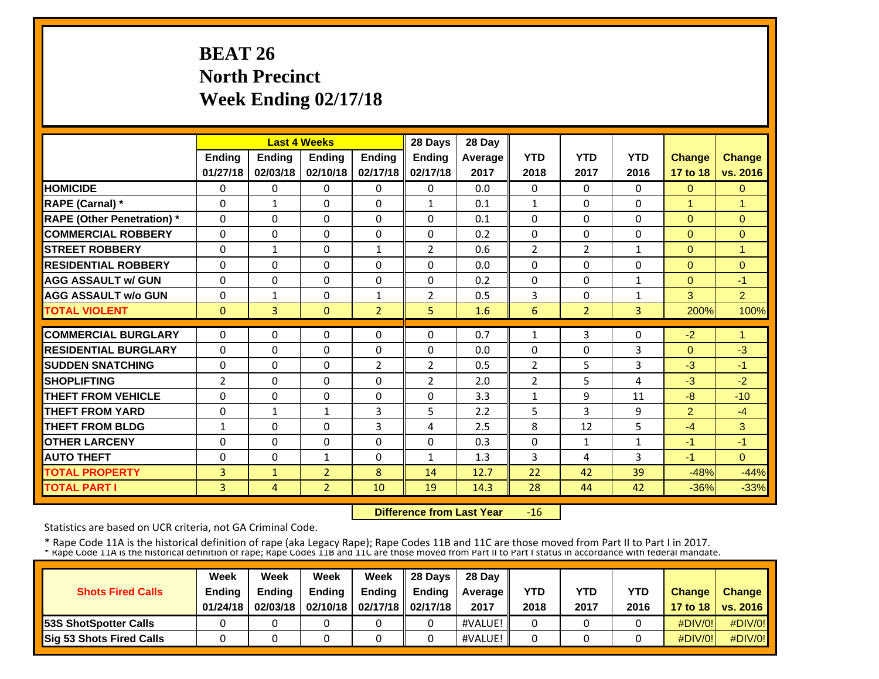# BEAT 26
# North Precinct
# Week Ending 02/17/18

| | Last 4 Weeks | | | | 28 Days | 28 Day | | | | | |
|---|---|---|---|---|---|---|---|---|---|---|---|
| | Ending 01/27/18 | Ending 02/03/18 | Ending 02/10/18 | Ending 02/17/18 | Ending 02/17/18 | Average 2017 | YTD 2018 | YTD 2017 | YTD 2016 | Change 17 to 18 | Change vs. 2016 |
| HOMICIDE | 0 | 0 | 0 | 0 | 0 | 0.0 | 0 | 0 | 0 | 0 | 0 |
| RAPE (Carnal) * | 0 | 1 | 0 | 0 | 1 | 0.1 | 1 | 0 | 0 | 1 | 1 |
| RAPE (Other Penetration) * | 0 | 0 | 0 | 0 | 0 | 0.1 | 0 | 0 | 0 | 0 | 0 |
| COMMERCIAL ROBBERY | 0 | 0 | 0 | 0 | 0 | 0.2 | 0 | 0 | 0 | 0 | 0 |
| STREET ROBBERY | 0 | 1 | 0 | 1 | 2 | 0.6 | 2 | 2 | 1 | 0 | 1 |
| RESIDENTIAL ROBBERY | 0 | 0 | 0 | 0 | 0 | 0.0 | 0 | 0 | 0 | 0 | 0 |
| AGG ASSAULT w/ GUN | 0 | 0 | 0 | 0 | 0 | 0.2 | 0 | 0 | 1 | 0 | -1 |
| AGG ASSAULT w/o GUN | 0 | 1 | 0 | 1 | 2 | 0.5 | 3 | 0 | 1 | 3 | 2 |
| TOTAL VIOLENT | 0 | 3 | 0 | 2 | 5 | 1.6 | 6 | 2 | 3 | 200% | 100% |
| COMMERCIAL BURGLARY | 0 | 0 | 0 | 0 | 0 | 0.7 | 1 | 3 | 0 | -2 | 1 |
| RESIDENTIAL BURGLARY | 0 | 0 | 0 | 0 | 0 | 0.0 | 0 | 0 | 3 | 0 | -3 |
| SUDDEN SNATCHING | 0 | 0 | 0 | 2 | 2 | 0.5 | 2 | 5 | 3 | -3 | -1 |
| SHOPLIFTING | 2 | 0 | 0 | 0 | 2 | 2.0 | 2 | 5 | 4 | -3 | -2 |
| THEFT FROM VEHICLE | 0 | 0 | 0 | 0 | 0 | 3.3 | 1 | 9 | 11 | -8 | -10 |
| THEFT FROM YARD | 0 | 1 | 1 | 3 | 5 | 2.2 | 5 | 3 | 9 | 2 | -4 |
| THEFT FROM BLDG | 1 | 0 | 0 | 3 | 4 | 2.5 | 8 | 12 | 5 | -4 | 3 |
| OTHER LARCENY | 0 | 0 | 0 | 0 | 0 | 0.3 | 0 | 1 | 1 | -1 | -1 |
| AUTO THEFT | 0 | 0 | 1 | 0 | 1 | 1.3 | 3 | 4 | 3 | -1 | 0 |
| TOTAL PROPERTY | 3 | 1 | 2 | 8 | 14 | 12.7 | 22 | 42 | 39 | -48% | -44% |
| TOTAL PART I | 3 | 4 | 2 | 10 | 19 | 14.3 | 28 | 44 | 42 | -36% | -33% |

**Difference from Last Year** -16

Statistics are based on UCR criteria, not GA Criminal Code.

* Rape Code 11A is the historical definition of rape (aka Legacy Rape); Rape Codes 11B and 11C are those moved from Part II to Part I in 2017.

| Shots Fired Calls | Week Ending 01/24/18 | Week Ending 02/03/18 | Week Ending 02/10/18 | Week Ending 02/17/18 | 28 Days Ending 02/17/18 | 28 Day Average 2017 | YTD 2018 | YTD 2017 | YTD 2016 | Change 17 to 18 | Change vs. 2016 |
|---|---|---|---|---|---|---|---|---|---|---|---|
| 53S ShotSpotter Calls | 0 | 0 | 0 | 0 | 0 | #VALUE! | 0 | 0 | 0 | #DIV/0! | #DIV/0! |
| Sig 53 Shots Fired Calls | 0 | 0 | 0 | 0 | 0 | #VALUE! | 0 | 0 | 0 | #DIV/0! | #DIV/0! |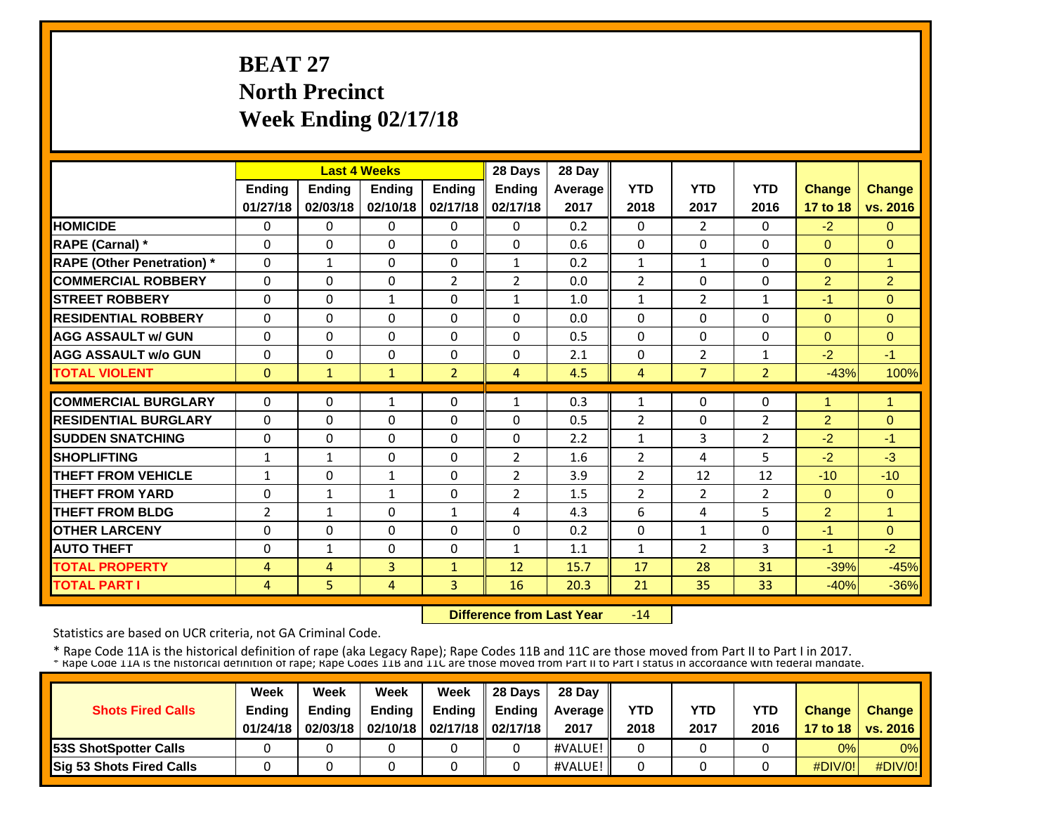# BEAT 27
# North Precinct
# Week Ending 02/17/18

| | Last 4 Weeks | | | | 28 Days | 28 Day | | | | | |
|---|---|---|---|---|---|---|---|---|---|---|---|
| | Ending 01/27/18 | Ending 02/03/18 | Ending 02/10/18 | Ending 02/17/18 | Ending 02/17/18 | Average 2017 | YTD 2018 | YTD 2017 | YTD 2016 | Change 17 to 18 | Change vs. 2016 |
| HOMICIDE | 0 | 0 | 0 | 0 | 0 | 0.2 | 0 | 2 | 0 | -2 | 0 |
| RAPE (Carnal) * | 0 | 0 | 0 | 0 | 0 | 0.6 | 0 | 0 | 0 | 0 | 0 |
| RAPE (Other Penetration) * | 0 | 1 | 0 | 0 | 1 | 0.2 | 1 | 1 | 0 | 0 | 1 |
| COMMERCIAL ROBBERY | 0 | 0 | 0 | 2 | 2 | 0.0 | 2 | 0 | 0 | 2 | 2 |
| STREET ROBBERY | 0 | 0 | 1 | 0 | 1 | 1.0 | 1 | 2 | 1 | -1 | 0 |
| RESIDENTIAL ROBBERY | 0 | 0 | 0 | 0 | 0 | 0.0 | 0 | 0 | 0 | 0 | 0 |
| AGG ASSAULT w/ GUN | 0 | 0 | 0 | 0 | 0 | 0.5 | 0 | 0 | 0 | 0 | 0 |
| AGG ASSAULT w/o GUN | 0 | 0 | 0 | 0 | 0 | 2.1 | 0 | 2 | 1 | -2 | -1 |
| TOTAL VIOLENT | 0 | 1 | 1 | 2 | 4 | 4.5 | 4 | 7 | 2 | -43% | 100% |
| COMMERCIAL BURGLARY | 0 | 0 | 1 | 0 | 1 | 0.3 | 1 | 0 | 0 | 1 | 1 |
| RESIDENTIAL BURGLARY | 0 | 0 | 0 | 0 | 0 | 0.5 | 2 | 0 | 2 | 2 | 0 |
| SUDDEN SNATCHING | 0 | 0 | 0 | 0 | 0 | 2.2 | 1 | 3 | 2 | -2 | -1 |
| SHOPLIFTING | 1 | 1 | 0 | 0 | 2 | 1.6 | 2 | 4 | 5 | -2 | -3 |
| THEFT FROM VEHICLE | 1 | 0 | 1 | 0 | 2 | 3.9 | 2 | 12 | 12 | -10 | -10 |
| THEFT FROM YARD | 0 | 1 | 1 | 0 | 2 | 1.5 | 2 | 2 | 2 | 0 | 0 |
| THEFT FROM BLDG | 2 | 1 | 0 | 1 | 4 | 4.3 | 6 | 4 | 5 | 2 | 1 |
| OTHER LARCENY | 0 | 0 | 0 | 0 | 0 | 0.2 | 0 | 1 | 0 | -1 | 0 |
| AUTO THEFT | 0 | 1 | 0 | 0 | 1 | 1.1 | 1 | 2 | 3 | -1 | -2 |
| TOTAL PROPERTY | 4 | 4 | 3 | 1 | 12 | 15.7 | 17 | 28 | 31 | -39% | -45% |
| TOTAL PART I | 4 | 5 | 4 | 3 | 16 | 20.3 | 21 | 35 | 33 | -40% | -36% |

**Difference from Last Year** -14

Statistics are based on UCR criteria, not GA Criminal Code.

* Rape Code 11A is the historical definition of rape (aka Legacy Rape); Rape Codes 11B and 11C are those moved from Part II to Part I in 2017.
* Rape Code 11A is the historical definition of rape; Rape Codes 11B and 11C are those moved from Part II to Part I status in accordance with federal mandate.

| Shots Fired Calls | Week Ending 01/24/18 | Week Ending 02/03/18 | Week Ending 02/10/18 | Week Ending 02/17/18 | 28 Days Ending 02/17/18 | 28 Day Average 2017 | YTD 2018 | YTD 2017 | YTD 2016 | Change 17 to 18 | Change vs. 2016 |
|---|---|---|---|---|---|---|---|---|---|---|---|
| 53S ShotSpotter Calls | 0 | 0 | 0 | 0 | 0 | #VALUE! | 0 | 0 | 0 | 0% | 0% |
| Sig 53 Shots Fired Calls | 0 | 0 | 0 | 0 | 0 | #VALUE! | 0 | 0 | 0 | #DIV/0! | #DIV/0! |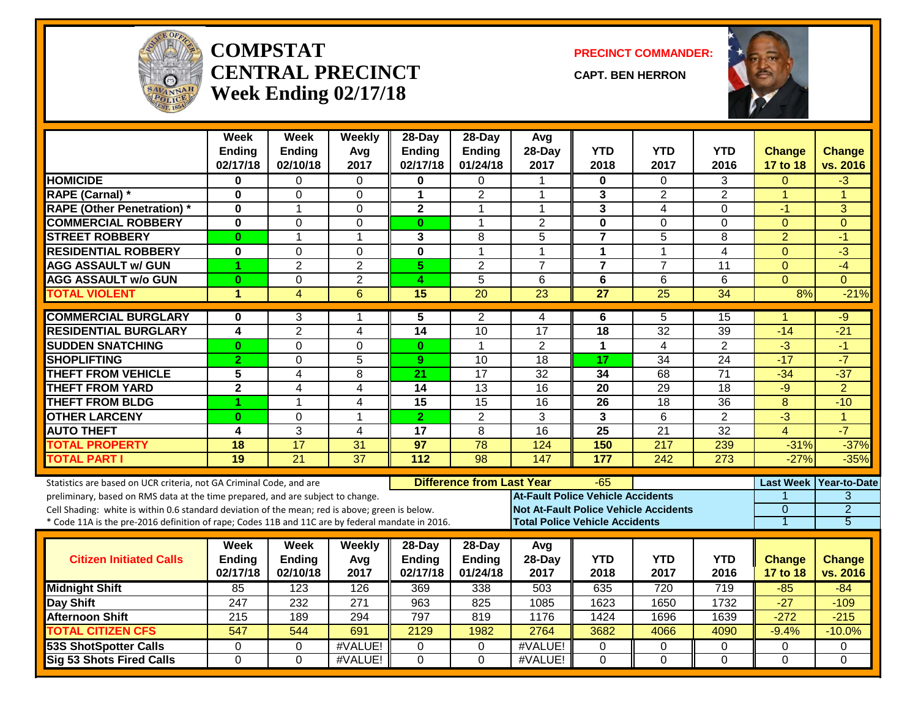# COMPSTAT CENTRAL PRECINCT Week Ending 02/17/18

**PRECINCT COMMANDER:**

**CAPT. BEN HERRON**

| | Week Ending 02/17/18 | Week Ending 02/10/18 | Weekly Avg 2017 | 28-Day Ending 02/17/18 | 28-Day Ending 01/24/18 | Avg 28-Day 2017 | YTD 2018 | YTD 2017 | YTD 2016 | Change 17 to 18 | Change vs. 2016 |
|---|---|---|---|---|---|---|---|---|---|---|---|
| HOMICIDE | 0 | 0 | 0 | 0 | 0 | 1 | 0 | 0 | 3 | 0 | -3 |
| RAPE (Carnal) * | 0 | 0 | 0 | 1 | 2 | 1 | 3 | 2 | 2 | 1 | 1 |
| RAPE (Other Penetration) * | 0 | 1 | 0 | 2 | 1 | 1 | 3 | 4 | 0 | -1 | 3 |
| COMMERCIAL ROBBERY | 0 | 0 | 0 | 0 | 1 | 2 | 0 | 0 | 0 | 0 | 0 |
| STREET ROBBERY | 0 | 1 | 1 | 3 | 8 | 5 | 7 | 5 | 8 | 2 | -1 |
| RESIDENTIAL ROBBERY | 0 | 0 | 0 | 0 | 1 | 1 | 1 | 1 | 4 | 0 | -3 |
| AGG ASSAULT w/ GUN | 1 | 2 | 2 | 5 | 2 | 7 | 7 | 7 | 11 | 0 | -4 |
| AGG ASSAULT w/o GUN | 0 | 0 | 2 | 4 | 5 | 6 | 6 | 6 | 6 | 0 | 0 |
| TOTAL VIOLENT | 1 | 4 | 6 | 15 | 20 | 23 | 27 | 25 | 34 | 8% | -21% |
| COMMERCIAL BURGLARY | 0 | 3 | 1 | 5 | 2 | 4 | 6 | 5 | 15 | 1 | -9 |
| RESIDENTIAL BURGLARY | 4 | 2 | 4 | 14 | 10 | 17 | 18 | 32 | 39 | -14 | -21 |
| SUDDEN SNATCHING | 0 | 0 | 0 | 0 | 1 | 2 | 1 | 4 | 2 | -3 | -1 |
| SHOPLIFTING | 2 | 0 | 5 | 9 | 10 | 18 | 17 | 34 | 24 | -17 | -7 |
| THEFT FROM VEHICLE | 5 | 4 | 8 | 21 | 17 | 32 | 34 | 68 | 71 | -34 | -37 |
| THEFT FROM YARD | 2 | 4 | 4 | 14 | 13 | 16 | 20 | 29 | 18 | -9 | 2 |
| THEFT FROM BLDG | 1 | 1 | 4 | 15 | 15 | 16 | 26 | 18 | 36 | 8 | -10 |
| OTHER LARCENY | 0 | 0 | 1 | 2 | 2 | 3 | 3 | 6 | 2 | -3 | 1 |
| AUTO THEFT | 4 | 3 | 4 | 17 | 8 | 16 | 25 | 21 | 32 | 4 | -7 |
| TOTAL PROPERTY | 18 | 17 | 31 | 97 | 78 | 124 | 150 | 217 | 239 | -31% | -37% |
| TOTAL PART I | 19 | 21 | 37 | 112 | 98 | 147 | 177 | 242 | 273 | -27% | -35% |

Statistics are based on UCR criteria, not GA Criminal Code, and are preliminary, based on RMS data at the time prepared, and are subject to change.
Cell Shading: white is within 0.6 standard deviation of the mean; red is above; green is below.
* Code 11A is the pre-2016 definition of rape; Codes 11B and 11C are by federal mandate in 2016.

**Difference from Last Year:** -65

| | Last Week | Year-to-Date |
|---|---|---|
| At-Fault Police Vehicle Accidents | 1 | 3 |
| Not At-Fault Police Vehicle Accidents | 0 | 2 |
| Total Police Vehicle Accidents | 1 | 5 |

| Citizen Initiated Calls | Week Ending 02/17/18 | Week Ending 02/10/18 | Weekly Avg 2017 | 28-Day Ending 02/17/18 | 28-Day Ending 01/24/18 | Avg 28-Day 2017 | YTD 2018 | YTD 2017 | YTD 2016 | Change 17 to 18 | Change vs. 2016 |
|---|---|---|---|---|---|---|---|---|---|---|---|
| Midnight Shift | 85 | 123 | 126 | 369 | 338 | 503 | 635 | 720 | 719 | -85 | -84 |
| Day Shift | 247 | 232 | 271 | 963 | 825 | 1085 | 1623 | 1650 | 1732 | -27 | -109 |
| Afternoon Shift | 215 | 189 | 294 | 797 | 819 | 1176 | 1424 | 1696 | 1639 | -272 | -215 |
| TOTAL CITIZEN CFS | 547 | 544 | 691 | 2129 | 1982 | 2764 | 3682 | 4066 | 4090 | -9.4% | -10.0% |
| 53S ShotSpotter Calls | 0 | 0 | #VALUE! | 0 | 0 | #VALUE! | 0 | 0 | 0 | 0 | 0 |
| Sig 53 Shots Fired Calls | 0 | 0 | #VALUE! | 0 | 0 | #VALUE! | 0 | 0 | 0 | 0 | 0 |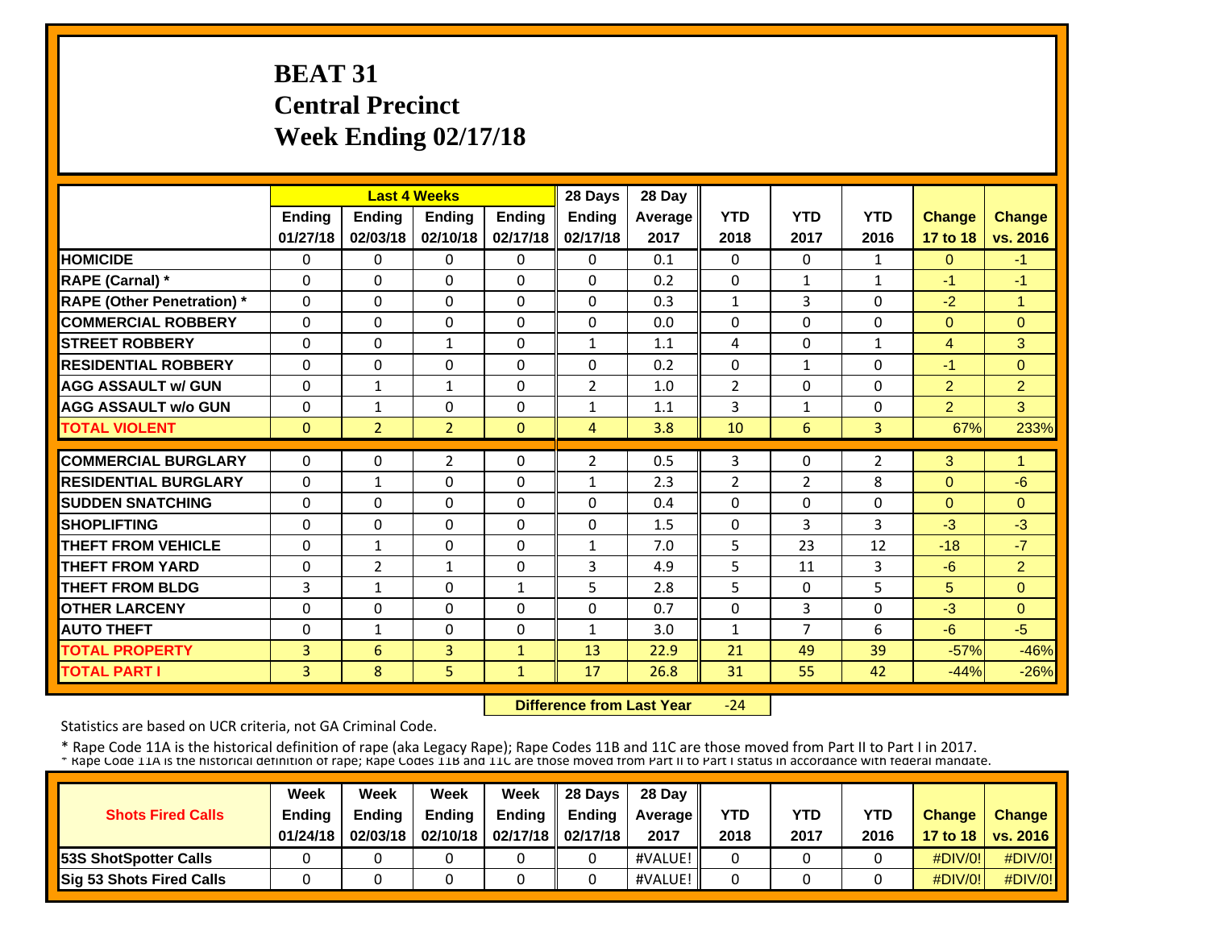# BEAT 31
# Central Precinct
# Week Ending 02/17/18

| | Last 4 Weeks | | | | 28 Days | 28 Day | | | | | |
|---|---|---|---|---|---|---|---|---|---|---|---|
| | Ending 01/27/18 | Ending 02/03/18 | Ending 02/10/18 | Ending 02/17/18 | Ending 02/17/18 | Average 2017 | YTD 2018 | YTD 2017 | YTD 2016 | Change 17 to 18 | Change vs. 2016 |
| **HOMICIDE** | 0 | 0 | 0 | 0 | 0 | 0.1 | 0 | 0 | 1 | 0 | -1 |
| **RAPE (Carnal) *** | 0 | 0 | 0 | 0 | 0 | 0.2 | 0 | 1 | 1 | -1 | -1 |
| **RAPE (Other Penetration) *** | 0 | 0 | 0 | 0 | 0 | 0.3 | 1 | 3 | 0 | -2 | 1 |
| **COMMERCIAL ROBBERY** | 0 | 0 | 0 | 0 | 0 | 0.0 | 0 | 0 | 0 | 0 | 0 |
| **STREET ROBBERY** | 0 | 0 | 1 | 0 | 1 | 1.1 | 4 | 0 | 1 | 4 | 3 |
| **RESIDENTIAL ROBBERY** | 0 | 0 | 0 | 0 | 0 | 0.2 | 0 | 1 | 0 | -1 | 0 |
| **AGG ASSAULT w/ GUN** | 0 | 1 | 1 | 0 | 2 | 1.0 | 2 | 0 | 0 | 2 | 2 |
| **AGG ASSAULT w/o GUN** | 0 | 1 | 0 | 0 | 1 | 1.1 | 3 | 1 | 0 | 2 | 3 |
| **TOTAL VIOLENT** | 0 | 2 | 2 | 0 | 4 | 3.8 | 10 | 6 | 3 | 67% | 233% |
| **COMMERCIAL BURGLARY** | 0 | 0 | 2 | 0 | 2 | 0.5 | 3 | 0 | 2 | 3 | 1 |
| **RESIDENTIAL BURGLARY** | 0 | 1 | 0 | 0 | 1 | 2.3 | 2 | 2 | 8 | 0 | -6 |
| **SUDDEN SNATCHING** | 0 | 0 | 0 | 0 | 0 | 0.4 | 0 | 0 | 0 | 0 | 0 |
| **SHOPLIFTING** | 0 | 0 | 0 | 0 | 0 | 1.5 | 0 | 3 | 3 | -3 | -3 |
| **THEFT FROM VEHICLE** | 0 | 1 | 0 | 0 | 1 | 7.0 | 5 | 23 | 12 | -18 | -7 |
| **THEFT FROM YARD** | 0 | 2 | 1 | 0 | 3 | 4.9 | 5 | 11 | 3 | -6 | 2 |
| **THEFT FROM BLDG** | 3 | 1 | 0 | 1 | 5 | 2.8 | 5 | 0 | 5 | 5 | 0 |
| **OTHER LARCENY** | 0 | 0 | 0 | 0 | 0 | 0.7 | 0 | 3 | 0 | -3 | 0 |
| **AUTO THEFT** | 0 | 1 | 0 | 0 | 1 | 3.0 | 1 | 7 | 6 | -6 | -5 |
| **TOTAL PROPERTY** | 3 | 6 | 3 | 1 | 13 | 22.9 | 21 | 49 | 39 | -57% | -46% |
| **TOTAL PART I** | 3 | 8 | 5 | 1 | 17 | 26.8 | 31 | 55 | 42 | -44% | -26% |

**Difference from Last Year** -24

Statistics are based on UCR criteria, not GA Criminal Code.

* Rape Code 11A is the historical definition of rape (aka Legacy Rape); Rape Codes 11B and 11C are those moved from Part II to Part I in 2017.
* Rape Code 11A is the historical definition of rape; Rape Codes 11B and 11C are those moved from Part II to Part I status in accordance with federal mandate.

| Shots Fired Calls | Week Ending 01/24/18 | Week Ending 02/03/18 | Week Ending 02/10/18 | Week Ending 02/17/18 | 28 Days Ending 02/17/18 | 28 Day Average 2017 | YTD 2018 | YTD 2017 | YTD 2016 | Change 17 to 18 | Change vs. 2016 |
|---|---|---|---|---|---|---|---|---|---|---|---|
| **53S ShotSpotter Calls** | 0 | 0 | 0 | 0 | 0 | #VALUE! | 0 | 0 | 0 | #DIV/0! | #DIV/0! |
| **Sig 53 Shots Fired Calls** | 0 | 0 | 0 | 0 | 0 | #VALUE! | 0 | 0 | 0 | #DIV/0! | #DIV/0! |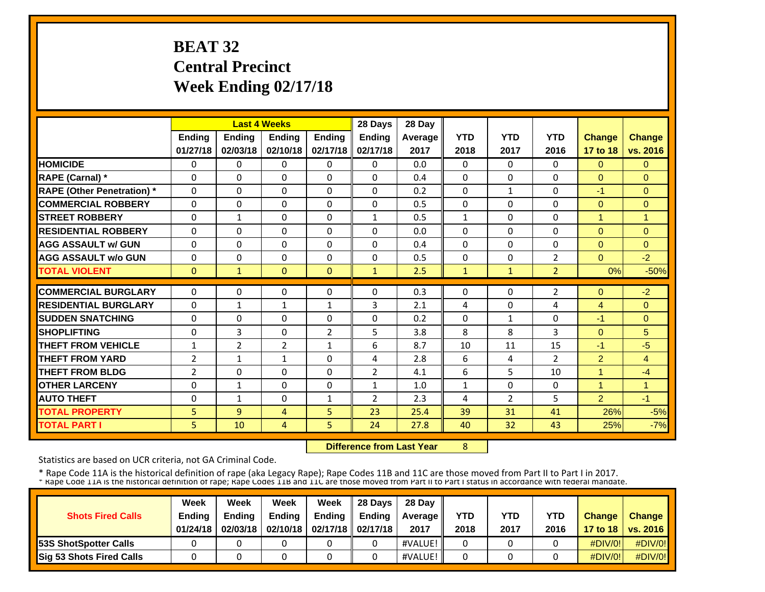# BEAT 32
# Central Precinct
# Week Ending 02/17/18

| | Last 4 Weeks | | | | 28 Days | 28 Day | YTD | YTD | YTD | Change | Change |
|---|---|---|---|---|---|---|---|---|---|---|---|
| | Ending 01/27/18 | Ending 02/03/18 | Ending 02/10/18 | Ending 02/17/18 | Ending 02/17/18 | Average 2017 | 2018 | 2017 | 2016 | 17 to 18 | vs. 2016 |
| HOMICIDE | 0 | 0 | 0 | 0 | 0 | 0.0 | 0 | 0 | 0 | 0 | 0 |
| RAPE (Carnal) * | 0 | 0 | 0 | 0 | 0 | 0.4 | 0 | 0 | 0 | 0 | 0 |
| RAPE (Other Penetration) * | 0 | 0 | 0 | 0 | 0 | 0.2 | 0 | 1 | 0 | -1 | 0 |
| COMMERCIAL ROBBERY | 0 | 0 | 0 | 0 | 0 | 0.5 | 0 | 0 | 0 | 0 | 0 |
| STREET ROBBERY | 0 | 1 | 0 | 0 | 1 | 0.5 | 1 | 0 | 0 | 1 | 1 |
| RESIDENTIAL ROBBERY | 0 | 0 | 0 | 0 | 0 | 0.0 | 0 | 0 | 0 | 0 | 0 |
| AGG ASSAULT w/ GUN | 0 | 0 | 0 | 0 | 0 | 0.4 | 0 | 0 | 0 | 0 | 0 |
| AGG ASSAULT w/o GUN | 0 | 0 | 0 | 0 | 0 | 0.5 | 0 | 0 | 2 | 0 | -2 |
| TOTAL VIOLENT | 0 | 1 | 0 | 0 | 1 | 2.5 | 1 | 1 | 2 | 0% | -50% |
| COMMERCIAL BURGLARY | 0 | 0 | 0 | 0 | 0 | 0.3 | 0 | 0 | 2 | 0 | -2 |
| RESIDENTIAL BURGLARY | 0 | 1 | 1 | 1 | 3 | 2.1 | 4 | 0 | 4 | 4 | 0 |
| SUDDEN SNATCHING | 0 | 0 | 0 | 0 | 0 | 0.2 | 0 | 1 | 0 | -1 | 0 |
| SHOPLIFTING | 0 | 3 | 0 | 2 | 5 | 3.8 | 8 | 8 | 3 | 0 | 5 |
| THEFT FROM VEHICLE | 1 | 2 | 2 | 1 | 6 | 8.7 | 10 | 11 | 15 | -1 | -5 |
| THEFT FROM YARD | 2 | 1 | 1 | 0 | 4 | 2.8 | 6 | 4 | 2 | 2 | 4 |
| THEFT FROM BLDG | 2 | 0 | 0 | 0 | 2 | 4.1 | 6 | 5 | 10 | 1 | -4 |
| OTHER LARCENY | 0 | 1 | 0 | 0 | 1 | 1.0 | 1 | 0 | 0 | 1 | 1 |
| AUTO THEFT | 0 | 1 | 0 | 1 | 2 | 2.3 | 4 | 2 | 5 | 2 | -1 |
| TOTAL PROPERTY | 5 | 9 | 4 | 5 | 23 | 25.4 | 39 | 31 | 41 | 26% | -5% |
| TOTAL PART I | 5 | 10 | 4 | 5 | 24 | 27.8 | 40 | 32 | 43 | 25% | -7% |

**Difference from Last Year** 8

Statistics are based on UCR criteria, not GA Criminal Code.

* Rape Code 11A is the historical definition of rape (aka Legacy Rape); Rape Codes 11B and 11C are those moved from Part II to Part I in 2017.
* Rape Code 11A is the historical definition of rape; Rape Codes 11B and 11C are those moved from Part II to Part I status in accordance with federal mandate.

| Shots Fired Calls | Week Ending 01/24/18 | Week Ending 02/03/18 | Week Ending 02/10/18 | Week Ending 02/17/18 | 28 Days Ending 02/17/18 | 28 Day Average 2017 | YTD 2018 | YTD 2017 | YTD 2016 | Change 17 to 18 | Change vs. 2016 |
|---|---|---|---|---|---|---|---|---|---|---|---|
| 53S ShotSpotter Calls | 0 | 0 | 0 | 0 | 0 | #VALUE! | 0 | 0 | 0 | #DIV/0! | #DIV/0! |
| Sig 53 Shots Fired Calls | 0 | 0 | 0 | 0 | 0 | #VALUE! | 0 | 0 | 0 | #DIV/0! | #DIV/0! |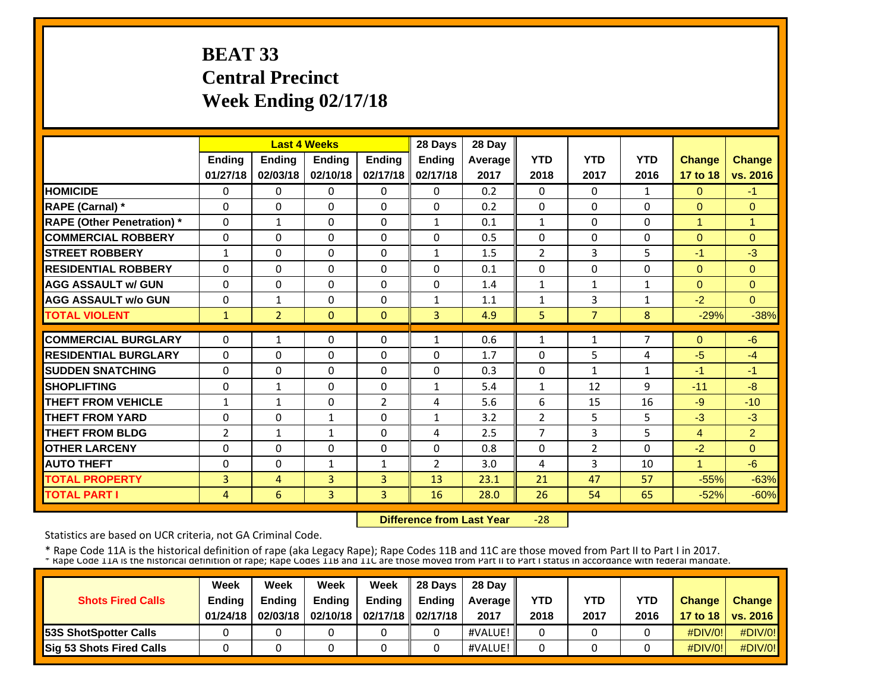# BEAT 33
# Central Precinct
# Week Ending 02/17/18

| | Last 4 Weeks | | | | 28 Days | 28 Day | | | | | |
|---|---|---|---|---|---|---|---|---|---|---|---|
| | Ending 01/27/18 | Ending 02/03/18 | Ending 02/10/18 | Ending 02/17/18 | Ending 02/17/18 | Average 2017 | YTD 2018 | YTD 2017 | YTD 2016 | Change 17 to 18 | Change vs. 2016 |
| HOMICIDE | 0 | 0 | 0 | 0 | 0 | 0.2 | 0 | 0 | 1 | 0 | -1 |
| RAPE (Carnal) * | 0 | 0 | 0 | 0 | 0 | 0.2 | 0 | 0 | 0 | 0 | 0 |
| RAPE (Other Penetration) * | 0 | 1 | 0 | 0 | 1 | 0.1 | 1 | 0 | 0 | 1 | 1 |
| COMMERCIAL ROBBERY | 0 | 0 | 0 | 0 | 0 | 0.5 | 0 | 0 | 0 | 0 | 0 |
| STREET ROBBERY | 1 | 0 | 0 | 0 | 1 | 1.5 | 2 | 3 | 5 | -1 | -3 |
| RESIDENTIAL ROBBERY | 0 | 0 | 0 | 0 | 0 | 0.1 | 0 | 0 | 0 | 0 | 0 |
| AGG ASSAULT w/ GUN | 0 | 0 | 0 | 0 | 0 | 1.4 | 1 | 1 | 1 | 0 | 0 |
| AGG ASSAULT w/o GUN | 0 | 1 | 0 | 0 | 1 | 1.1 | 1 | 3 | 1 | -2 | 0 |
| TOTAL VIOLENT | 1 | 2 | 0 | 0 | 3 | 4.9 | 5 | 7 | 8 | -29% | -38% |
| COMMERCIAL BURGLARY | 0 | 1 | 0 | 0 | 1 | 0.6 | 1 | 1 | 7 | 0 | -6 |
| RESIDENTIAL BURGLARY | 0 | 0 | 0 | 0 | 0 | 1.7 | 0 | 5 | 4 | -5 | -4 |
| SUDDEN SNATCHING | 0 | 0 | 0 | 0 | 0 | 0.3 | 0 | 1 | 1 | -1 | -1 |
| SHOPLIFTING | 0 | 1 | 0 | 0 | 1 | 5.4 | 1 | 12 | 9 | -11 | -8 |
| THEFT FROM VEHICLE | 1 | 1 | 0 | 2 | 4 | 5.6 | 6 | 15 | 16 | -9 | -10 |
| THEFT FROM YARD | 0 | 0 | 1 | 0 | 1 | 3.2 | 2 | 5 | 5 | -3 | -3 |
| THEFT FROM BLDG | 2 | 1 | 1 | 0 | 4 | 2.5 | 7 | 3 | 5 | 4 | 2 |
| OTHER LARCENY | 0 | 0 | 0 | 0 | 0 | 0.8 | 0 | 2 | 0 | -2 | 0 |
| AUTO THEFT | 0 | 0 | 1 | 1 | 2 | 3.0 | 4 | 3 | 10 | 1 | -6 |
| TOTAL PROPERTY | 3 | 4 | 3 | 3 | 13 | 23.1 | 21 | 47 | 57 | -55% | -63% |
| TOTAL PART I | 4 | 6 | 3 | 3 | 16 | 28.0 | 26 | 54 | 65 | -52% | -60% |

**Difference from Last Year** -28

Statistics are based on UCR criteria, not GA Criminal Code.

* Rape Code 11A is the historical definition of rape (aka Legacy Rape); Rape Codes 11B and 11C are those moved from Part II to Part I in 2017.

* Rape Code 11A is the historical definition of rape; Rape Codes 11B and 11C are those moved from Part II to Part I status in accordance with federal mandate.

| Shots Fired Calls | Week Ending 01/24/18 | Week Ending 02/03/18 | Week Ending 02/10/18 | Week Ending 02/17/18 | 28 Days Ending 02/17/18 | 28 Day Average 2017 | YTD 2018 | YTD 2017 | YTD 2016 | Change 17 to 18 | Change vs. 2016 |
|---|---|---|---|---|---|---|---|---|---|---|---|
| 53S ShotSpotter Calls | 0 | 0 | 0 | 0 | 0 | #VALUE! | 0 | 0 | 0 | #DIV/0! | #DIV/0! |
| Sig 53 Shots Fired Calls | 0 | 0 | 0 | 0 | 0 | #VALUE! | 0 | 0 | 0 | #DIV/0! | #DIV/0! |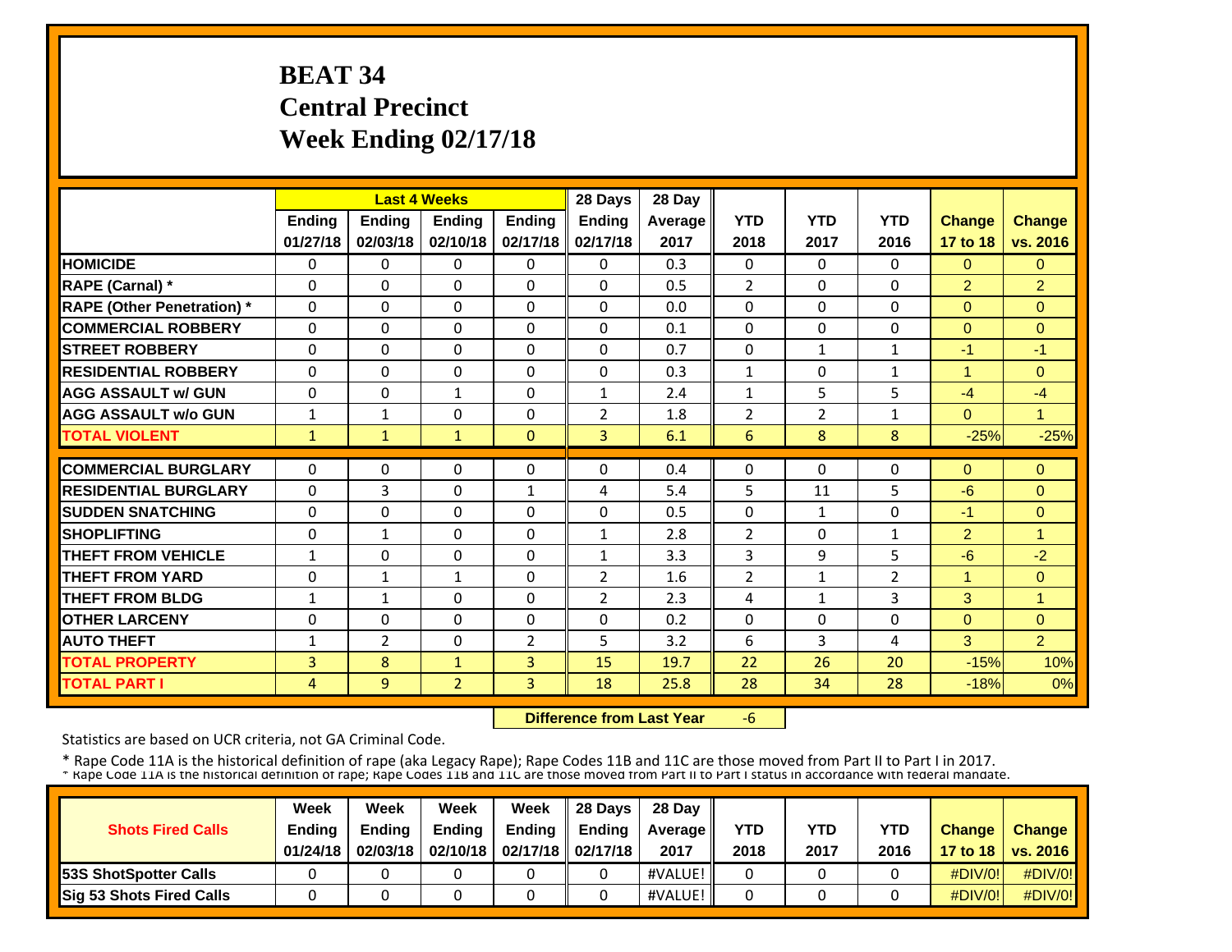# BEAT 34
# Central Precinct
# Week Ending 02/17/18

| | Last 4 Weeks | | | | 28 Days | 28 Day | | | | | |
|---|---|---|---|---|---|---|---|---|---|---|---|
| | Ending 01/27/18 | Ending 02/03/18 | Ending 02/10/18 | Ending 02/17/18 | Ending 02/17/18 | Average 2017 | YTD 2018 | YTD 2017 | YTD 2016 | Change 17 to 18 | Change vs. 2016 |
| HOMICIDE | 0 | 0 | 0 | 0 | 0 | 0.3 | 0 | 0 | 0 | 0 | 0 |
| RAPE (Carnal) * | 0 | 0 | 0 | 0 | 0 | 0.5 | 2 | 0 | 0 | 2 | 2 |
| RAPE (Other Penetration) * | 0 | 0 | 0 | 0 | 0 | 0.0 | 0 | 0 | 0 | 0 | 0 |
| COMMERCIAL ROBBERY | 0 | 0 | 0 | 0 | 0 | 0.1 | 0 | 0 | 0 | 0 | 0 |
| STREET ROBBERY | 0 | 0 | 0 | 0 | 0 | 0.7 | 0 | 1 | 1 | -1 | -1 |
| RESIDENTIAL ROBBERY | 0 | 0 | 0 | 0 | 0 | 0.3 | 1 | 0 | 1 | 1 | 0 |
| AGG ASSAULT w/ GUN | 0 | 0 | 1 | 0 | 1 | 2.4 | 1 | 5 | 5 | -4 | -4 |
| AGG ASSAULT w/o GUN | 1 | 1 | 0 | 0 | 2 | 1.8 | 2 | 2 | 1 | 0 | 1 |
| TOTAL VIOLENT | 1 | 1 | 1 | 0 | 3 | 6.1 | 6 | 8 | 8 | -25% | -25% |
| COMMERCIAL BURGLARY | 0 | 0 | 0 | 0 | 0 | 0.4 | 0 | 0 | 0 | 0 | 0 |
| RESIDENTIAL BURGLARY | 0 | 3 | 0 | 1 | 4 | 5.4 | 5 | 11 | 5 | -6 | 0 |
| SUDDEN SNATCHING | 0 | 0 | 0 | 0 | 0 | 0.5 | 0 | 1 | 0 | -1 | 0 |
| SHOPLIFTING | 0 | 1 | 0 | 0 | 1 | 2.8 | 2 | 0 | 1 | 2 | 1 |
| THEFT FROM VEHICLE | 1 | 0 | 0 | 0 | 1 | 3.3 | 3 | 9 | 5 | -6 | -2 |
| THEFT FROM YARD | 0 | 1 | 1 | 0 | 2 | 1.6 | 2 | 1 | 2 | 1 | 0 |
| THEFT FROM BLDG | 1 | 1 | 0 | 0 | 2 | 2.3 | 4 | 1 | 3 | 3 | 1 |
| OTHER LARCENY | 0 | 0 | 0 | 0 | 0 | 0.2 | 0 | 0 | 0 | 0 | 0 |
| AUTO THEFT | 1 | 2 | 0 | 2 | 5 | 3.2 | 6 | 3 | 4 | 3 | 2 |
| TOTAL PROPERTY | 3 | 8 | 1 | 3 | 15 | 19.7 | 22 | 26 | 20 | -15% | 10% |
| TOTAL PART I | 4 | 9 | 2 | 3 | 18 | 25.8 | 28 | 34 | 28 | -18% | 0% |

**Difference from Last Year** -6

Statistics are based on UCR criteria, not GA Criminal Code.

* Rape Code 11A is the historical definition of rape (aka Legacy Rape); Rape Codes 11B and 11C are those moved from Part II to Part I in 2017.

| Shots Fired Calls | Week Ending 01/24/18 | Week Ending 02/03/18 | Week Ending 02/10/18 | Week Ending 02/17/18 | 28 Days Ending 02/17/18 | 28 Day Average 2017 | YTD 2018 | YTD 2017 | YTD 2016 | Change 17 to 18 | Change vs. 2016 |
|---|---|---|---|---|---|---|---|---|---|---|---|
| 53S ShotSpotter Calls | 0 | 0 | 0 | 0 | 0 | #VALUE! | 0 | 0 | 0 | #DIV/0! | #DIV/0! |
| Sig 53 Shots Fired Calls | 0 | 0 | 0 | 0 | 0 | #VALUE! | 0 | 0 | 0 | #DIV/0! | #DIV/0! |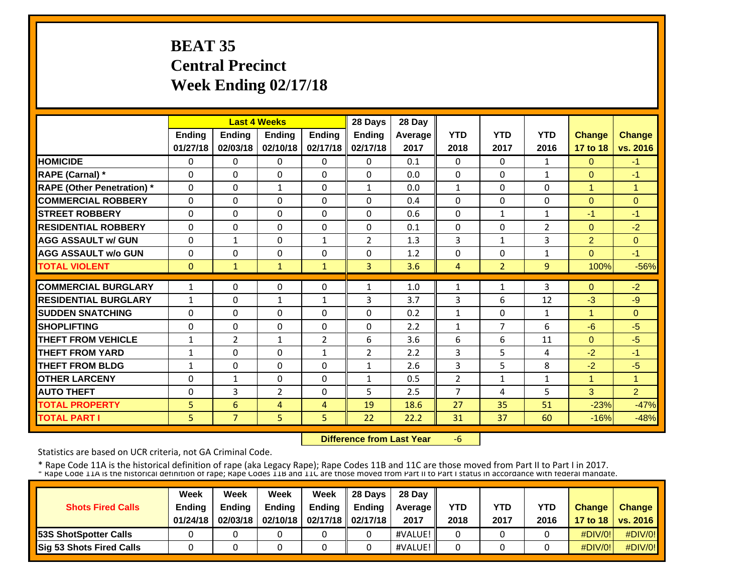# BEAT 35
# Central Precinct
# Week Ending 02/17/18

| | Last 4 Weeks | | | | 28 Days | 28 Day | YTD | YTD | YTD | Change | Change |
|---|---|---|---|---|---|---|---|---|---|---|---|
| | Ending 01/27/18 | Ending 02/03/18 | Ending 02/10/18 | Ending 02/17/18 | Ending 02/17/18 | Average 2017 | 2018 | 2017 | 2016 | 17 to 18 | vs. 2016 |
| **HOMICIDE** | 0 | 0 | 0 | 0 | 0 | 0.1 | 0 | 0 | 1 | 0 | -1 |
| **RAPE (Carnal) *** | 0 | 0 | 0 | 0 | 0 | 0.0 | 0 | 0 | 1 | 0 | -1 |
| **RAPE (Other Penetration) *** | 0 | 0 | 1 | 0 | 1 | 0.0 | 1 | 0 | 0 | 1 | 1 |
| **COMMERCIAL ROBBERY** | 0 | 0 | 0 | 0 | 0 | 0.4 | 0 | 0 | 0 | 0 | 0 |
| **STREET ROBBERY** | 0 | 0 | 0 | 0 | 0 | 0.6 | 0 | 1 | 1 | -1 | -1 |
| **RESIDENTIAL ROBBERY** | 0 | 0 | 0 | 0 | 0 | 0.1 | 0 | 0 | 2 | 0 | -2 |
| **AGG ASSAULT w/ GUN** | 0 | 1 | 0 | 1 | 2 | 1.3 | 3 | 1 | 3 | 2 | 0 |
| **AGG ASSAULT w/o GUN** | 0 | 0 | 0 | 0 | 0 | 1.2 | 0 | 0 | 1 | 0 | -1 |
| **TOTAL VIOLENT** | 0 | 1 | 1 | 1 | 3 | 3.6 | 4 | 2 | 9 | 100% | -56% |
| **COMMERCIAL BURGLARY** | 1 | 0 | 0 | 0 | 1 | 1.0 | 1 | 1 | 3 | 0 | -2 |
| **RESIDENTIAL BURGLARY** | 1 | 0 | 1 | 1 | 3 | 3.7 | 3 | 6 | 12 | -3 | -9 |
| **SUDDEN SNATCHING** | 0 | 0 | 0 | 0 | 0 | 0.2 | 1 | 0 | 1 | 1 | 0 |
| **SHOPLIFTING** | 0 | 0 | 0 | 0 | 0 | 2.2 | 1 | 7 | 6 | -6 | -5 |
| **THEFT FROM VEHICLE** | 1 | 2 | 1 | 2 | 6 | 3.6 | 6 | 6 | 11 | 0 | -5 |
| **THEFT FROM YARD** | 1 | 0 | 0 | 1 | 2 | 2.2 | 3 | 5 | 4 | -2 | -1 |
| **THEFT FROM BLDG** | 1 | 0 | 0 | 0 | 1 | 2.6 | 3 | 5 | 8 | -2 | -5 |
| **OTHER LARCENY** | 0 | 1 | 0 | 0 | 1 | 0.5 | 2 | 1 | 1 | 1 | 1 |
| **AUTO THEFT** | 0 | 3 | 2 | 0 | 5 | 2.5 | 7 | 4 | 5 | 3 | 2 |
| **TOTAL PROPERTY** | 5 | 6 | 4 | 4 | 19 | 18.6 | 27 | 35 | 51 | -23% | -47% |
| **TOTAL PART I** | 5 | 7 | 5 | 5 | 22 | 22.2 | 31 | 37 | 60 | -16% | -48% |

**Difference from Last Year** -6

Statistics are based on UCR criteria, not GA Criminal Code.

* Rape Code 11A is the historical definition of rape (aka Legacy Rape); Rape Codes 11B and 11C are those moved from Part II to Part I in 2017.
* Rape Code 11A is the historical definition of rape; Rape Codes 11B and 11C are those moved from Part II to Part I status in accordance with federal mandate.

| Shots Fired Calls | Week Ending 01/24/18 | Week Ending 02/03/18 | Week Ending 02/10/18 | Week Ending 02/17/18 | 28 Days Ending 02/17/18 | 28 Day Average 2017 | YTD 2018 | YTD 2017 | YTD 2016 | Change 17 to 18 | Change vs. 2016 |
|---|---|---|---|---|---|---|---|---|---|---|---|
| **53S ShotSpotter Calls** | 0 | 0 | 0 | 0 | 0 | #VALUE! | 0 | 0 | 0 | #DIV/0! | #DIV/0! |
| **Sig 53 Shots Fired Calls** | 0 | 0 | 0 | 0 | 0 | #VALUE! | 0 | 0 | 0 | #DIV/0! | #DIV/0! |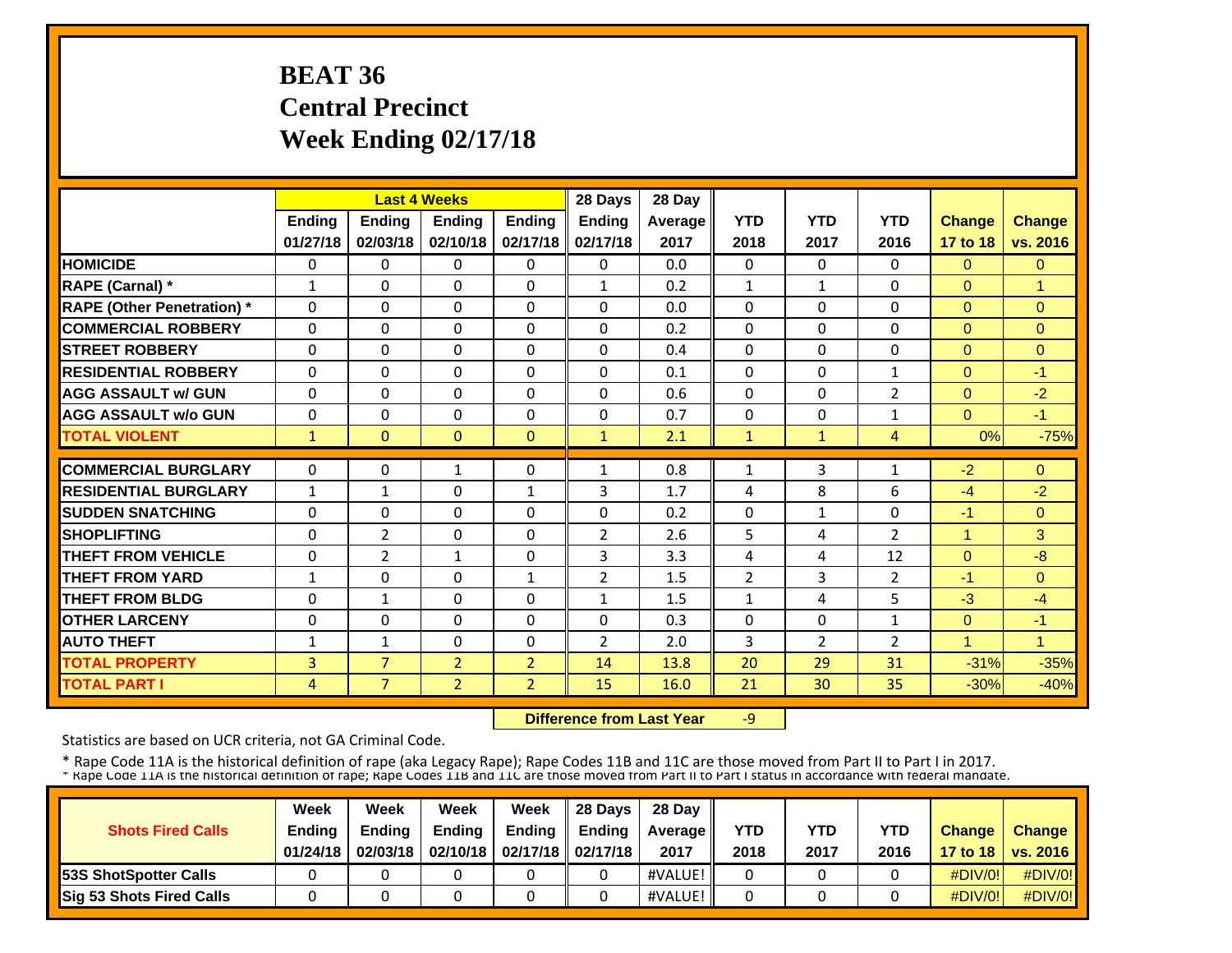# BEAT 36
# Central Precinct
# Week Ending 02/17/18

| | Last 4 Weeks | | | | 28 Days | 28 Day | | | | | |
|---|---|---|---|---|---|---|---|---|---|---|---|
| | Ending 01/27/18 | Ending 02/03/18 | Ending 02/10/18 | Ending 02/17/18 | Ending 02/17/18 | Average 2017 | YTD 2018 | YTD 2017 | YTD 2016 | Change 17 to 18 | Change vs. 2016 |
| HOMICIDE | 0 | 0 | 0 | 0 | 0 | 0.0 | 0 | 0 | 0 | 0 | 0 |
| RAPE (Carnal) * | 1 | 0 | 0 | 0 | 1 | 0.2 | 1 | 1 | 0 | 0 | 1 |
| RAPE (Other Penetration) * | 0 | 0 | 0 | 0 | 0 | 0.0 | 0 | 0 | 0 | 0 | 0 |
| COMMERCIAL ROBBERY | 0 | 0 | 0 | 0 | 0 | 0.2 | 0 | 0 | 0 | 0 | 0 |
| STREET ROBBERY | 0 | 0 | 0 | 0 | 0 | 0.4 | 0 | 0 | 0 | 0 | 0 |
| RESIDENTIAL ROBBERY | 0 | 0 | 0 | 0 | 0 | 0.1 | 0 | 0 | 1 | 0 | -1 |
| AGG ASSAULT w/ GUN | 0 | 0 | 0 | 0 | 0 | 0.6 | 0 | 0 | 2 | 0 | -2 |
| AGG ASSAULT w/o GUN | 0 | 0 | 0 | 0 | 0 | 0.7 | 0 | 0 | 1 | 0 | -1 |
| TOTAL VIOLENT | 1 | 0 | 0 | 0 | 1 | 2.1 | 1 | 1 | 4 | 0% | -75% |
| COMMERCIAL BURGLARY | 0 | 0 | 1 | 0 | 1 | 0.8 | 1 | 3 | 1 | -2 | 0 |
| RESIDENTIAL BURGLARY | 1 | 1 | 0 | 1 | 3 | 1.7 | 4 | 8 | 6 | -4 | -2 |
| SUDDEN SNATCHING | 0 | 0 | 0 | 0 | 0 | 0.2 | 0 | 1 | 0 | -1 | 0 |
| SHOPLIFTING | 0 | 2 | 0 | 0 | 2 | 2.6 | 5 | 4 | 2 | 1 | 3 |
| THEFT FROM VEHICLE | 0 | 2 | 1 | 0 | 3 | 3.3 | 4 | 4 | 12 | 0 | -8 |
| THEFT FROM YARD | 1 | 0 | 0 | 1 | 2 | 1.5 | 2 | 3 | 2 | -1 | 0 |
| THEFT FROM BLDG | 0 | 1 | 0 | 0 | 1 | 1.5 | 1 | 4 | 5 | -3 | -4 |
| OTHER LARCENY | 0 | 0 | 0 | 0 | 0 | 0.3 | 0 | 0 | 1 | 0 | -1 |
| AUTO THEFT | 1 | 1 | 0 | 0 | 2 | 2.0 | 3 | 2 | 2 | 1 | 1 |
| TOTAL PROPERTY | 3 | 7 | 2 | 2 | 14 | 13.8 | 20 | 29 | 31 | -31% | -35% |
| TOTAL PART I | 4 | 7 | 2 | 2 | 15 | 16.0 | 21 | 30 | 35 | -30% | -40% |

**Difference from Last Year** -9

Statistics are based on UCR criteria, not GA Criminal Code.

* Rape Code 11A is the historical definition of rape (aka Legacy Rape); Rape Codes 11B and 11C are those moved from Part II to Part I in 2017.
* Rape Code 11A is the historical definition of rape; Rape Codes 11B and 11C are those moved from Part II to Part I status in accordance with federal mandate.

| Shots Fired Calls | Week Ending 01/24/18 | Week Ending 02/03/18 | Week Ending 02/10/18 | Week Ending 02/17/18 | 28 Days Ending 02/17/18 | 28 Day Average 2017 | YTD 2018 | YTD 2017 | YTD 2016 | Change 17 to 18 | Change vs. 2016 |
|---|---|---|---|---|---|---|---|---|---|---|---|
| 53S ShotSpotter Calls | 0 | 0 | 0 | 0 | 0 | #VALUE! | 0 | 0 | 0 | #DIV/0! | #DIV/0! |
| Sig 53 Shots Fired Calls | 0 | 0 | 0 | 0 | 0 | #VALUE! | 0 | 0 | 0 | #DIV/0! | #DIV/0! |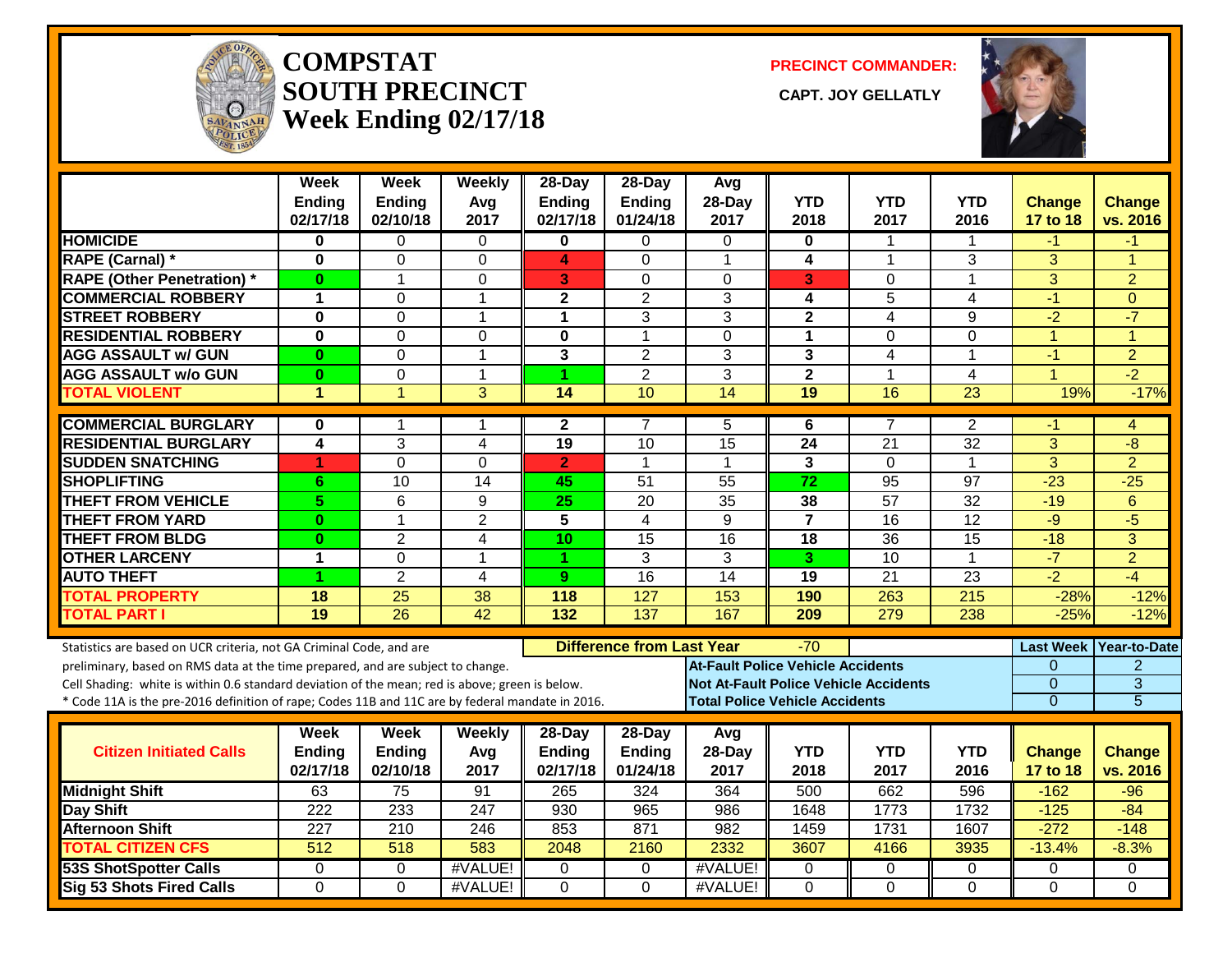# COMPSTAT SOUTH PRECINCT Week Ending 02/17/18

**PRECINCT COMMANDER:**

**CAPT. JOY GELLATLY**

| | Week Ending 02/17/18 | Week Ending 02/10/18 | Weekly Avg 2017 | 28-Day Ending 02/17/18 | 28-Day Ending 01/24/18 | Avg 28-Day 2017 | YTD 2018 | YTD 2017 | YTD 2016 | Change 17 to 18 | Change vs. 2016 |
|---|---|---|---|---|---|---|---|---|---|---|---|
| HOMICIDE | 0 | 0 | 0 | 0 | 0 | 0 | 0 | 1 | 1 | -1 | -1 |
| RAPE (Carnal) * | 0 | 0 | 0 | 4 | 0 | 1 | 4 | 1 | 3 | 3 | 1 |
| RAPE (Other Penetration) * | 0 | 1 | 0 | 3 | 0 | 0 | 3 | 0 | 1 | 3 | 2 |
| COMMERCIAL ROBBERY | 1 | 0 | 1 | 2 | 2 | 3 | 4 | 5 | 4 | -1 | 0 |
| STREET ROBBERY | 0 | 0 | 1 | 1 | 3 | 3 | 2 | 4 | 9 | -2 | -7 |
| RESIDENTIAL ROBBERY | 0 | 0 | 0 | 0 | 1 | 0 | 1 | 0 | 0 | 1 | 1 |
| AGG ASSAULT w/ GUN | 0 | 0 | 1 | 3 | 2 | 3 | 3 | 4 | 1 | -1 | 2 |
| AGG ASSAULT w/o GUN | 0 | 0 | 1 | 1 | 2 | 3 | 2 | 1 | 4 | 1 | -2 |
| TOTAL VIOLENT | 1 | 1 | 3 | 14 | 10 | 14 | 19 | 16 | 23 | 19% | -17% |
| COMMERCIAL BURGLARY | 0 | 1 | 1 | 2 | 7 | 5 | 6 | 7 | 2 | -1 | 4 |
| RESIDENTIAL BURGLARY | 4 | 3 | 4 | 19 | 10 | 15 | 24 | 21 | 32 | 3 | -8 |
| SUDDEN SNATCHING | 1 | 0 | 0 | 2 | 1 | 1 | 3 | 0 | 1 | 3 | 2 |
| SHOPLIFTING | 6 | 10 | 14 | 45 | 51 | 55 | 72 | 95 | 97 | -23 | -25 |
| THEFT FROM VEHICLE | 5 | 6 | 9 | 25 | 20 | 35 | 38 | 57 | 32 | -19 | 6 |
| THEFT FROM YARD | 0 | 1 | 2 | 5 | 4 | 9 | 7 | 16 | 12 | -9 | -5 |
| THEFT FROM BLDG | 0 | 2 | 4 | 10 | 15 | 16 | 18 | 36 | 15 | -18 | 3 |
| OTHER LARCENY | 1 | 0 | 1 | 1 | 3 | 3 | 3 | 10 | 1 | -7 | 2 |
| AUTO THEFT | 1 | 2 | 4 | 9 | 16 | 14 | 19 | 21 | 23 | -2 | -4 |
| TOTAL PROPERTY | 18 | 25 | 38 | 118 | 127 | 153 | 190 | 263 | 215 | -28% | -12% |
| TOTAL PART I | 19 | 26 | 42 | 132 | 137 | 167 | 209 | 279 | 238 | -25% | -12% |

Statistics are based on UCR criteria, not GA Criminal Code, and are preliminary, based on RMS data at the time prepared, and are subject to change.
Cell Shading: white is within 0.6 standard deviation of the mean; red is above; green is below.
* Code 11A is the pre-2016 definition of rape; Codes 11B and 11C are by federal mandate in 2016.

**Difference from Last Year:** -70

| | Last Week | Year-to-Date |
|---|---|---|
| At-Fault Police Vehicle Accidents | 0 | 2 |
| Not At-Fault Police Vehicle Accidents | 0 | 3 |
| Total Police Vehicle Accidents | 0 | 5 |

| Citizen Initiated Calls | Week Ending 02/17/18 | Week Ending 02/10/18 | Weekly Avg 2017 | 28-Day Ending 02/17/18 | 28-Day Ending 01/24/18 | Avg 28-Day 2017 | YTD 2018 | YTD 2017 | YTD 2016 | Change 17 to 18 | Change vs. 2016 |
|---|---|---|---|---|---|---|---|---|---|---|---|
| Midnight Shift | 63 | 75 | 91 | 265 | 324 | 364 | 500 | 662 | 596 | -162 | -96 |
| Day Shift | 222 | 233 | 247 | 930 | 965 | 986 | 1648 | 1773 | 1732 | -125 | -84 |
| Afternoon Shift | 227 | 210 | 246 | 853 | 871 | 982 | 1459 | 1731 | 1607 | -272 | -148 |
| TOTAL CITIZEN CFS | 512 | 518 | 583 | 2048 | 2160 | 2332 | 3607 | 4166 | 3935 | -13.4% | -8.3% |
| 53S ShotSpotter Calls | 0 | 0 | #VALUE! | 0 | 0 | #VALUE! | 0 | 0 | 0 | 0 | 0 |
| Sig 53 Shots Fired Calls | 0 | 0 | #VALUE! | 0 | 0 | #VALUE! | 0 | 0 | 0 | 0 | 0 |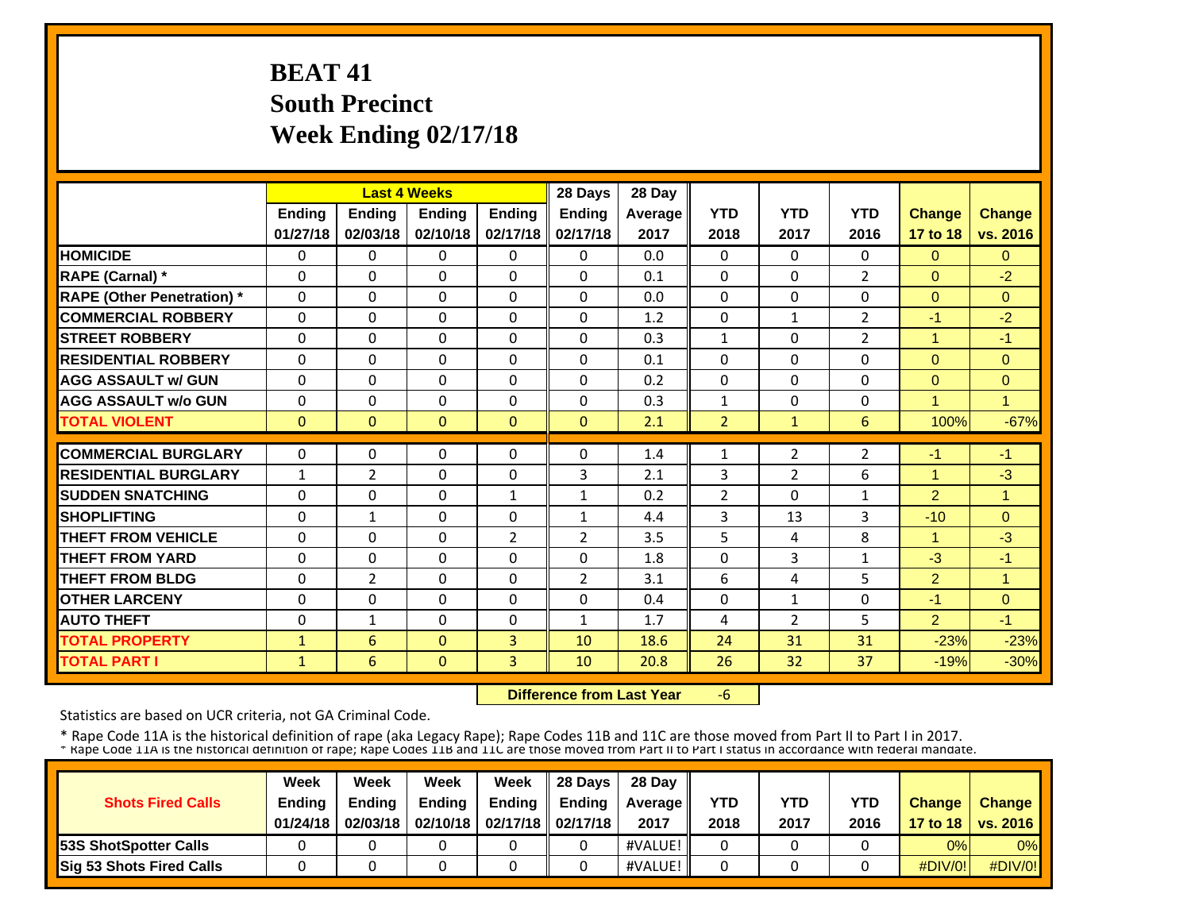# BEAT 41
# South Precinct
# Week Ending 02/17/18

| | Last 4 Weeks | | | | 28 Days | 28 Day | YTD | YTD | YTD | Change | Change |
|---|---|---|---|---|---|---|---|---|---|---|---|
| | Ending 01/27/18 | Ending 02/03/18 | Ending 02/10/18 | Ending 02/17/18 | Ending 02/17/18 | Average 2017 | 2018 | 2017 | 2016 | 17 to 18 | vs. 2016 |
| **HOMICIDE** | 0 | 0 | 0 | 0 | 0 | 0.0 | 0 | 0 | 0 | 0 | 0 |
| **RAPE (Carnal) *** | 0 | 0 | 0 | 0 | 0 | 0.1 | 0 | 0 | 2 | 0 | -2 |
| **RAPE (Other Penetration) *** | 0 | 0 | 0 | 0 | 0 | 0.0 | 0 | 0 | 0 | 0 | 0 |
| **COMMERCIAL ROBBERY** | 0 | 0 | 0 | 0 | 0 | 1.2 | 0 | 1 | 2 | -1 | -2 |
| **STREET ROBBERY** | 0 | 0 | 0 | 0 | 0 | 0.3 | 1 | 0 | 2 | 1 | -1 |
| **RESIDENTIAL ROBBERY** | 0 | 0 | 0 | 0 | 0 | 0.1 | 0 | 0 | 0 | 0 | 0 |
| **AGG ASSAULT w/ GUN** | 0 | 0 | 0 | 0 | 0 | 0.2 | 0 | 0 | 0 | 0 | 0 |
| **AGG ASSAULT w/o GUN** | 0 | 0 | 0 | 0 | 0 | 0.3 | 1 | 0 | 0 | 1 | 1 |
| **TOTAL VIOLENT** | 0 | 0 | 0 | 0 | 0 | 2.1 | 2 | 1 | 6 | 100% | -67% |
| **COMMERCIAL BURGLARY** | 0 | 0 | 0 | 0 | 0 | 1.4 | 1 | 2 | 2 | -1 | -1 |
| **RESIDENTIAL BURGLARY** | 1 | 2 | 0 | 0 | 3 | 2.1 | 3 | 2 | 6 | 1 | -3 |
| **SUDDEN SNATCHING** | 0 | 0 | 0 | 1 | 1 | 0.2 | 2 | 0 | 1 | 2 | 1 |
| **SHOPLIFTING** | 0 | 1 | 0 | 0 | 1 | 4.4 | 3 | 13 | 3 | -10 | 0 |
| **THEFT FROM VEHICLE** | 0 | 0 | 0 | 2 | 2 | 3.5 | 5 | 4 | 8 | 1 | -3 |
| **THEFT FROM YARD** | 0 | 0 | 0 | 0 | 0 | 1.8 | 0 | 3 | 1 | -3 | -1 |
| **THEFT FROM BLDG** | 0 | 2 | 0 | 0 | 2 | 3.1 | 6 | 4 | 5 | 2 | 1 |
| **OTHER LARCENY** | 0 | 0 | 0 | 0 | 0 | 0.4 | 0 | 1 | 0 | -1 | 0 |
| **AUTO THEFT** | 0 | 1 | 0 | 0 | 1 | 1.7 | 4 | 2 | 5 | 2 | -1 |
| **TOTAL PROPERTY** | 1 | 6 | 0 | 3 | 10 | 18.6 | 24 | 31 | 31 | -23% | -23% |
| **TOTAL PART I** | 1 | 6 | 0 | 3 | 10 | 20.8 | 26 | 32 | 37 | -19% | -30% |

**Difference from Last Year** -6

Statistics are based on UCR criteria, not GA Criminal Code.

* Rape Code 11A is the historical definition of rape (aka Legacy Rape); Rape Codes 11B and 11C are those moved from Part II to Part I in 2017.
* Rape Code 11A is the historical definition of rape; Rape Codes 11B and 11C are those moved from Part II to Part I status in accordance with federal mandate.

| Shots Fired Calls | Week Ending 01/24/18 | Week Ending 02/03/18 | Week Ending 02/10/18 | Week Ending 02/17/18 | 28 Days Ending 02/17/18 | 28 Day Average 2017 | YTD 2018 | YTD 2017 | YTD 2016 | Change 17 to 18 | Change vs. 2016 |
|---|---|---|---|---|---|---|---|---|---|---|---|
| **53S ShotSpotter Calls** | 0 | 0 | 0 | 0 | 0 | #VALUE! | 0 | 0 | 0 | 0% | 0% |
| **Sig 53 Shots Fired Calls** | 0 | 0 | 0 | 0 | 0 | #VALUE! | 0 | 0 | 0 | #DIV/0! | #DIV/0! |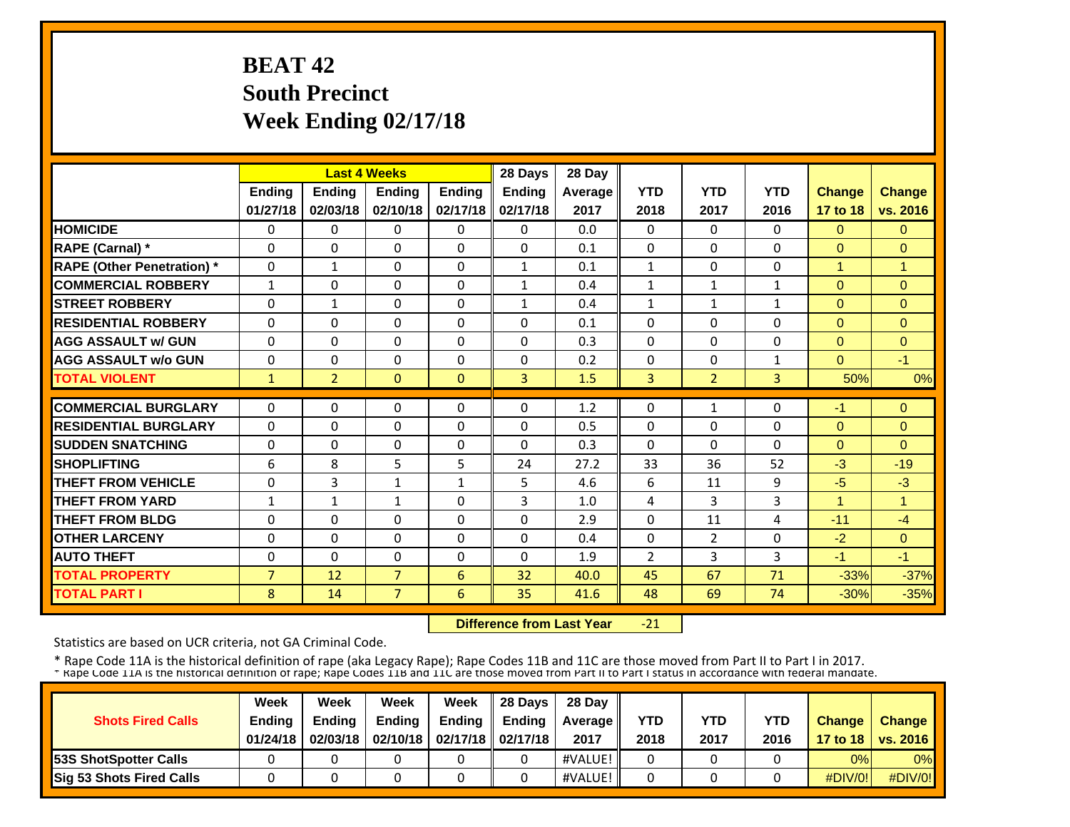# BEAT 42
# South Precinct
# Week Ending 02/17/18

| | Last 4 Weeks | | | | 28 Days | 28 Day | | | | | |
|---|---|---|---|---|---|---|---|---|---|---|---|
| | Ending 01/27/18 | Ending 02/03/18 | Ending 02/10/18 | Ending 02/17/18 | Ending 02/17/18 | Average 2017 | YTD 2018 | YTD 2017 | YTD 2016 | Change 17 to 18 | Change vs. 2016 |
| HOMICIDE | 0 | 0 | 0 | 0 | 0 | 0.0 | 0 | 0 | 0 | 0 | 0 |
| RAPE (Carnal) * | 0 | 0 | 0 | 0 | 0 | 0.1 | 0 | 0 | 0 | 0 | 0 |
| RAPE (Other Penetration) * | 0 | 1 | 0 | 0 | 1 | 0.1 | 1 | 0 | 0 | 1 | 1 |
| COMMERCIAL ROBBERY | 1 | 0 | 0 | 0 | 1 | 0.4 | 1 | 1 | 1 | 0 | 0 |
| STREET ROBBERY | 0 | 1 | 0 | 0 | 1 | 0.4 | 1 | 1 | 1 | 0 | 0 |
| RESIDENTIAL ROBBERY | 0 | 0 | 0 | 0 | 0 | 0.1 | 0 | 0 | 0 | 0 | 0 |
| AGG ASSAULT w/ GUN | 0 | 0 | 0 | 0 | 0 | 0.3 | 0 | 0 | 0 | 0 | 0 |
| AGG ASSAULT w/o GUN | 0 | 0 | 0 | 0 | 0 | 0.2 | 0 | 0 | 1 | 0 | -1 |
| TOTAL VIOLENT | 1 | 2 | 0 | 0 | 3 | 1.5 | 3 | 2 | 3 | 50% | 0% |
| COMMERCIAL BURGLARY | 0 | 0 | 0 | 0 | 0 | 1.2 | 0 | 1 | 0 | -1 | 0 |
| RESIDENTIAL BURGLARY | 0 | 0 | 0 | 0 | 0 | 0.5 | 0 | 0 | 0 | 0 | 0 |
| SUDDEN SNATCHING | 0 | 0 | 0 | 0 | 0 | 0.3 | 0 | 0 | 0 | 0 | 0 |
| SHOPLIFTING | 6 | 8 | 5 | 5 | 24 | 27.2 | 33 | 36 | 52 | -3 | -19 |
| THEFT FROM VEHICLE | 0 | 3 | 1 | 1 | 5 | 4.6 | 6 | 11 | 9 | -5 | -3 |
| THEFT FROM YARD | 1 | 1 | 1 | 0 | 3 | 1.0 | 4 | 3 | 3 | 1 | 1 |
| THEFT FROM BLDG | 0 | 0 | 0 | 0 | 0 | 2.9 | 0 | 11 | 4 | -11 | -4 |
| OTHER LARCENY | 0 | 0 | 0 | 0 | 0 | 0.4 | 0 | 2 | 0 | -2 | 0 |
| AUTO THEFT | 0 | 0 | 0 | 0 | 0 | 1.9 | 2 | 3 | 3 | -1 | -1 |
| TOTAL PROPERTY | 7 | 12 | 7 | 6 | 32 | 40.0 | 45 | 67 | 71 | -33% | -37% |
| TOTAL PART I | 8 | 14 | 7 | 6 | 35 | 41.6 | 48 | 69 | 74 | -30% | -35% |

**Difference from Last Year** -21

Statistics are based on UCR criteria, not GA Criminal Code.

* Rape Code 11A is the historical definition of rape (aka Legacy Rape); Rape Codes 11B and 11C are those moved from Part II to Part I in 2017.
* Rape Code 11A is the historical definition of rape; Rape Codes 11B and 11C are those moved from Part II to Part I status in accordance with federal mandate.

| Shots Fired Calls | Week Ending 01/24/18 | Week Ending 02/03/18 | Week Ending 02/10/18 | Week Ending 02/17/18 | 28 Days Ending 02/17/18 | 28 Day Average 2017 | YTD 2018 | YTD 2017 | YTD 2016 | Change 17 to 18 | Change vs. 2016 |
|---|---|---|---|---|---|---|---|---|---|---|---|
| 53S ShotSpotter Calls | 0 | 0 | 0 | 0 | 0 | #VALUE! | 0 | 0 | 0 | 0% | 0% |
| Sig 53 Shots Fired Calls | 0 | 0 | 0 | 0 | 0 | #VALUE! | 0 | 0 | 0 | #DIV/0! | #DIV/0! |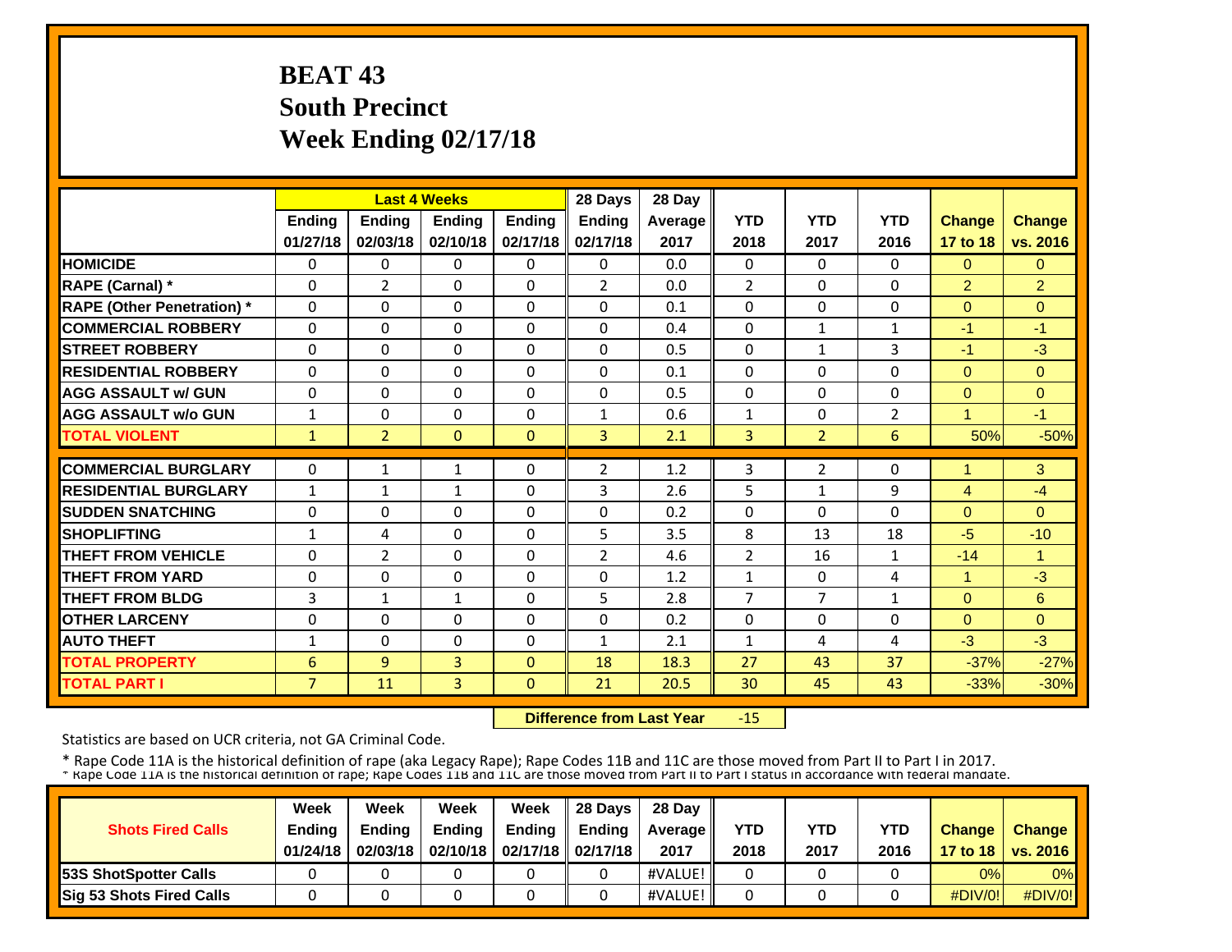# BEAT 43
# South Precinct
# Week Ending 02/17/18

| | Last 4 Weeks | | | | 28 Days | 28 Day | | | | | |
|---|---|---|---|---|---|---|---|---|---|---|---|
| | Ending 01/27/18 | Ending 02/03/18 | Ending 02/10/18 | Ending 02/17/18 | Ending 02/17/18 | Average 2017 | YTD 2018 | YTD 2017 | YTD 2016 | Change 17 to 18 | Change vs. 2016 |
| **HOMICIDE** | 0 | 0 | 0 | 0 | 0 | 0.0 | 0 | 0 | 0 | 0 | 0 |
| **RAPE (Carnal) *** | 0 | 2 | 0 | 0 | 2 | 0.0 | 2 | 0 | 0 | 2 | 2 |
| **RAPE (Other Penetration) *** | 0 | 0 | 0 | 0 | 0 | 0.1 | 0 | 0 | 0 | 0 | 0 |
| **COMMERCIAL ROBBERY** | 0 | 0 | 0 | 0 | 0 | 0.4 | 0 | 1 | 1 | -1 | -1 |
| **STREET ROBBERY** | 0 | 0 | 0 | 0 | 0 | 0.5 | 0 | 1 | 3 | -1 | -3 |
| **RESIDENTIAL ROBBERY** | 0 | 0 | 0 | 0 | 0 | 0.1 | 0 | 0 | 0 | 0 | 0 |
| **AGG ASSAULT w/ GUN** | 0 | 0 | 0 | 0 | 0 | 0.5 | 0 | 0 | 0 | 0 | 0 |
| **AGG ASSAULT w/o GUN** | 1 | 0 | 0 | 0 | 1 | 0.6 | 1 | 0 | 2 | 1 | -1 |
| **TOTAL VIOLENT** | 1 | 2 | 0 | 0 | 3 | 2.1 | 3 | 2 | 6 | 50% | -50% |
| **COMMERCIAL BURGLARY** | 0 | 1 | 1 | 0 | 2 | 1.2 | 3 | 2 | 0 | 1 | 3 |
| **RESIDENTIAL BURGLARY** | 1 | 1 | 1 | 0 | 3 | 2.6 | 5 | 1 | 9 | 4 | -4 |
| **SUDDEN SNATCHING** | 0 | 0 | 0 | 0 | 0 | 0.2 | 0 | 0 | 0 | 0 | 0 |
| **SHOPLIFTING** | 1 | 4 | 0 | 0 | 5 | 3.5 | 8 | 13 | 18 | -5 | -10 |
| **THEFT FROM VEHICLE** | 0 | 2 | 0 | 0 | 2 | 4.6 | 2 | 16 | 1 | -14 | 1 |
| **THEFT FROM YARD** | 0 | 0 | 0 | 0 | 0 | 1.2 | 1 | 0 | 4 | 1 | -3 |
| **THEFT FROM BLDG** | 3 | 1 | 1 | 0 | 5 | 2.8 | 7 | 7 | 1 | 0 | 6 |
| **OTHER LARCENY** | 0 | 0 | 0 | 0 | 0 | 0.2 | 0 | 0 | 0 | 0 | 0 |
| **AUTO THEFT** | 1 | 0 | 0 | 0 | 1 | 2.1 | 1 | 4 | 4 | -3 | -3 |
| **TOTAL PROPERTY** | 6 | 9 | 3 | 0 | 18 | 18.3 | 27 | 43 | 37 | -37% | -27% |
| **TOTAL PART I** | 7 | 11 | 3 | 0 | 21 | 20.5 | 30 | 45 | 43 | -33% | -30% |

**Difference from Last Year** -15

Statistics are based on UCR criteria, not GA Criminal Code.

* Rape Code 11A is the historical definition of rape (aka Legacy Rape); Rape Codes 11B and 11C are those moved from Part II to Part I in 2017.
* Rape Code 11A is the historical definition of rape; Rape Codes 11B and 11C are those moved from Part II to Part I status in accordance with federal mandate.

| Shots Fired Calls | Week Ending 01/24/18 | Week Ending 02/03/18 | Week Ending 02/10/18 | Week Ending 02/17/18 | 28 Days Ending 02/17/18 | 28 Day Average 2017 | YTD 2018 | YTD 2017 | YTD 2016 | Change 17 to 18 | Change vs. 2016 |
|---|---|---|---|---|---|---|---|---|---|---|---|
| **53S ShotSpotter Calls** | 0 | 0 | 0 | 0 | 0 | #VALUE! | 0 | 0 | 0 | 0% | 0% |
| **Sig 53 Shots Fired Calls** | 0 | 0 | 0 | 0 | 0 | #VALUE! | 0 | 0 | 0 | #DIV/0! | #DIV/0! |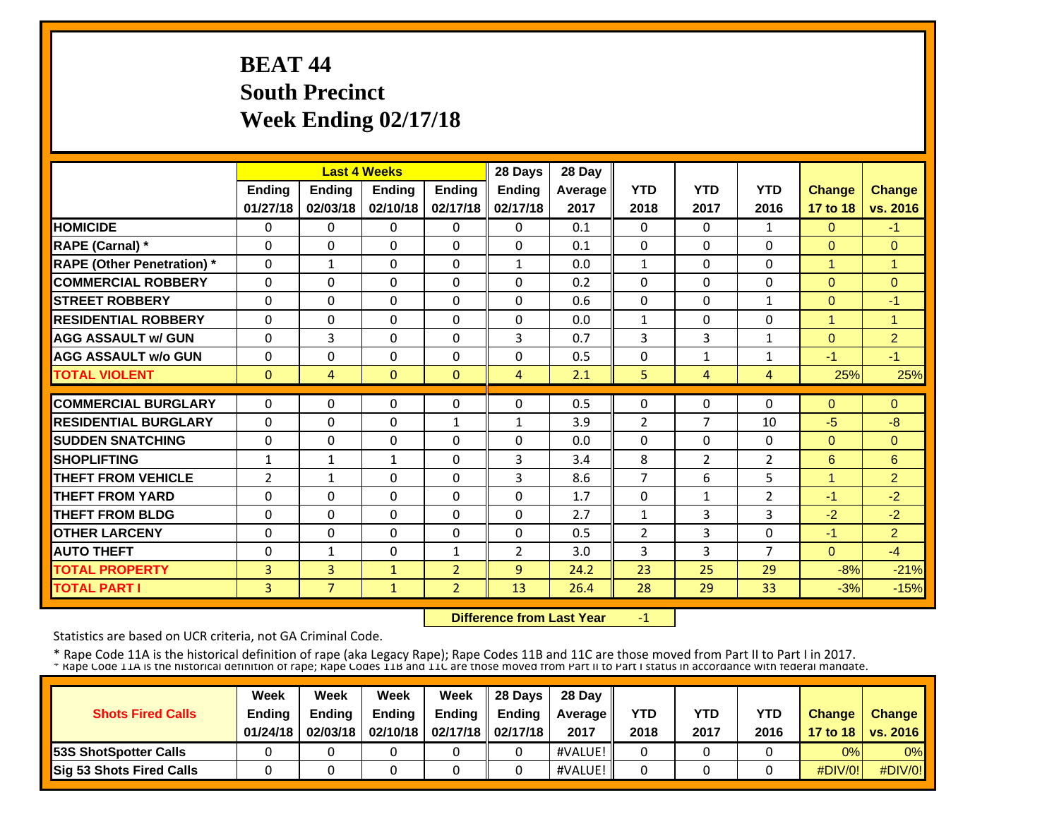# BEAT 44
# South Precinct
# Week Ending 02/17/18

| | Last 4 Weeks | | | | 28 Days | 28 Day | | | | | |
|---|---|---|---|---|---|---|---|---|---|---|---|
| | Ending 01/27/18 | Ending 02/03/18 | Ending 02/10/18 | Ending 02/17/18 | Ending 02/17/18 | Average 2017 | YTD 2018 | YTD 2017 | YTD 2016 | Change 17 to 18 | Change vs. 2016 |
| **HOMICIDE** | 0 | 0 | 0 | 0 | 0 | 0.1 | 0 | 0 | 1 | 0 | -1 |
| **RAPE (Carnal) *** | 0 | 0 | 0 | 0 | 0 | 0.1 | 0 | 0 | 0 | 0 | 0 |
| **RAPE (Other Penetration) *** | 0 | 1 | 0 | 0 | 1 | 0.0 | 1 | 0 | 0 | 1 | 1 |
| **COMMERCIAL ROBBERY** | 0 | 0 | 0 | 0 | 0 | 0.2 | 0 | 0 | 0 | 0 | 0 |
| **STREET ROBBERY** | 0 | 0 | 0 | 0 | 0 | 0.6 | 0 | 0 | 1 | 0 | -1 |
| **RESIDENTIAL ROBBERY** | 0 | 0 | 0 | 0 | 0 | 0.0 | 1 | 0 | 0 | 1 | 1 |
| **AGG ASSAULT w/ GUN** | 0 | 3 | 0 | 0 | 3 | 0.7 | 3 | 3 | 1 | 0 | 2 |
| **AGG ASSAULT w/o GUN** | 0 | 0 | 0 | 0 | 0 | 0.5 | 0 | 1 | 1 | -1 | -1 |
| **TOTAL VIOLENT** | 0 | 4 | 0 | 0 | 4 | 2.1 | 5 | 4 | 4 | 25% | 25% |
| **COMMERCIAL BURGLARY** | 0 | 0 | 0 | 0 | 0 | 0.5 | 0 | 0 | 0 | 0 | 0 |
| **RESIDENTIAL BURGLARY** | 0 | 0 | 0 | 1 | 1 | 3.9 | 2 | 7 | 10 | -5 | -8 |
| **SUDDEN SNATCHING** | 0 | 0 | 0 | 0 | 0 | 0.0 | 0 | 0 | 0 | 0 | 0 |
| **SHOPLIFTING** | 1 | 1 | 1 | 0 | 3 | 3.4 | 8 | 2 | 2 | 6 | 6 |
| **THEFT FROM VEHICLE** | 2 | 1 | 0 | 0 | 3 | 8.6 | 7 | 6 | 5 | 1 | 2 |
| **THEFT FROM YARD** | 0 | 0 | 0 | 0 | 0 | 1.7 | 0 | 1 | 2 | -1 | -2 |
| **THEFT FROM BLDG** | 0 | 0 | 0 | 0 | 0 | 2.7 | 1 | 3 | 3 | -2 | -2 |
| **OTHER LARCENY** | 0 | 0 | 0 | 0 | 0 | 0.5 | 2 | 3 | 0 | -1 | 2 |
| **AUTO THEFT** | 0 | 1 | 0 | 1 | 2 | 3.0 | 3 | 3 | 7 | 0 | -4 |
| **TOTAL PROPERTY** | 3 | 3 | 1 | 2 | 9 | 24.2 | 23 | 25 | 29 | -8% | -21% |
| **TOTAL PART I** | 3 | 7 | 1 | 2 | 13 | 26.4 | 28 | 29 | 33 | -3% | -15% |

**Difference from Last Year** -1

Statistics are based on UCR criteria, not GA Criminal Code.

* Rape Code 11A is the historical definition of rape (aka Legacy Rape); Rape Codes 11B and 11C are those moved from Part II to Part I in 2017.
* Rape Code 11A is the historical definition of rape; Rape Codes 11B and 11C are those moved from Part II to Part I status in accordance with federal mandate.

| **Shots Fired Calls** | Week Ending 01/24/18 | Week Ending 02/03/18 | Week Ending 02/10/18 | Week Ending 02/17/18 | 28 Days Ending 02/17/18 | 28 Day Average 2017 | YTD 2018 | YTD 2017 | YTD 2016 | Change 17 to 18 | Change vs. 2016 |
|---|---|---|---|---|---|---|---|---|---|---|---|
| **53S ShotSpotter Calls** | 0 | 0 | 0 | 0 | 0 | #VALUE! | 0 | 0 | 0 | 0% | 0% |
| **Sig 53 Shots Fired Calls** | 0 | 0 | 0 | 0 | 0 | #VALUE! | 0 | 0 | 0 | #DIV/0! | #DIV/0! |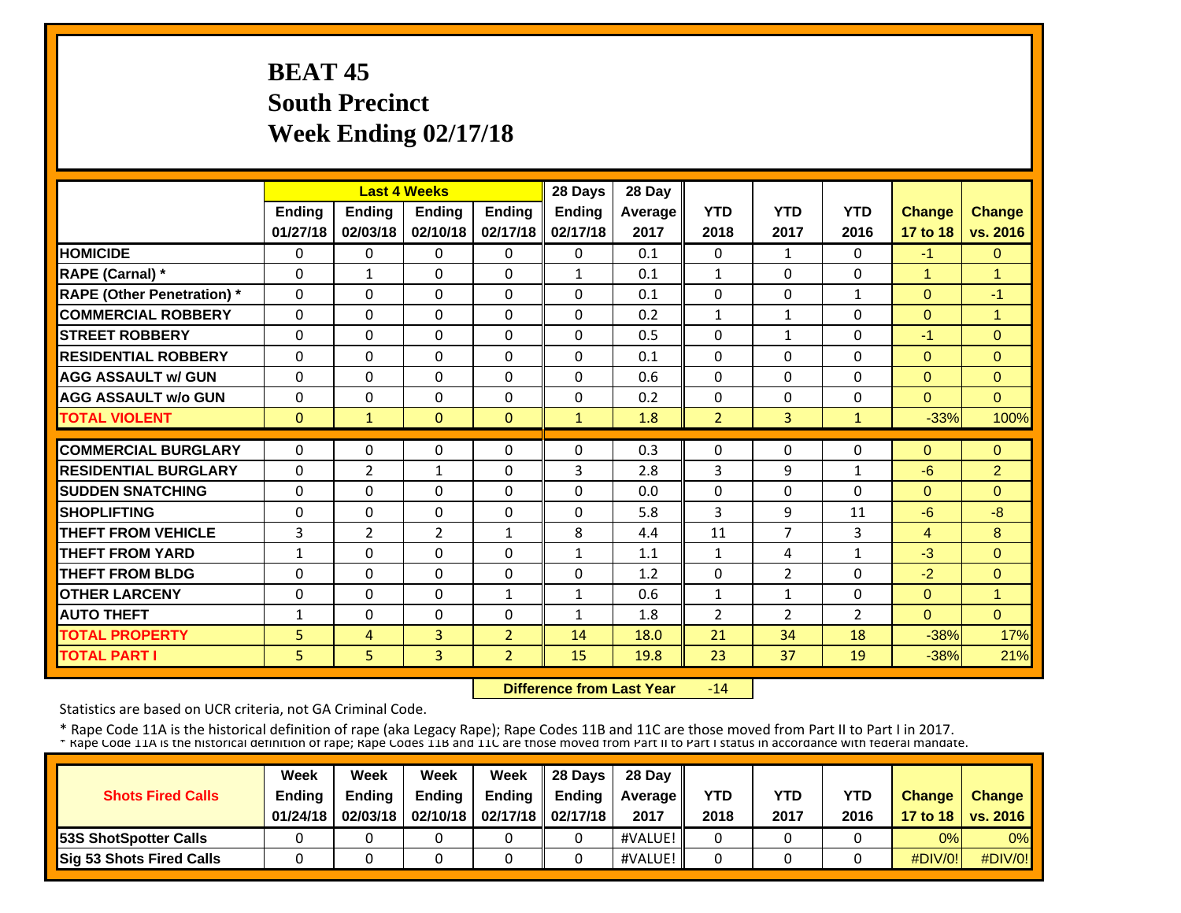# BEAT 45
# South Precinct
# Week Ending 02/17/18

| | Last 4 Weeks | | | | 28 Days | 28 Day | | | | | |
|---|---|---|---|---|---|---|---|---|---|---|---|
| | Ending 01/27/18 | Ending 02/03/18 | Ending 02/10/18 | Ending 02/17/18 | Ending 02/17/18 | Average 2017 | YTD 2018 | YTD 2017 | YTD 2016 | Change 17 to 18 | Change vs. 2016 |
| HOMICIDE | 0 | 0 | 0 | 0 | 0 | 0.1 | 0 | 1 | 0 | -1 | 0 |
| RAPE (Carnal) * | 0 | 1 | 0 | 0 | 1 | 0.1 | 1 | 0 | 0 | 1 | 1 |
| RAPE (Other Penetration) * | 0 | 0 | 0 | 0 | 0 | 0.1 | 0 | 0 | 1 | 0 | -1 |
| COMMERCIAL ROBBERY | 0 | 0 | 0 | 0 | 0 | 0.2 | 1 | 1 | 0 | 0 | 1 |
| STREET ROBBERY | 0 | 0 | 0 | 0 | 0 | 0.5 | 0 | 1 | 0 | -1 | 0 |
| RESIDENTIAL ROBBERY | 0 | 0 | 0 | 0 | 0 | 0.1 | 0 | 0 | 0 | 0 | 0 |
| AGG ASSAULT w/ GUN | 0 | 0 | 0 | 0 | 0 | 0.6 | 0 | 0 | 0 | 0 | 0 |
| AGG ASSAULT w/o GUN | 0 | 0 | 0 | 0 | 0 | 0.2 | 0 | 0 | 0 | 0 | 0 |
| TOTAL VIOLENT | 0 | 1 | 0 | 0 | 1 | 1.8 | 2 | 3 | 1 | -33% | 100% |
| COMMERCIAL BURGLARY | 0 | 0 | 0 | 0 | 0 | 0.3 | 0 | 0 | 0 | 0 | 0 |
| RESIDENTIAL BURGLARY | 0 | 2 | 1 | 0 | 3 | 2.8 | 3 | 9 | 1 | -6 | 2 |
| SUDDEN SNATCHING | 0 | 0 | 0 | 0 | 0 | 0.0 | 0 | 0 | 0 | 0 | 0 |
| SHOPLIFTING | 0 | 0 | 0 | 0 | 0 | 5.8 | 3 | 9 | 11 | -6 | -8 |
| THEFT FROM VEHICLE | 3 | 2 | 2 | 1 | 8 | 4.4 | 11 | 7 | 3 | 4 | 8 |
| THEFT FROM YARD | 1 | 0 | 0 | 0 | 1 | 1.1 | 1 | 4 | 1 | -3 | 0 |
| THEFT FROM BLDG | 0 | 0 | 0 | 0 | 0 | 1.2 | 0 | 2 | 0 | -2 | 0 |
| OTHER LARCENY | 0 | 0 | 0 | 1 | 1 | 0.6 | 1 | 1 | 0 | 0 | 1 |
| AUTO THEFT | 1 | 0 | 0 | 0 | 1 | 1.8 | 2 | 2 | 2 | 0 | 0 |
| TOTAL PROPERTY | 5 | 4 | 3 | 2 | 14 | 18.0 | 21 | 34 | 18 | -38% | 17% |
| TOTAL PART I | 5 | 5 | 3 | 2 | 15 | 19.8 | 23 | 37 | 19 | -38% | 21% |

**Difference from Last Year** -14

Statistics are based on UCR criteria, not GA Criminal Code.

* Rape Code 11A is the historical definition of rape (aka Legacy Rape); Rape Codes 11B and 11C are those moved from Part II to Part I in 2017.
* Rape Code 11A is the historical definition of rape; Rape Codes 11B and 11C are those moved from Part II to Part I status in accordance with federal mandate.

| Shots Fired Calls | Week Ending 01/24/18 | Week Ending 02/03/18 | Week Ending 02/10/18 | Week Ending 02/17/18 | 28 Days Ending 02/17/18 | 28 Day Average 2017 | YTD 2018 | YTD 2017 | YTD 2016 | Change 17 to 18 | Change vs. 2016 |
|---|---|---|---|---|---|---|---|---|---|---|---|
| 53S ShotSpotter Calls | 0 | 0 | 0 | 0 | 0 | #VALUE! | 0 | 0 | 0 | 0% | 0% |
| Sig 53 Shots Fired Calls | 0 | 0 | 0 | 0 | 0 | #VALUE! | 0 | 0 | 0 | #DIV/0! | #DIV/0! |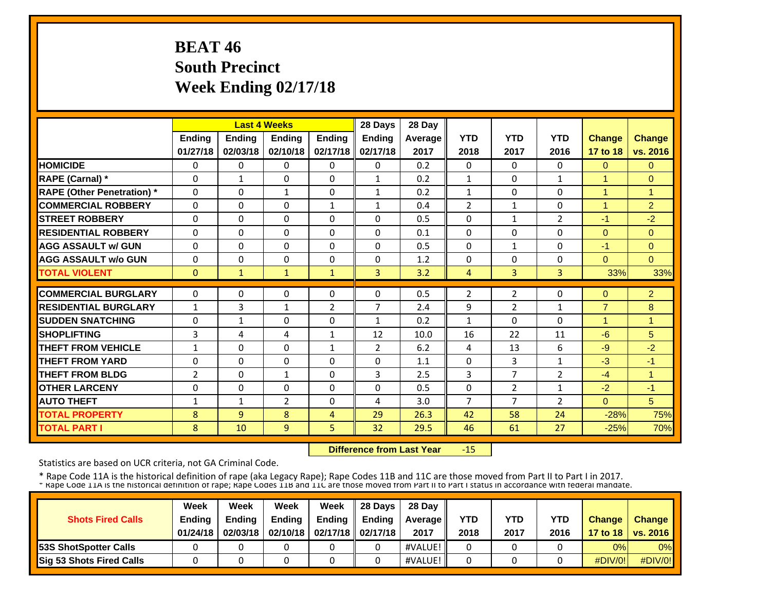# BEAT 46
## South Precinct
## Week Ending 02/17/18

| | Last 4 Weeks | | | | 28 Days | 28 Day | | | | | |
|---|---|---|---|---|---|---|---|---|---|---|---|
| | Ending 01/27/18 | Ending 02/03/18 | Ending 02/10/18 | Ending 02/17/18 | Ending 02/17/18 | Average 2017 | YTD 2018 | YTD 2017 | YTD 2016 | Change 17 to 18 | Change vs. 2016 |
| **HOMICIDE** | 0 | 0 | 0 | 0 | 0 | 0.2 | 0 | 0 | 0 | 0 | 0 |
| **RAPE (Carnal) *** | 0 | 1 | 0 | 0 | 1 | 0.2 | 1 | 0 | 1 | 1 | 0 |
| **RAPE (Other Penetration) *** | 0 | 0 | 1 | 0 | 1 | 0.2 | 1 | 0 | 0 | 1 | 1 |
| **COMMERCIAL ROBBERY** | 0 | 0 | 0 | 1 | 1 | 0.4 | 2 | 1 | 0 | 1 | 2 |
| **STREET ROBBERY** | 0 | 0 | 0 | 0 | 0 | 0.5 | 0 | 1 | 2 | -1 | -2 |
| **RESIDENTIAL ROBBERY** | 0 | 0 | 0 | 0 | 0 | 0.1 | 0 | 0 | 0 | 0 | 0 |
| **AGG ASSAULT w/ GUN** | 0 | 0 | 0 | 0 | 0 | 0.5 | 0 | 1 | 0 | -1 | 0 |
| **AGG ASSAULT w/o GUN** | 0 | 0 | 0 | 0 | 0 | 1.2 | 0 | 0 | 0 | 0 | 0 |
| **TOTAL VIOLENT** | 0 | 1 | 1 | 1 | 3 | 3.2 | 4 | 3 | 3 | 33% | 33% |
| **COMMERCIAL BURGLARY** | 0 | 0 | 0 | 0 | 0 | 0.5 | 2 | 2 | 0 | 0 | 2 |
| **RESIDENTIAL BURGLARY** | 1 | 3 | 1 | 2 | 7 | 2.4 | 9 | 2 | 1 | 7 | 8 |
| **SUDDEN SNATCHING** | 0 | 1 | 0 | 0 | 1 | 0.2 | 1 | 0 | 0 | 1 | 1 |
| **SHOPLIFTING** | 3 | 4 | 4 | 1 | 12 | 10.0 | 16 | 22 | 11 | -6 | 5 |
| **THEFT FROM VEHICLE** | 1 | 0 | 0 | 1 | 2 | 6.2 | 4 | 13 | 6 | -9 | -2 |
| **THEFT FROM YARD** | 0 | 0 | 0 | 0 | 0 | 1.1 | 0 | 3 | 1 | -3 | -1 |
| **THEFT FROM BLDG** | 2 | 0 | 1 | 0 | 3 | 2.5 | 3 | 7 | 2 | -4 | 1 |
| **OTHER LARCENY** | 0 | 0 | 0 | 0 | 0 | 0.5 | 0 | 2 | 1 | -2 | -1 |
| **AUTO THEFT** | 1 | 1 | 2 | 0 | 4 | 3.0 | 7 | 7 | 2 | 0 | 5 |
| **TOTAL PROPERTY** | 8 | 9 | 8 | 4 | 29 | 26.3 | 42 | 58 | 24 | -28% | 75% |
| **TOTAL PART I** | 8 | 10 | 9 | 5 | 32 | 29.5 | 46 | 61 | 27 | -25% | 70% |

**Difference from Last Year** -15

Statistics are based on UCR criteria, not GA Criminal Code.

* Rape Code 11A is the historical definition of rape (aka Legacy Rape); Rape Codes 11B and 11C are those moved from Part II to Part I in 2017.

| Shots Fired Calls | Week Ending 01/24/18 | Week Ending 02/03/18 | Week Ending 02/10/18 | Week Ending 02/17/18 | 28 Days Ending 02/17/18 | 28 Day Average 2017 | YTD 2018 | YTD 2017 | YTD 2016 | Change 17 to 18 | Change vs. 2016 |
|---|---|---|---|---|---|---|---|---|---|---|---|
| **53S ShotSpotter Calls** | 0 | 0 | 0 | 0 | 0 | #VALUE! | 0 | 0 | 0 | 0% | 0% |
| **Sig 53 Shots Fired Calls** | 0 | 0 | 0 | 0 | 0 | #VALUE! | 0 | 0 | 0 | #DIV/0! | #DIV/0! |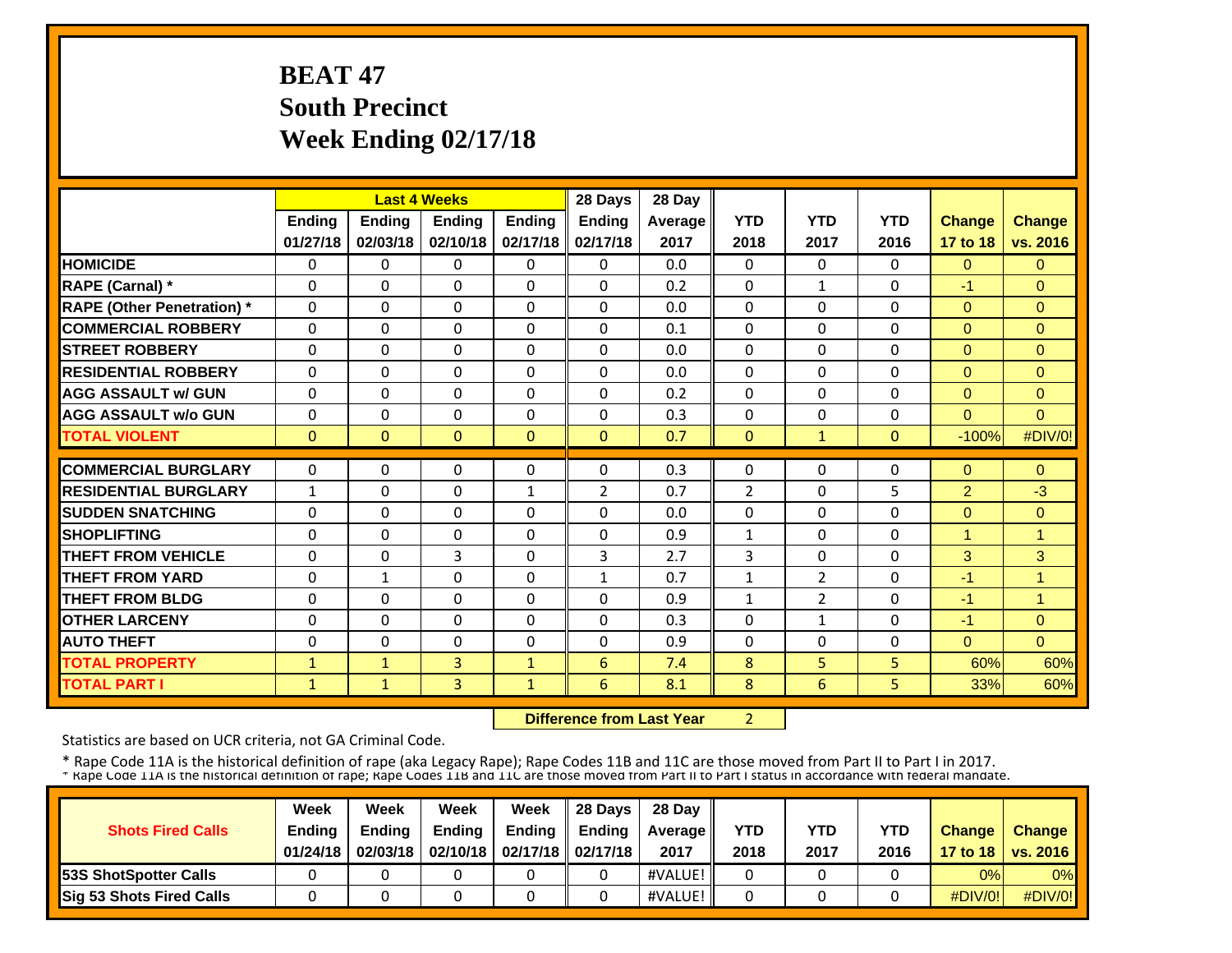# BEAT 47
# South Precinct
# Week Ending 02/17/18

| | Last 4 Weeks | | | | 28 Days | 28 Day | YTD | YTD | YTD | Change | Change |
|---|---|---|---|---|---|---|---|---|---|---|---|
| | Ending 01/27/18 | Ending 02/03/18 | Ending 02/10/18 | Ending 02/17/18 | Ending 02/17/18 | Average 2017 | 2018 | 2017 | 2016 | 17 to 18 | vs. 2016 |
| **HOMICIDE** | 0 | 0 | 0 | 0 | 0 | 0.0 | 0 | 0 | 0 | 0 | 0 |
| **RAPE (Carnal) *** | 0 | 0 | 0 | 0 | 0 | 0.2 | 0 | 1 | 0 | -1 | 0 |
| **RAPE (Other Penetration) *** | 0 | 0 | 0 | 0 | 0 | 0.0 | 0 | 0 | 0 | 0 | 0 |
| **COMMERCIAL ROBBERY** | 0 | 0 | 0 | 0 | 0 | 0.1 | 0 | 0 | 0 | 0 | 0 |
| **STREET ROBBERY** | 0 | 0 | 0 | 0 | 0 | 0.0 | 0 | 0 | 0 | 0 | 0 |
| **RESIDENTIAL ROBBERY** | 0 | 0 | 0 | 0 | 0 | 0.0 | 0 | 0 | 0 | 0 | 0 |
| **AGG ASSAULT w/ GUN** | 0 | 0 | 0 | 0 | 0 | 0.2 | 0 | 0 | 0 | 0 | 0 |
| **AGG ASSAULT w/o GUN** | 0 | 0 | 0 | 0 | 0 | 0.3 | 0 | 0 | 0 | 0 | 0 |
| **TOTAL VIOLENT** | 0 | 0 | 0 | 0 | 0 | 0.7 | 0 | 1 | 0 | -100% | #DIV/0! |
| **COMMERCIAL BURGLARY** | 0 | 0 | 0 | 0 | 0 | 0.3 | 0 | 0 | 0 | 0 | 0 |
| **RESIDENTIAL BURGLARY** | 1 | 0 | 0 | 1 | 2 | 0.7 | 2 | 0 | 5 | 2 | -3 |
| **SUDDEN SNATCHING** | 0 | 0 | 0 | 0 | 0 | 0.0 | 0 | 0 | 0 | 0 | 0 |
| **SHOPLIFTING** | 0 | 0 | 0 | 0 | 0 | 0.9 | 1 | 0 | 0 | 1 | 1 |
| **THEFT FROM VEHICLE** | 0 | 0 | 3 | 0 | 3 | 2.7 | 3 | 0 | 0 | 3 | 3 |
| **THEFT FROM YARD** | 0 | 1 | 0 | 0 | 1 | 0.7 | 1 | 2 | 0 | -1 | 1 |
| **THEFT FROM BLDG** | 0 | 0 | 0 | 0 | 0 | 0.9 | 1 | 2 | 0 | -1 | 1 |
| **OTHER LARCENY** | 0 | 0 | 0 | 0 | 0 | 0.3 | 0 | 1 | 0 | -1 | 0 |
| **AUTO THEFT** | 0 | 0 | 0 | 0 | 0 | 0.9 | 0 | 0 | 0 | 0 | 0 |
| **TOTAL PROPERTY** | 1 | 1 | 3 | 1 | 6 | 7.4 | 8 | 5 | 5 | 60% | 60% |
| **TOTAL PART I** | 1 | 1 | 3 | 1 | 6 | 8.1 | 8 | 6 | 5 | 33% | 60% |

**Difference from Last Year** 2

Statistics are based on UCR criteria, not GA Criminal Code.

* Rape Code 11A is the historical definition of rape (aka Legacy Rape); Rape Codes 11B and 11C are those moved from Part II to Part I in 2017.
* Rape Code 11A is the historical definition of rape; Rape Codes 11B and 11C are those moved from Part II to Part I status in accordance with federal mandate.

| Shots Fired Calls | Week Ending 01/24/18 | Week Ending 02/03/18 | Week Ending 02/10/18 | Week Ending 02/17/18 | 28 Days Ending 02/17/18 | 28 Day Average 2017 | YTD 2018 | YTD 2017 | YTD 2016 | Change 17 to 18 | Change vs. 2016 |
|---|---|---|---|---|---|---|---|---|---|---|---|
| **53S ShotSpotter Calls** | 0 | 0 | 0 | 0 | 0 | #VALUE! | 0 | 0 | 0 | 0% | 0% |
| **Sig 53 Shots Fired Calls** | 0 | 0 | 0 | 0 | 0 | #VALUE! | 0 | 0 | 0 | #DIV/0! | #DIV/0! |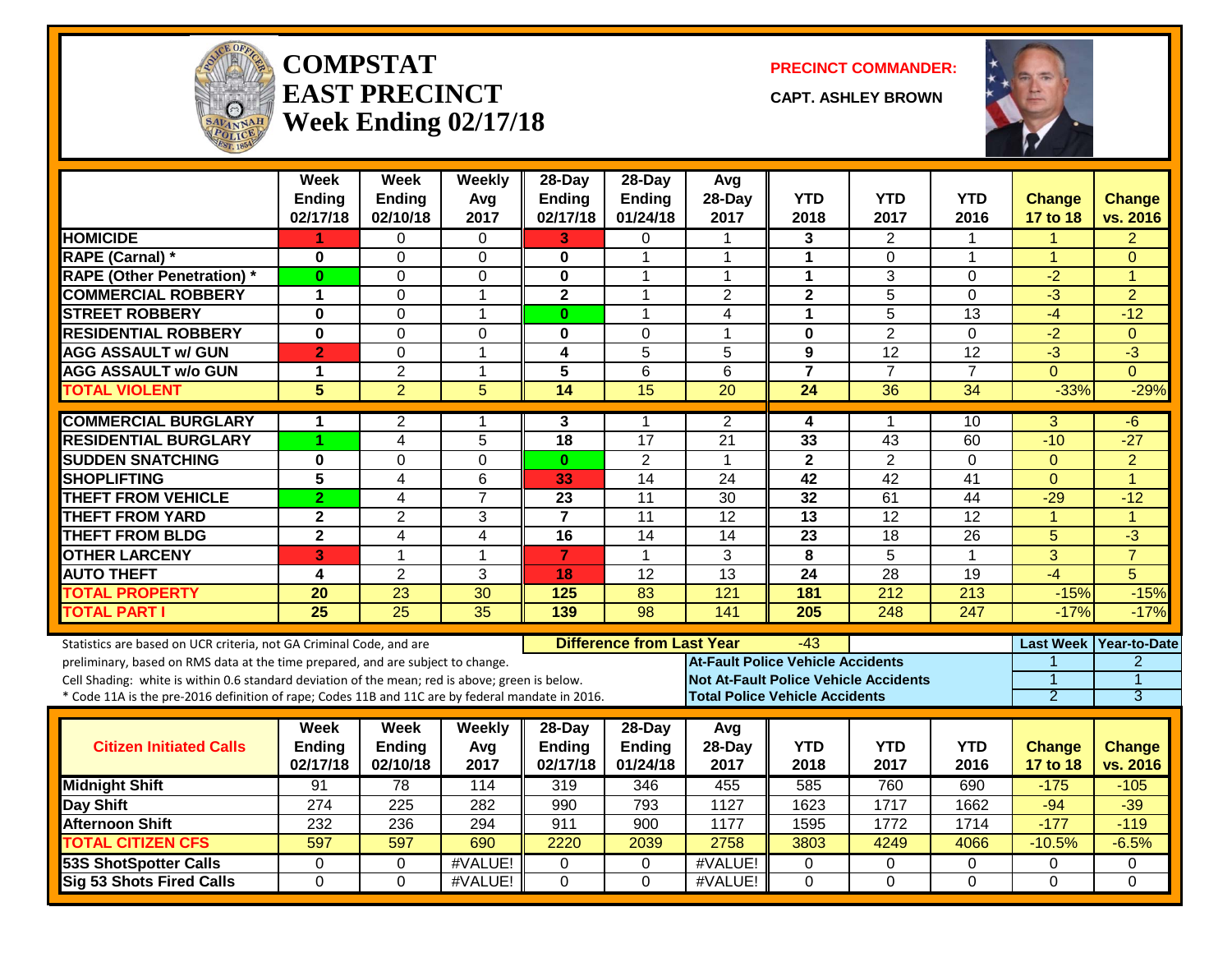# COMPSTAT
# EAST PRECINCT
# Week Ending 02/17/18

**PRECINCT COMMANDER:**

**CAPT. ASHLEY BROWN**

| | Week Ending 02/17/18 | Week Ending 02/10/18 | Weekly Avg 2017 | 28-Day Ending 02/17/18 | 28-Day Ending 01/24/18 | Avg 28-Day 2017 | YTD 2018 | YTD 2017 | YTD 2016 | Change 17 to 18 | Change vs. 2016 |
|---|---|---|---|---|---|---|---|---|---|---|---|
| HOMICIDE | 1 | 0 | 0 | 3 | 0 | 1 | 3 | 2 | 1 | 1 | 2 |
| RAPE (Carnal) * | 0 | 0 | 0 | 0 | 1 | 1 | 1 | 0 | 1 | 1 | 0 |
| RAPE (Other Penetration) * | 0 | 0 | 0 | 0 | 1 | 1 | 1 | 3 | 0 | -2 | 1 |
| COMMERCIAL ROBBERY | 1 | 0 | 1 | 2 | 1 | 2 | 2 | 5 | 0 | -3 | 2 |
| STREET ROBBERY | 0 | 0 | 1 | 0 | 1 | 4 | 1 | 5 | 13 | -4 | -12 |
| RESIDENTIAL ROBBERY | 0 | 0 | 0 | 0 | 0 | 1 | 0 | 2 | 0 | -2 | 0 |
| AGG ASSAULT w/ GUN | 2 | 0 | 1 | 4 | 5 | 5 | 9 | 12 | 12 | -3 | -3 |
| AGG ASSAULT w/o GUN | 1 | 2 | 1 | 5 | 6 | 6 | 7 | 7 | 7 | 0 | 0 |
| TOTAL VIOLENT | 5 | 2 | 5 | 14 | 15 | 20 | 24 | 36 | 34 | -33% | -29% |
| COMMERCIAL BURGLARY | 1 | 2 | 1 | 3 | 1 | 2 | 4 | 1 | 10 | 3 | -6 |
| RESIDENTIAL BURGLARY | 1 | 4 | 5 | 18 | 17 | 21 | 33 | 43 | 60 | -10 | -27 |
| SUDDEN SNATCHING | 0 | 0 | 0 | 0 | 2 | 1 | 2 | 2 | 0 | 0 | 2 |
| SHOPLIFTING | 5 | 4 | 6 | 33 | 14 | 24 | 42 | 42 | 41 | 0 | 1 |
| THEFT FROM VEHICLE | 2 | 4 | 7 | 23 | 11 | 30 | 32 | 61 | 44 | -29 | -12 |
| THEFT FROM YARD | 2 | 2 | 3 | 7 | 11 | 12 | 13 | 12 | 12 | 1 | 1 |
| THEFT FROM BLDG | 2 | 4 | 4 | 16 | 14 | 14 | 23 | 18 | 26 | 5 | -3 |
| OTHER LARCENY | 3 | 1 | 1 | 7 | 1 | 3 | 8 | 5 | 1 | 3 | 7 |
| AUTO THEFT | 4 | 2 | 3 | 18 | 12 | 13 | 24 | 28 | 19 | -4 | 5 |
| TOTAL PROPERTY | 20 | 23 | 30 | 125 | 83 | 121 | 181 | 212 | 213 | -15% | -15% |
| TOTAL PART I | 25 | 25 | 35 | 139 | 98 | 141 | 205 | 248 | 247 | -17% | -17% |

Statistics are based on UCR criteria, not GA Criminal Code, and are preliminary, based on RMS data at the time prepared, and are subject to change.
Cell Shading: white is within 0.6 standard deviation of the mean; red is above; green is below.
* Code 11A is the pre-2016 definition of rape; Codes 11B and 11C are by federal mandate in 2016.

**Difference from Last Year:** -43

| | Last Week | Year-to-Date |
|---|---|---|
| At-Fault Police Vehicle Accidents | 1 | 2 |
| Not At-Fault Police Vehicle Accidents | 1 | 1 |
| Total Police Vehicle Accidents | 2 | 3 |

| Citizen Initiated Calls | Week Ending 02/17/18 | Week Ending 02/10/18 | Weekly Avg 2017 | 28-Day Ending 02/17/18 | 28-Day Ending 01/24/18 | Avg 28-Day 2017 | YTD 2018 | YTD 2017 | YTD 2016 | Change 17 to 18 | Change vs. 2016 |
|---|---|---|---|---|---|---|---|---|---|---|---|
| Midnight Shift | 91 | 78 | 114 | 319 | 346 | 455 | 585 | 760 | 690 | -175 | -105 |
| Day Shift | 274 | 225 | 282 | 990 | 793 | 1127 | 1623 | 1717 | 1662 | -94 | -39 |
| Afternoon Shift | 232 | 236 | 294 | 911 | 900 | 1177 | 1595 | 1772 | 1714 | -177 | -119 |
| TOTAL CITIZEN CFS | 597 | 597 | 690 | 2220 | 2039 | 2758 | 3803 | 4249 | 4066 | -10.5% | -6.5% |
| 53S ShotSpotter Calls | 0 | 0 | #VALUE! | 0 | 0 | #VALUE! | 0 | 0 | 0 | 0 | 0 |
| Sig 53 Shots Fired Calls | 0 | 0 | #VALUE! | 0 | 0 | #VALUE! | 0 | 0 | 0 | 0 | 0 |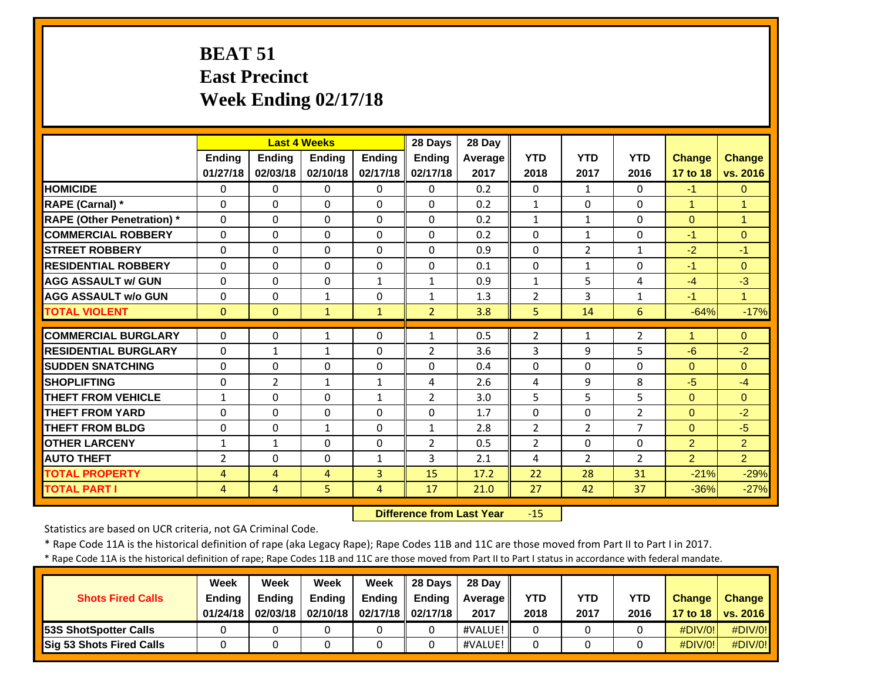# BEAT 51
## East Precinct
## Week Ending 02/17/18

| | Last 4 Weeks | | | | 28 Days | 28 Day | | | | | |
|---|---|---|---|---|---|---|---|---|---|---|---|
| | Ending 01/27/18 | Ending 02/03/18 | Ending 02/10/18 | Ending 02/17/18 | Ending 02/17/18 | Average 2017 | YTD 2018 | YTD 2017 | YTD 2016 | Change 17 to 18 | Change vs. 2016 |
| HOMICIDE | 0 | 0 | 0 | 0 | 0 | 0.2 | 0 | 1 | 0 | -1 | 0 |
| RAPE (Carnal) * | 0 | 0 | 0 | 0 | 0 | 0.2 | 1 | 0 | 0 | 1 | 1 |
| RAPE (Other Penetration) * | 0 | 0 | 0 | 0 | 0 | 0.2 | 1 | 1 | 0 | 0 | 1 |
| COMMERCIAL ROBBERY | 0 | 0 | 0 | 0 | 0 | 0.2 | 0 | 1 | 0 | -1 | 0 |
| STREET ROBBERY | 0 | 0 | 0 | 0 | 0 | 0.9 | 0 | 2 | 1 | -2 | -1 |
| RESIDENTIAL ROBBERY | 0 | 0 | 0 | 0 | 0 | 0.1 | 0 | 1 | 0 | -1 | 0 |
| AGG ASSAULT w/ GUN | 0 | 0 | 0 | 1 | 1 | 0.9 | 1 | 5 | 4 | -4 | -3 |
| AGG ASSAULT w/o GUN | 0 | 0 | 1 | 0 | 1 | 1.3 | 2 | 3 | 1 | -1 | 1 |
| TOTAL VIOLENT | 0 | 0 | 1 | 1 | 2 | 3.8 | 5 | 14 | 6 | -64% | -17% |
| COMMERCIAL BURGLARY | 0 | 0 | 1 | 0 | 1 | 0.5 | 2 | 1 | 2 | 1 | 0 |
| RESIDENTIAL BURGLARY | 0 | 1 | 1 | 0 | 2 | 3.6 | 3 | 9 | 5 | -6 | -2 |
| SUDDEN SNATCHING | 0 | 0 | 0 | 0 | 0 | 0.4 | 0 | 0 | 0 | 0 | 0 |
| SHOPLIFTING | 0 | 2 | 1 | 1 | 4 | 2.6 | 4 | 9 | 8 | -5 | -4 |
| THEFT FROM VEHICLE | 1 | 0 | 0 | 1 | 2 | 3.0 | 5 | 5 | 5 | 0 | 0 |
| THEFT FROM YARD | 0 | 0 | 0 | 0 | 0 | 1.7 | 0 | 0 | 2 | 0 | -2 |
| THEFT FROM BLDG | 0 | 0 | 1 | 0 | 1 | 2.8 | 2 | 2 | 7 | 0 | -5 |
| OTHER LARCENY | 1 | 1 | 0 | 0 | 2 | 0.5 | 2 | 0 | 0 | 2 | 2 |
| AUTO THEFT | 2 | 0 | 0 | 1 | 3 | 2.1 | 4 | 2 | 2 | 2 | 2 |
| TOTAL PROPERTY | 4 | 4 | 4 | 3 | 15 | 17.2 | 22 | 28 | 31 | -21% | -29% |
| TOTAL PART I | 4 | 4 | 5 | 4 | 17 | 21.0 | 27 | 42 | 37 | -36% | -27% |

**Difference from Last Year** -15

Statistics are based on UCR criteria, not GA Criminal Code.

* Rape Code 11A is the historical definition of rape (aka Legacy Rape); Rape Codes 11B and 11C are those moved from Part II to Part I in 2017.

* Rape Code 11A is the historical definition of rape; Rape Codes 11B and 11C are those moved from Part II to Part I status in accordance with federal mandate.

| Shots Fired Calls | Week Ending 01/24/18 | Week Ending 02/03/18 | Week Ending 02/10/18 | Week Ending 02/17/18 | 28 Days Ending 02/17/18 | 28 Day Average 2017 | YTD 2018 | YTD 2017 | YTD 2016 | Change 17 to 18 | Change vs. 2016 |
|---|---|---|---|---|---|---|---|---|---|---|---|
| 53S ShotSpotter Calls | 0 | 0 | 0 | 0 | 0 | #VALUE! | 0 | 0 | 0 | #DIV/0! | #DIV/0! |
| Sig 53 Shots Fired Calls | 0 | 0 | 0 | 0 | 0 | #VALUE! | 0 | 0 | 0 | #DIV/0! | #DIV/0! |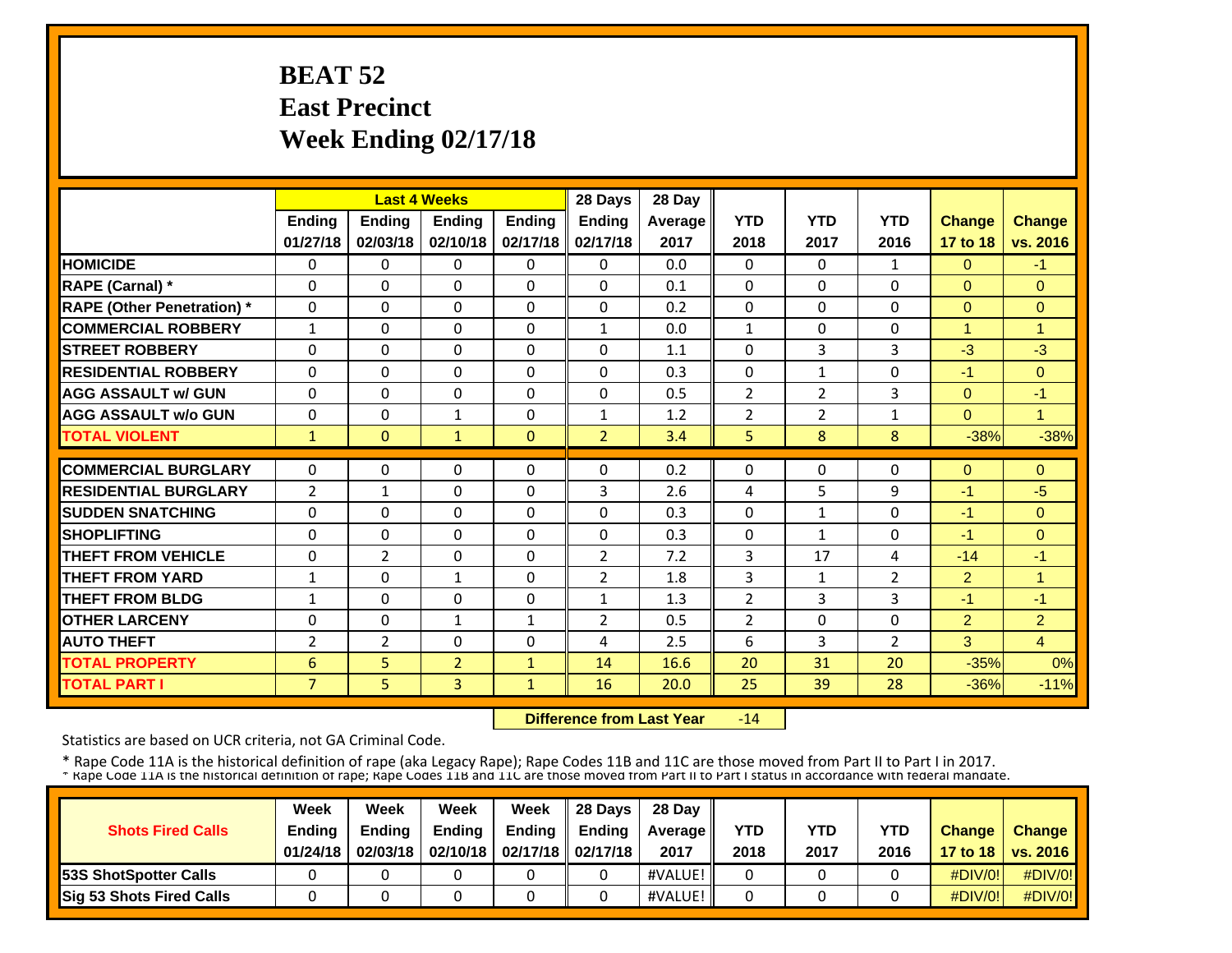# BEAT 52
# East Precinct
# Week Ending 02/17/18

| | Last 4 Weeks | | | | 28 Days | 28 Day | | | | | |
|---|---|---|---|---|---|---|---|---|---|---|---|
| | Ending 01/27/18 | Ending 02/03/18 | Ending 02/10/18 | Ending 02/17/18 | Ending 02/17/18 | Average 2017 | YTD 2018 | YTD 2017 | YTD 2016 | Change 17 to 18 | Change vs. 2016 |
| **HOMICIDE** | 0 | 0 | 0 | 0 | 0 | 0.0 | 0 | 0 | 1 | 0 | -1 |
| **RAPE (Carnal) *** | 0 | 0 | 0 | 0 | 0 | 0.1 | 0 | 0 | 0 | 0 | 0 |
| **RAPE (Other Penetration) *** | 0 | 0 | 0 | 0 | 0 | 0.2 | 0 | 0 | 0 | 0 | 0 |
| **COMMERCIAL ROBBERY** | 1 | 0 | 0 | 0 | 1 | 0.0 | 1 | 0 | 0 | 1 | 1 |
| **STREET ROBBERY** | 0 | 0 | 0 | 0 | 0 | 1.1 | 0 | 3 | 3 | -3 | -3 |
| **RESIDENTIAL ROBBERY** | 0 | 0 | 0 | 0 | 0 | 0.3 | 0 | 1 | 0 | -1 | 0 |
| **AGG ASSAULT w/ GUN** | 0 | 0 | 0 | 0 | 0 | 0.5 | 2 | 2 | 3 | 0 | -1 |
| **AGG ASSAULT w/o GUN** | 0 | 0 | 1 | 0 | 1 | 1.2 | 2 | 2 | 1 | 0 | 1 |
| **TOTAL VIOLENT** | 1 | 0 | 1 | 0 | 2 | 3.4 | 5 | 8 | 8 | -38% | -38% |
| **COMMERCIAL BURGLARY** | 0 | 0 | 0 | 0 | 0 | 0.2 | 0 | 0 | 0 | 0 | 0 |
| **RESIDENTIAL BURGLARY** | 2 | 1 | 0 | 0 | 3 | 2.6 | 4 | 5 | 9 | -1 | -5 |
| **SUDDEN SNATCHING** | 0 | 0 | 0 | 0 | 0 | 0.3 | 0 | 1 | 0 | -1 | 0 |
| **SHOPLIFTING** | 0 | 0 | 0 | 0 | 0 | 0.3 | 0 | 1 | 0 | -1 | 0 |
| **THEFT FROM VEHICLE** | 0 | 2 | 0 | 0 | 2 | 7.2 | 3 | 17 | 4 | -14 | -1 |
| **THEFT FROM YARD** | 1 | 0 | 1 | 0 | 2 | 1.8 | 3 | 1 | 2 | 2 | 1 |
| **THEFT FROM BLDG** | 1 | 0 | 0 | 0 | 1 | 1.3 | 2 | 3 | 3 | -1 | -1 |
| **OTHER LARCENY** | 0 | 0 | 1 | 1 | 2 | 0.5 | 2 | 0 | 0 | 2 | 2 |
| **AUTO THEFT** | 2 | 2 | 0 | 0 | 4 | 2.5 | 6 | 3 | 2 | 3 | 4 |
| **TOTAL PROPERTY** | 6 | 5 | 2 | 1 | 14 | 16.6 | 20 | 31 | 20 | -35% | 0% |
| **TOTAL PART I** | 7 | 5 | 3 | 1 | 16 | 20.0 | 25 | 39 | 28 | -36% | -11% |

**Difference from Last Year** -14

Statistics are based on UCR criteria, not GA Criminal Code.

* Rape Code 11A is the historical definition of rape (aka Legacy Rape); Rape Codes 11B and 11C are those moved from Part II to Part I in 2017.
* Rape Code 11A is the historical definition of rape; Rape Codes 11B and 11C are those moved from Part II to Part I status in accordance with federal mandate.

| Shots Fired Calls | Week Ending 01/24/18 | Week Ending 02/03/18 | Week Ending 02/10/18 | Week Ending 02/17/18 | 28 Days Ending 02/17/18 | 28 Day Average 2017 | YTD 2018 | YTD 2017 | YTD 2016 | Change 17 to 18 | Change vs. 2016 |
|---|---|---|---|---|---|---|---|---|---|---|---|
| **53S ShotSpotter Calls** | 0 | 0 | 0 | 0 | 0 | #VALUE! | 0 | 0 | 0 | #DIV/0! | #DIV/0! |
| **Sig 53 Shots Fired Calls** | 0 | 0 | 0 | 0 | 0 | #VALUE! | 0 | 0 | 0 | #DIV/0! | #DIV/0! |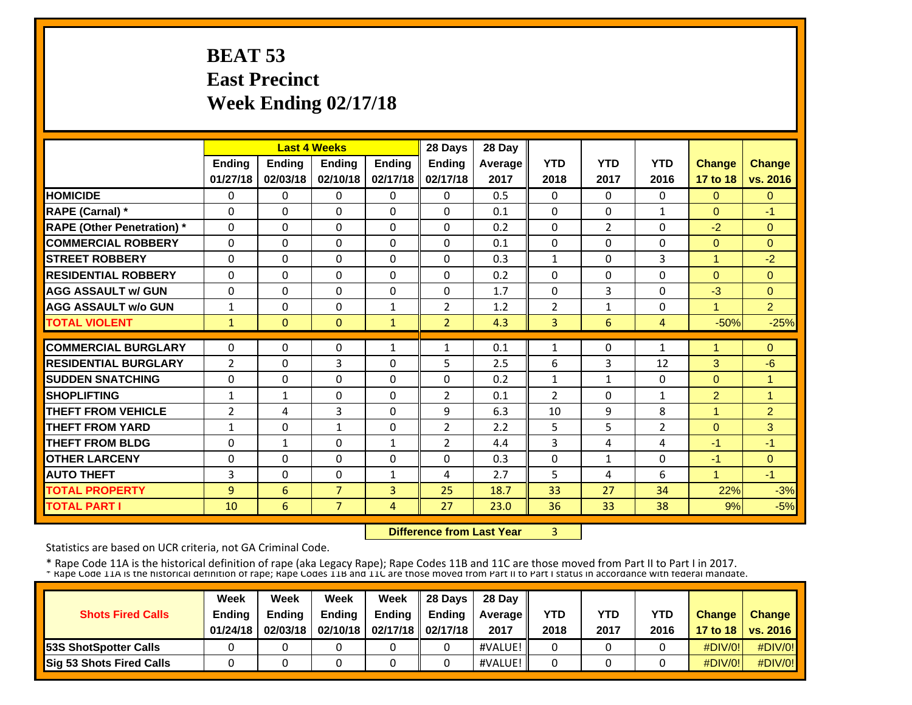# BEAT 53
## East Precinct
## Week Ending 02/17/18

| | Last 4 Weeks | | | | 28 Days | 28 Day | | | | | |
|---|---|---|---|---|---|---|---|---|---|---|---|
| | Ending 01/27/18 | Ending 02/03/18 | Ending 02/10/18 | Ending 02/17/18 | Ending 02/17/18 | Average 2017 | YTD 2018 | YTD 2017 | YTD 2016 | Change 17 to 18 | Change vs. 2016 |
| HOMICIDE | 0 | 0 | 0 | 0 | 0 | 0.5 | 0 | 0 | 0 | 0 | 0 |
| RAPE (Carnal) * | 0 | 0 | 0 | 0 | 0 | 0.1 | 0 | 0 | 1 | 0 | -1 |
| RAPE (Other Penetration) * | 0 | 0 | 0 | 0 | 0 | 0.2 | 0 | 2 | 0 | -2 | 0 |
| COMMERCIAL ROBBERY | 0 | 0 | 0 | 0 | 0 | 0.1 | 0 | 0 | 0 | 0 | 0 |
| STREET ROBBERY | 0 | 0 | 0 | 0 | 0 | 0.3 | 1 | 0 | 3 | 1 | -2 |
| RESIDENTIAL ROBBERY | 0 | 0 | 0 | 0 | 0 | 0.2 | 0 | 0 | 0 | 0 | 0 |
| AGG ASSAULT w/ GUN | 0 | 0 | 0 | 0 | 0 | 1.7 | 0 | 3 | 0 | -3 | 0 |
| AGG ASSAULT w/o GUN | 1 | 0 | 0 | 1 | 2 | 1.2 | 2 | 1 | 0 | 1 | 2 |
| TOTAL VIOLENT | 1 | 0 | 0 | 1 | 2 | 4.3 | 3 | 6 | 4 | -50% | -25% |
| COMMERCIAL BURGLARY | 0 | 0 | 0 | 1 | 1 | 0.1 | 1 | 0 | 1 | 1 | 0 |
| RESIDENTIAL BURGLARY | 2 | 0 | 3 | 0 | 5 | 2.5 | 6 | 3 | 12 | 3 | -6 |
| SUDDEN SNATCHING | 0 | 0 | 0 | 0 | 0 | 0.2 | 1 | 1 | 0 | 0 | 1 |
| SHOPLIFTING | 1 | 1 | 0 | 0 | 2 | 0.1 | 2 | 0 | 1 | 2 | 1 |
| THEFT FROM VEHICLE | 2 | 4 | 3 | 0 | 9 | 6.3 | 10 | 9 | 8 | 1 | 2 |
| THEFT FROM YARD | 1 | 0 | 1 | 0 | 2 | 2.2 | 5 | 5 | 2 | 0 | 3 |
| THEFT FROM BLDG | 0 | 1 | 0 | 1 | 2 | 4.4 | 3 | 4 | 4 | -1 | -1 |
| OTHER LARCENY | 0 | 0 | 0 | 0 | 0 | 0.3 | 0 | 1 | 0 | -1 | 0 |
| AUTO THEFT | 3 | 0 | 0 | 1 | 4 | 2.7 | 5 | 4 | 6 | 1 | -1 |
| TOTAL PROPERTY | 9 | 6 | 7 | 3 | 25 | 18.7 | 33 | 27 | 34 | 22% | -3% |
| TOTAL PART I | 10 | 6 | 7 | 4 | 27 | 23.0 | 36 | 33 | 38 | 9% | -5% |

**Difference from Last Year** 3

Statistics are based on UCR criteria, not GA Criminal Code.

* Rape Code 11A is the historical definition of rape (aka Legacy Rape); Rape Codes 11B and 11C are those moved from Part II to Part I in 2017.
* Rape Code 11A is the historical definition of rape; Rape Codes 11B and 11C are those moved from Part II to Part I status in accordance with federal mandate.

| Shots Fired Calls | Week Ending 01/24/18 | Week Ending 02/03/18 | Week Ending 02/10/18 | Week Ending 02/17/18 | 28 Days Ending 02/17/18 | 28 Day Average 2017 | YTD 2018 | YTD 2017 | YTD 2016 | Change 17 to 18 | Change vs. 2016 |
|---|---|---|---|---|---|---|---|---|---|---|---|
| 53S ShotSpotter Calls | 0 | 0 | 0 | 0 | 0 | #VALUE! | 0 | 0 | 0 | #DIV/0! | #DIV/0! |
| Sig 53 Shots Fired Calls | 0 | 0 | 0 | 0 | 0 | #VALUE! | 0 | 0 | 0 | #DIV/0! | #DIV/0! |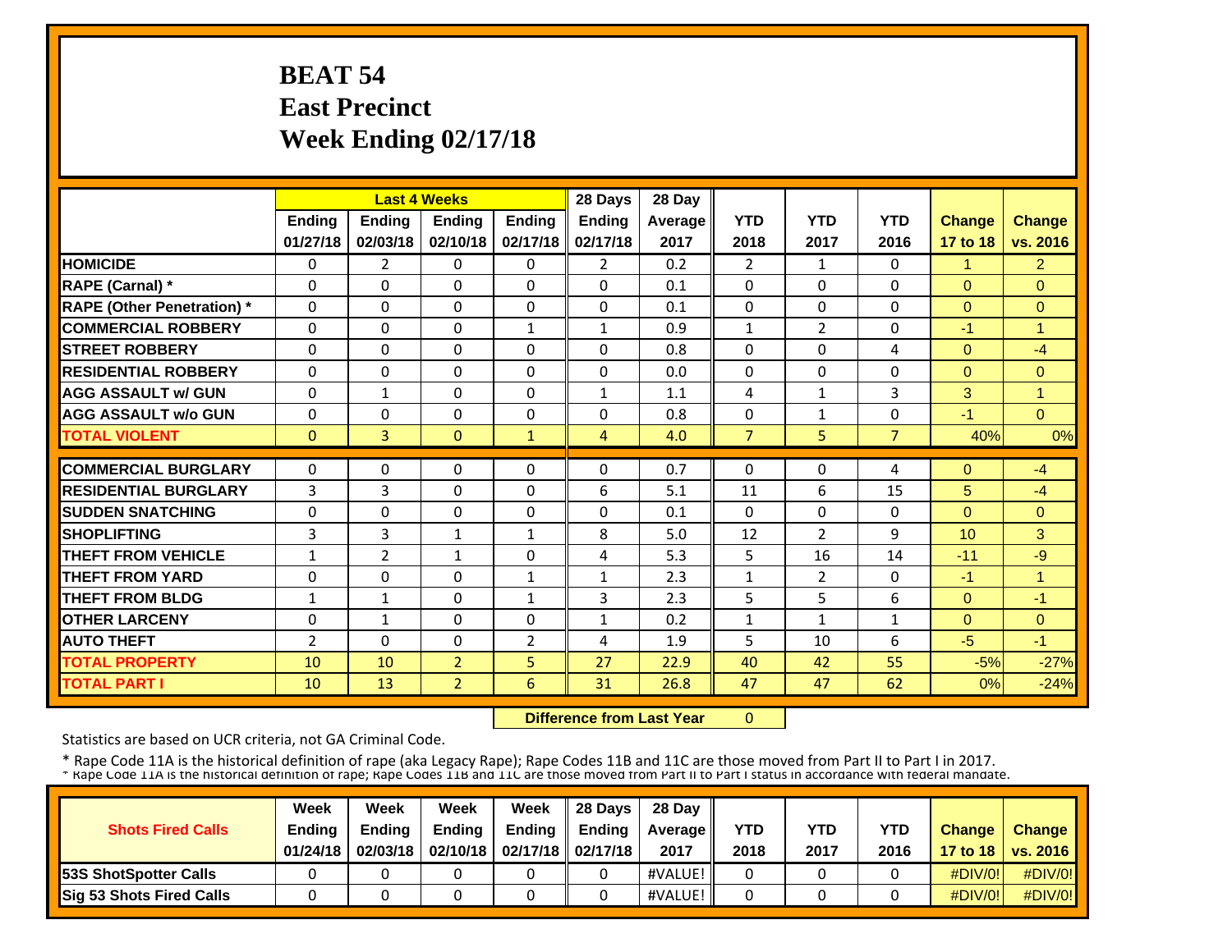# BEAT 54
## East Precinct
## Week Ending 02/17/18

| | Last 4 Weeks | | | | 28 Days | 28 Day | | | | | |
|---|---|---|---|---|---|---|---|---|---|---|---|
| | Ending 01/27/18 | Ending 02/03/18 | Ending 02/10/18 | Ending 02/17/18 | Ending 02/17/18 | Average 2017 | YTD 2018 | YTD 2017 | YTD 2016 | Change 17 to 18 | Change vs. 2016 |
| HOMICIDE | 0 | 2 | 0 | 0 | 2 | 0.2 | 2 | 1 | 0 | 1 | 2 |
| RAPE (Carnal) * | 0 | 0 | 0 | 0 | 0 | 0.1 | 0 | 0 | 0 | 0 | 0 |
| RAPE (Other Penetration) * | 0 | 0 | 0 | 0 | 0 | 0.1 | 0 | 0 | 0 | 0 | 0 |
| COMMERCIAL ROBBERY | 0 | 0 | 0 | 1 | 1 | 0.9 | 1 | 2 | 0 | -1 | 1 |
| STREET ROBBERY | 0 | 0 | 0 | 0 | 0 | 0.8 | 0 | 0 | 4 | 0 | -4 |
| RESIDENTIAL ROBBERY | 0 | 0 | 0 | 0 | 0 | 0.0 | 0 | 0 | 0 | 0 | 0 |
| AGG ASSAULT w/ GUN | 0 | 1 | 0 | 0 | 1 | 1.1 | 4 | 1 | 3 | 3 | 1 |
| AGG ASSAULT w/o GUN | 0 | 0 | 0 | 0 | 0 | 0.8 | 0 | 1 | 0 | -1 | 0 |
| TOTAL VIOLENT | 0 | 3 | 0 | 1 | 4 | 4.0 | 7 | 5 | 7 | 40% | 0% |
| COMMERCIAL BURGLARY | 0 | 0 | 0 | 0 | 0 | 0.7 | 0 | 0 | 4 | 0 | -4 |
| RESIDENTIAL BURGLARY | 3 | 3 | 0 | 0 | 6 | 5.1 | 11 | 6 | 15 | 5 | -4 |
| SUDDEN SNATCHING | 0 | 0 | 0 | 0 | 0 | 0.1 | 0 | 0 | 0 | 0 | 0 |
| SHOPLIFTING | 3 | 3 | 1 | 1 | 8 | 5.0 | 12 | 2 | 9 | 10 | 3 |
| THEFT FROM VEHICLE | 1 | 2 | 1 | 0 | 4 | 5.3 | 5 | 16 | 14 | -11 | -9 |
| THEFT FROM YARD | 0 | 0 | 0 | 1 | 1 | 2.3 | 1 | 2 | 0 | -1 | 1 |
| THEFT FROM BLDG | 1 | 1 | 0 | 1 | 3 | 2.3 | 5 | 5 | 6 | 0 | -1 |
| OTHER LARCENY | 0 | 1 | 0 | 0 | 1 | 0.2 | 1 | 1 | 1 | 0 | 0 |
| AUTO THEFT | 2 | 0 | 0 | 2 | 4 | 1.9 | 5 | 10 | 6 | -5 | -1 |
| TOTAL PROPERTY | 10 | 10 | 2 | 5 | 27 | 22.9 | 40 | 42 | 55 | -5% | -27% |
| TOTAL PART I | 10 | 13 | 2 | 6 | 31 | 26.8 | 47 | 47 | 62 | 0% | -24% |

**Difference from Last Year** 0

Statistics are based on UCR criteria, not GA Criminal Code.

* Rape Code 11A is the historical definition of rape (aka Legacy Rape); Rape Codes 11B and 11C are those moved from Part II to Part I in 2017.
* Rape Code 11A is the historical definition of rape; Rape Codes 11B and 11C are those moved from Part II to Part I status in accordance with federal mandate.

| Shots Fired Calls | Week Ending 01/24/18 | Week Ending 02/03/18 | Week Ending 02/10/18 | Week Ending 02/17/18 | 28 Days Ending 02/17/18 | 28 Day Average 2017 | YTD 2018 | YTD 2017 | YTD 2016 | Change 17 to 18 | Change vs. 2016 |
|---|---|---|---|---|---|---|---|---|---|---|---|
| 53S ShotSpotter Calls | 0 | 0 | 0 | 0 | 0 | #VALUE! | 0 | 0 | 0 | #DIV/0! | #DIV/0! |
| Sig 53 Shots Fired Calls | 0 | 0 | 0 | 0 | 0 | #VALUE! | 0 | 0 | 0 | #DIV/0! | #DIV/0! |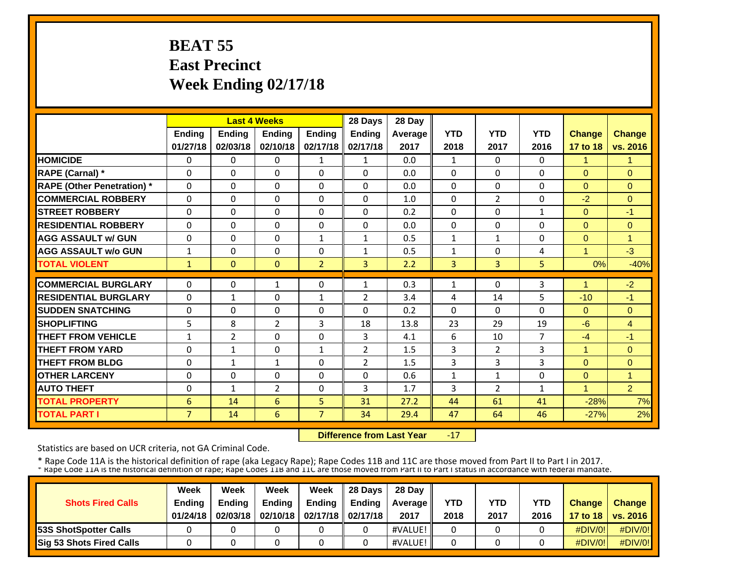# BEAT 55
# East Precinct
# Week Ending 02/17/18

| | Last 4 Weeks | | | | 28 Days | 28 Day | YTD | YTD | YTD | Change | Change |
|---|---|---|---|---|---|---|---|---|---|---|---|
| | Ending 01/27/18 | Ending 02/03/18 | Ending 02/10/18 | Ending 02/17/18 | Ending 02/17/18 | Average 2017 | 2018 | 2017 | 2016 | 17 to 18 | vs. 2016 |
| HOMICIDE | 0 | 0 | 0 | 1 | 1 | 0.0 | 1 | 0 | 0 | 1 | 1 |
| RAPE (Carnal) * | 0 | 0 | 0 | 0 | 0 | 0.0 | 0 | 0 | 0 | 0 | 0 |
| RAPE (Other Penetration) * | 0 | 0 | 0 | 0 | 0 | 0.0 | 0 | 0 | 0 | 0 | 0 |
| COMMERCIAL ROBBERY | 0 | 0 | 0 | 0 | 0 | 1.0 | 0 | 2 | 0 | -2 | 0 |
| STREET ROBBERY | 0 | 0 | 0 | 0 | 0 | 0.2 | 0 | 0 | 1 | 0 | -1 |
| RESIDENTIAL ROBBERY | 0 | 0 | 0 | 0 | 0 | 0.0 | 0 | 0 | 0 | 0 | 0 |
| AGG ASSAULT w/ GUN | 0 | 0 | 0 | 1 | 1 | 0.5 | 1 | 1 | 0 | 0 | 1 |
| AGG ASSAULT w/o GUN | 1 | 0 | 0 | 0 | 1 | 0.5 | 1 | 0 | 4 | 1 | -3 |
| TOTAL VIOLENT | 1 | 0 | 0 | 2 | 3 | 2.2 | 3 | 3 | 5 | 0% | -40% |
| COMMERCIAL BURGLARY | 0 | 0 | 1 | 0 | 1 | 0.3 | 1 | 0 | 3 | 1 | -2 |
| RESIDENTIAL BURGLARY | 0 | 1 | 0 | 1 | 2 | 3.4 | 4 | 14 | 5 | -10 | -1 |
| SUDDEN SNATCHING | 0 | 0 | 0 | 0 | 0 | 0.2 | 0 | 0 | 0 | 0 | 0 |
| SHOPLIFTING | 5 | 8 | 2 | 3 | 18 | 13.8 | 23 | 29 | 19 | -6 | 4 |
| THEFT FROM VEHICLE | 1 | 2 | 0 | 0 | 3 | 4.1 | 6 | 10 | 7 | -4 | -1 |
| THEFT FROM YARD | 0 | 1 | 0 | 1 | 2 | 1.5 | 3 | 2 | 3 | 1 | 0 |
| THEFT FROM BLDG | 0 | 1 | 1 | 0 | 2 | 1.5 | 3 | 3 | 3 | 0 | 0 |
| OTHER LARCENY | 0 | 0 | 0 | 0 | 0 | 0.6 | 1 | 1 | 0 | 0 | 1 |
| AUTO THEFT | 0 | 1 | 2 | 0 | 3 | 1.7 | 3 | 2 | 1 | 1 | 2 |
| TOTAL PROPERTY | 6 | 14 | 6 | 5 | 31 | 27.2 | 44 | 61 | 41 | -28% | 7% |
| TOTAL PART I | 7 | 14 | 6 | 7 | 34 | 29.4 | 47 | 64 | 46 | -27% | 2% |

**Difference from Last Year** -17

Statistics are based on UCR criteria, not GA Criminal Code.

* Rape Code 11A is the historical definition of rape (aka Legacy Rape); Rape Codes 11B and 11C are those moved from Part II to Part I in 2017.
* Rape Code 11A is the historical definition of rape; Rape Codes 11B and 11C are those moved from Part II to Part I status in accordance with federal mandate.

| Shots Fired Calls | Week Ending 01/24/18 | Week Ending 02/03/18 | Week Ending 02/10/18 | Week Ending 02/17/18 | 28 Days Ending 02/17/18 | 28 Day Average 2017 | YTD 2018 | YTD 2017 | YTD 2016 | Change 17 to 18 | Change vs. 2016 |
|---|---|---|---|---|---|---|---|---|---|---|---|
| 53S ShotSpotter Calls | 0 | 0 | 0 | 0 | 0 | #VALUE! | 0 | 0 | 0 | #DIV/0! | #DIV/0! |
| Sig 53 Shots Fired Calls | 0 | 0 | 0 | 0 | 0 | #VALUE! | 0 | 0 | 0 | #DIV/0! | #DIV/0! |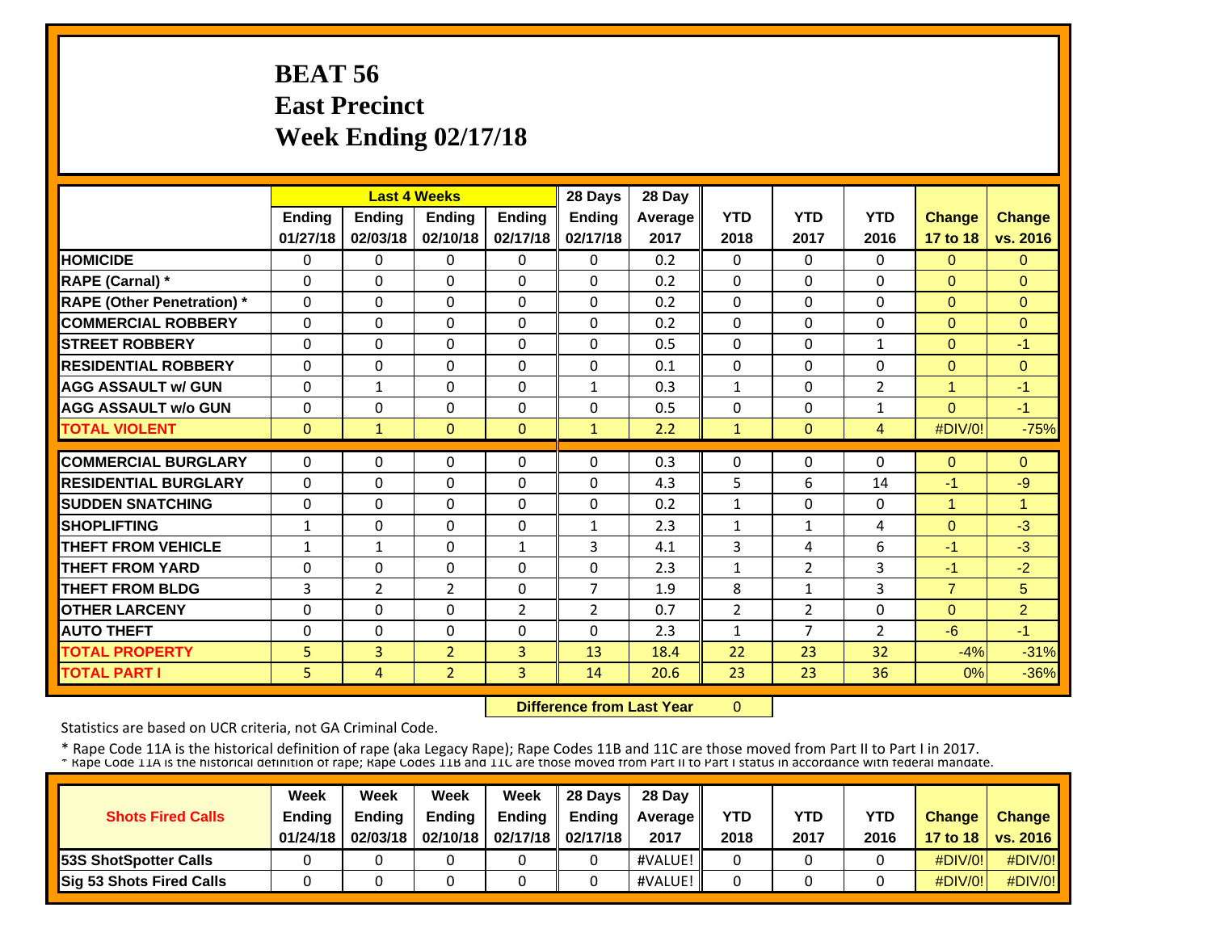# BEAT 56
## East Precinct
## Week Ending 02/17/18

| | Last 4 Weeks | | | | 28 Days | 28 Day | | | | | |
|---|---|---|---|---|---|---|---|---|---|---|---|
| | Ending 01/27/18 | Ending 02/03/18 | Ending 02/10/18 | Ending 02/17/18 | Ending 02/17/18 | Average 2017 | YTD 2018 | YTD 2017 | YTD 2016 | Change 17 to 18 | Change vs. 2016 |
| HOMICIDE | 0 | 0 | 0 | 0 | 0 | 0.2 | 0 | 0 | 0 | 0 | 0 |
| RAPE (Carnal) * | 0 | 0 | 0 | 0 | 0 | 0.2 | 0 | 0 | 0 | 0 | 0 |
| RAPE (Other Penetration) * | 0 | 0 | 0 | 0 | 0 | 0.2 | 0 | 0 | 0 | 0 | 0 |
| COMMERCIAL ROBBERY | 0 | 0 | 0 | 0 | 0 | 0.2 | 0 | 0 | 0 | 0 | 0 |
| STREET ROBBERY | 0 | 0 | 0 | 0 | 0 | 0.5 | 0 | 0 | 1 | 0 | -1 |
| RESIDENTIAL ROBBERY | 0 | 0 | 0 | 0 | 0 | 0.1 | 0 | 0 | 0 | 0 | 0 |
| AGG ASSAULT w/ GUN | 0 | 1 | 0 | 0 | 1 | 0.3 | 1 | 0 | 2 | 1 | -1 |
| AGG ASSAULT w/o GUN | 0 | 0 | 0 | 0 | 0 | 0.5 | 0 | 0 | 1 | 0 | -1 |
| TOTAL VIOLENT | 0 | 1 | 0 | 0 | 1 | 2.2 | 1 | 0 | 4 | #DIV/0! | -75% |
| COMMERCIAL BURGLARY | 0 | 0 | 0 | 0 | 0 | 0.3 | 0 | 0 | 0 | 0 | 0 |
| RESIDENTIAL BURGLARY | 0 | 0 | 0 | 0 | 0 | 4.3 | 5 | 6 | 14 | -1 | -9 |
| SUDDEN SNATCHING | 0 | 0 | 0 | 0 | 0 | 0.2 | 1 | 0 | 0 | 1 | 1 |
| SHOPLIFTING | 1 | 0 | 0 | 0 | 1 | 2.3 | 1 | 1 | 4 | 0 | -3 |
| THEFT FROM VEHICLE | 1 | 1 | 0 | 1 | 3 | 4.1 | 3 | 4 | 6 | -1 | -3 |
| THEFT FROM YARD | 0 | 0 | 0 | 0 | 0 | 2.3 | 1 | 2 | 3 | -1 | -2 |
| THEFT FROM BLDG | 3 | 2 | 2 | 0 | 7 | 1.9 | 8 | 1 | 3 | 7 | 5 |
| OTHER LARCENY | 0 | 0 | 0 | 2 | 2 | 0.7 | 2 | 2 | 0 | 0 | 2 |
| AUTO THEFT | 0 | 0 | 0 | 0 | 0 | 2.3 | 1 | 7 | 2 | -6 | -1 |
| TOTAL PROPERTY | 5 | 3 | 2 | 3 | 13 | 18.4 | 22 | 23 | 32 | -4% | -31% |
| TOTAL PART I | 5 | 4 | 2 | 3 | 14 | 20.6 | 23 | 23 | 36 | 0% | -36% |

**Difference from Last Year** 0

Statistics are based on UCR criteria, not GA Criminal Code.

\* Rape Code 11A is the historical definition of rape (aka Legacy Rape); Rape Codes 11B and 11C are those moved from Part II to Part I in 2017.
\* Rape Code 11A is the historical definition of rape; Rape Codes 11B and 11C are those moved from Part II to Part I status in accordance with federal mandate.

| Shots Fired Calls | Week Ending 01/24/18 | Week Ending 02/03/18 | Week Ending 02/10/18 | Week Ending 02/17/18 | 28 Days Ending 02/17/18 | 28 Day Average 2017 | YTD 2018 | YTD 2017 | YTD 2016 | Change 17 to 18 | Change vs. 2016 |
|---|---|---|---|---|---|---|---|---|---|---|---|
| 53S ShotSpotter Calls | 0 | 0 | 0 | 0 | 0 | #VALUE! | 0 | 0 | 0 | #DIV/0! | #DIV/0! |
| Sig 53 Shots Fired Calls | 0 | 0 | 0 | 0 | 0 | #VALUE! | 0 | 0 | 0 | #DIV/0! | #DIV/0! |